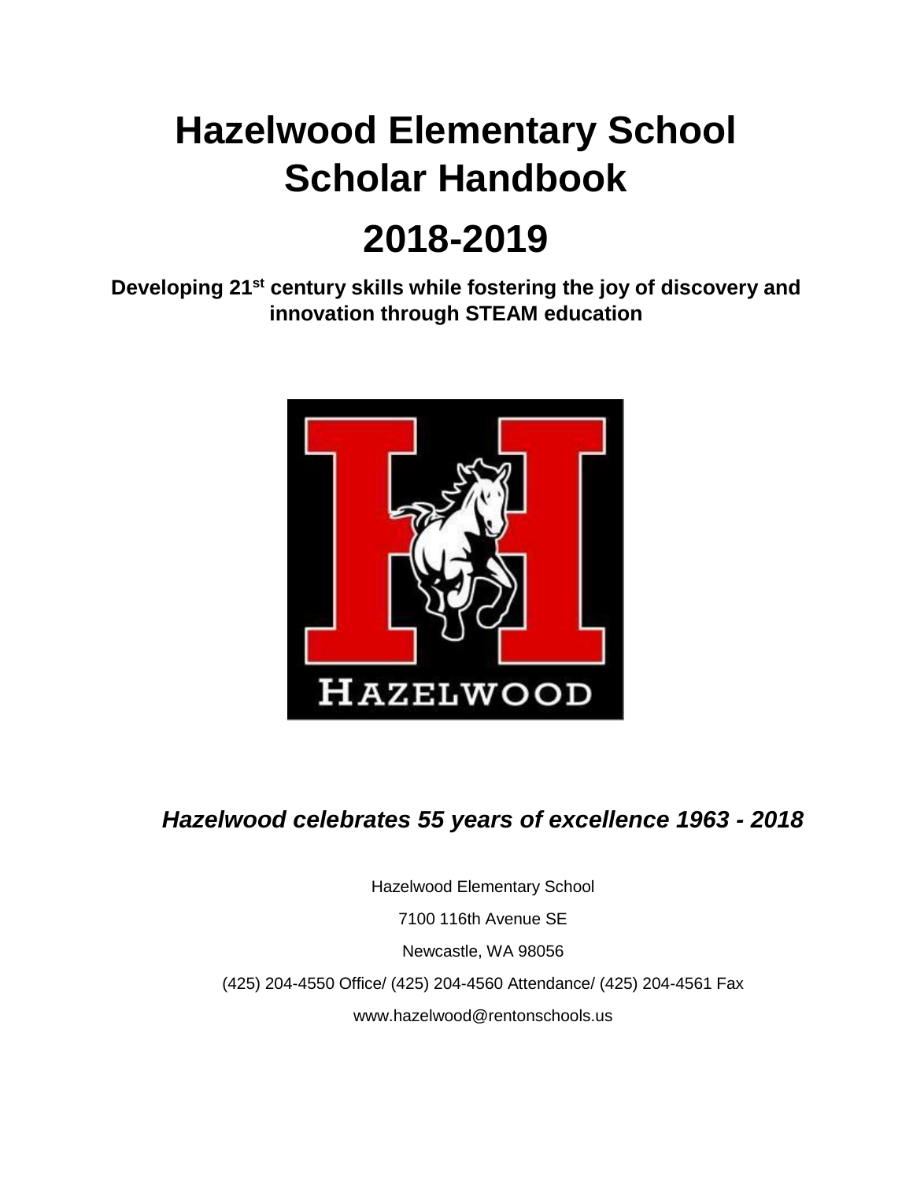# Hazelwood Elementary School Scholar Handbook

# 2018-2019

**Developing 21st century skills while fostering the joy of discovery and innovation through STEAM education**

***Hazelwood celebrates 55 years of excellence 1963 - 2018***

Hazelwood Elementary School

7100 116th Avenue SE

Newcastle, WA 98056

(425) 204-4550 Office/ (425) 204-4560 Attendance/ (425) 204-4561 Fax

www.hazelwood@rentonschools.us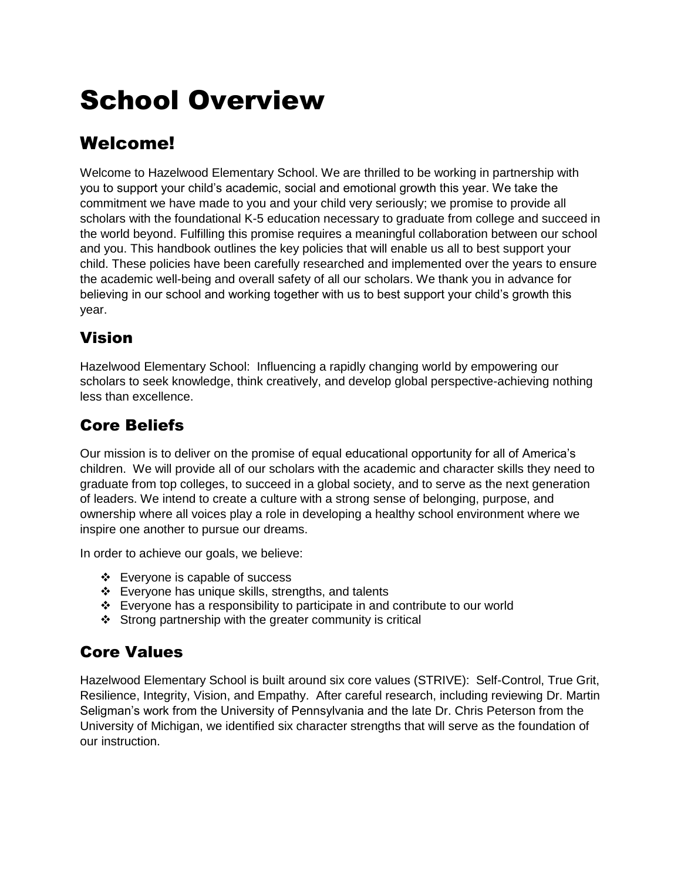# School Overview

## Welcome!

Welcome to Hazelwood Elementary School. We are thrilled to be working in partnership with you to support your child's academic, social and emotional growth this year. We take the commitment we have made to you and your child very seriously; we promise to provide all scholars with the foundational K-5 education necessary to graduate from college and succeed in the world beyond. Fulfilling this promise requires a meaningful collaboration between our school and you. This handbook outlines the key policies that will enable us all to best support your child. These policies have been carefully researched and implemented over the years to ensure the academic well-being and overall safety of all our scholars. We thank you in advance for believing in our school and working together with us to best support your child's growth this year.

## Vision

Hazelwood Elementary School: Influencing a rapidly changing world by empowering our scholars to seek knowledge, think creatively, and develop global perspective-achieving nothing less than excellence.

## Core Beliefs

Our mission is to deliver on the promise of equal educational opportunity for all of America's children. We will provide all of our scholars with the academic and character skills they need to graduate from top colleges, to succeed in a global society, and to serve as the next generation of leaders. We intend to create a culture with a strong sense of belonging, purpose, and ownership where all voices play a role in developing a healthy school environment where we inspire one another to pursue our dreams.

In order to achieve our goals, we believe:

- Everyone is capable of success
- Everyone has unique skills, strengths, and talents
- Everyone has a responsibility to participate in and contribute to our world
- Strong partnership with the greater community is critical

## Core Values

Hazelwood Elementary School is built around six core values (STRIVE): Self-Control, True Grit, Resilience, Integrity, Vision, and Empathy. After careful research, including reviewing Dr. Martin Seligman's work from the University of Pennsylvania and the late Dr. Chris Peterson from the University of Michigan, we identified six character strengths that will serve as the foundation of our instruction.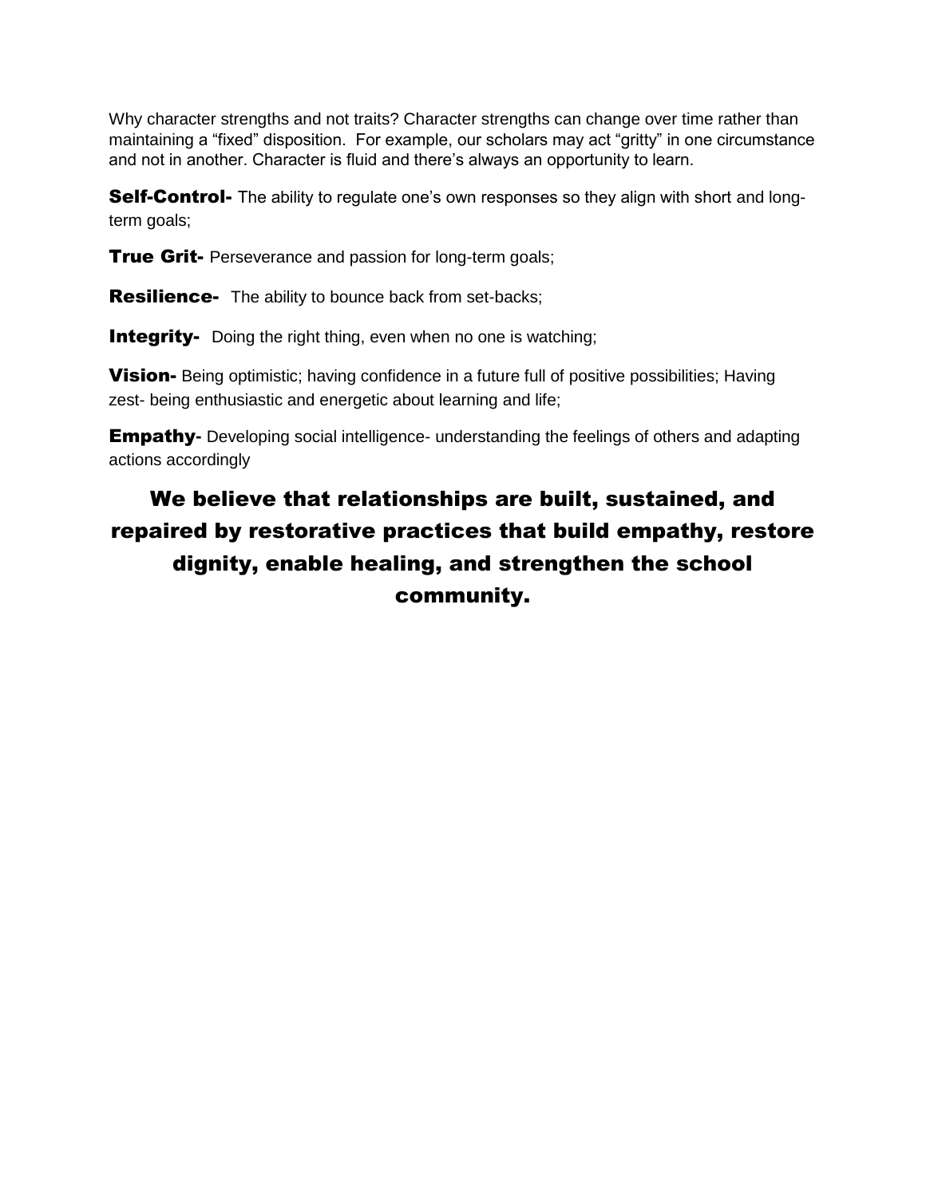Why character strengths and not traits? Character strengths can change over time rather than maintaining a "fixed" disposition. For example, our scholars may act "gritty" in one circumstance and not in another. Character is fluid and there's always an opportunity to learn.

**Self-Control-** The ability to regulate one's own responses so they align with short and long-term goals;

**True Grit-** Perseverance and passion for long-term goals;

**Resilience-** The ability to bounce back from set-backs;

**Integrity-** Doing the right thing, even when no one is watching;

**Vision-** Being optimistic; having confidence in a future full of positive possibilities; Having zest- being enthusiastic and energetic about learning and life;

**Empathy-** Developing social intelligence- understanding the feelings of others and adapting actions accordingly

**We believe that relationships are built, sustained, and repaired by restorative practices that build empathy, restore dignity, enable healing, and strengthen the school community.**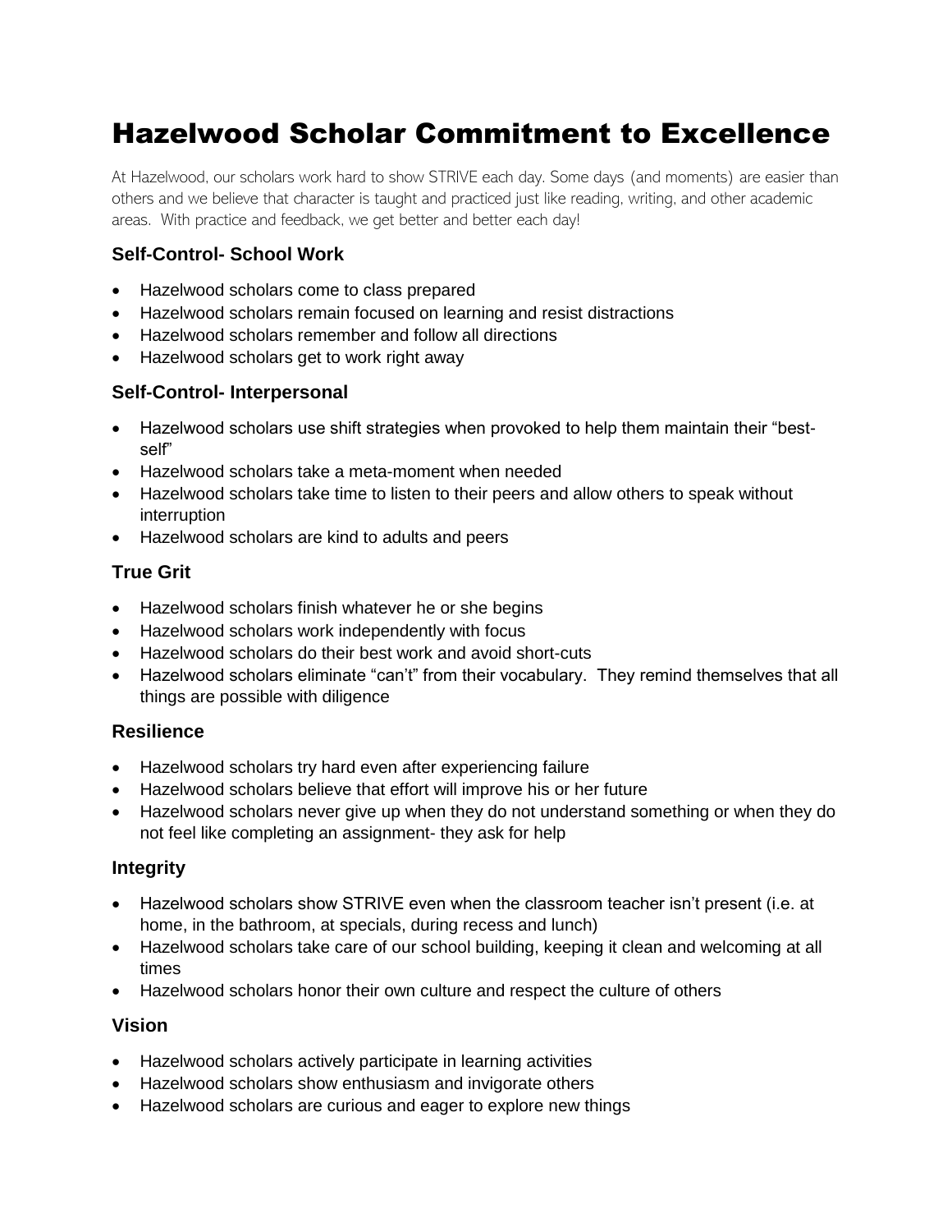# Hazelwood Scholar Commitment to Excellence

At Hazelwood, our scholars work hard to show STRIVE each day. Some days (and moments) are easier than others and we believe that character is taught and practiced just like reading, writing, and other academic areas. With practice and feedback, we get better and better each day!

### Self-Control- School Work

- Hazelwood scholars come to class prepared
- Hazelwood scholars remain focused on learning and resist distractions
- Hazelwood scholars remember and follow all directions
- Hazelwood scholars get to work right away

### Self-Control- Interpersonal

- Hazelwood scholars use shift strategies when provoked to help them maintain their "best-self"
- Hazelwood scholars take a meta-moment when needed
- Hazelwood scholars take time to listen to their peers and allow others to speak without interruption
- Hazelwood scholars are kind to adults and peers

### True Grit

- Hazelwood scholars finish whatever he or she begins
- Hazelwood scholars work independently with focus
- Hazelwood scholars do their best work and avoid short-cuts
- Hazelwood scholars eliminate "can't" from their vocabulary. They remind themselves that all things are possible with diligence

### Resilience

- Hazelwood scholars try hard even after experiencing failure
- Hazelwood scholars believe that effort will improve his or her future
- Hazelwood scholars never give up when they do not understand something or when they do not feel like completing an assignment- they ask for help

### Integrity

- Hazelwood scholars show STRIVE even when the classroom teacher isn't present (i.e. at home, in the bathroom, at specials, during recess and lunch)
- Hazelwood scholars take care of our school building, keeping it clean and welcoming at all times
- Hazelwood scholars honor their own culture and respect the culture of others

### Vision

- Hazelwood scholars actively participate in learning activities
- Hazelwood scholars show enthusiasm and invigorate others
- Hazelwood scholars are curious and eager to explore new things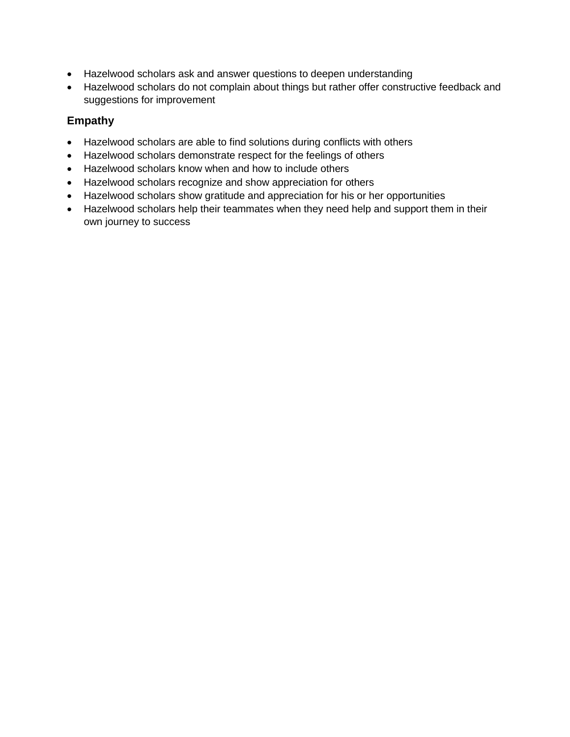- Hazelwood scholars ask and answer questions to deepen understanding
- Hazelwood scholars do not complain about things but rather offer constructive feedback and suggestions for improvement

### Empathy

- Hazelwood scholars are able to find solutions during conflicts with others
- Hazelwood scholars demonstrate respect for the feelings of others
- Hazelwood scholars know when and how to include others
- Hazelwood scholars recognize and show appreciation for others
- Hazelwood scholars show gratitude and appreciation for his or her opportunities
- Hazelwood scholars help their teammates when they need help and support them in their own journey to success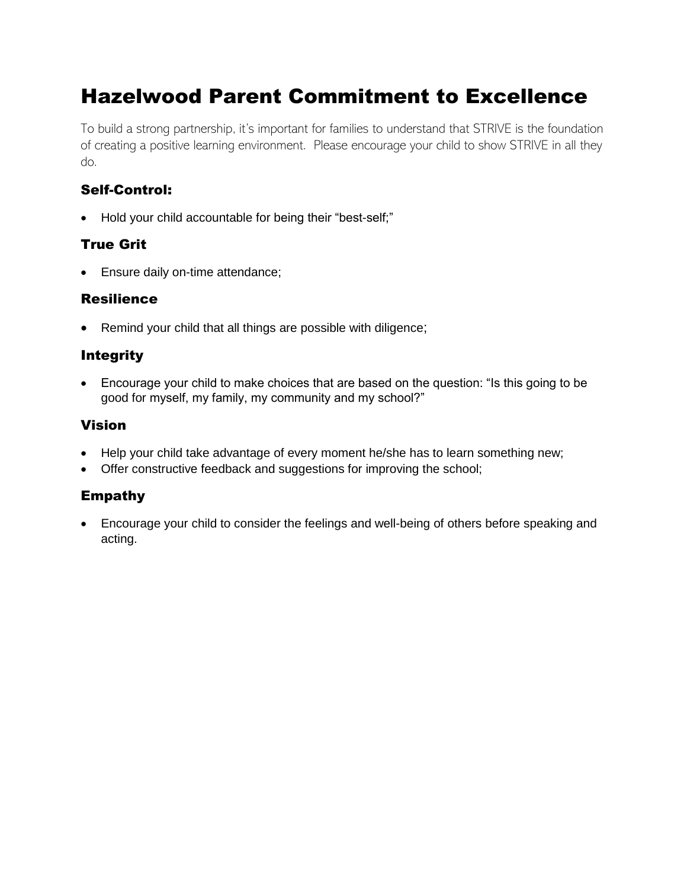# Hazelwood Parent Commitment to Excellence

To build a strong partnership, it's important for families to understand that STRIVE is the foundation of creating a positive learning environment. Please encourage your child to show STRIVE in all they do.

### Self-Control:

- Hold your child accountable for being their "best-self;"

### True Grit

- Ensure daily on-time attendance;

### Resilience

- Remind your child that all things are possible with diligence;

### Integrity

- Encourage your child to make choices that are based on the question: "Is this going to be good for myself, my family, my community and my school?"

### Vision

- Help your child take advantage of every moment he/she has to learn something new;
- Offer constructive feedback and suggestions for improving the school;

### Empathy

- Encourage your child to consider the feelings and well-being of others before speaking and acting.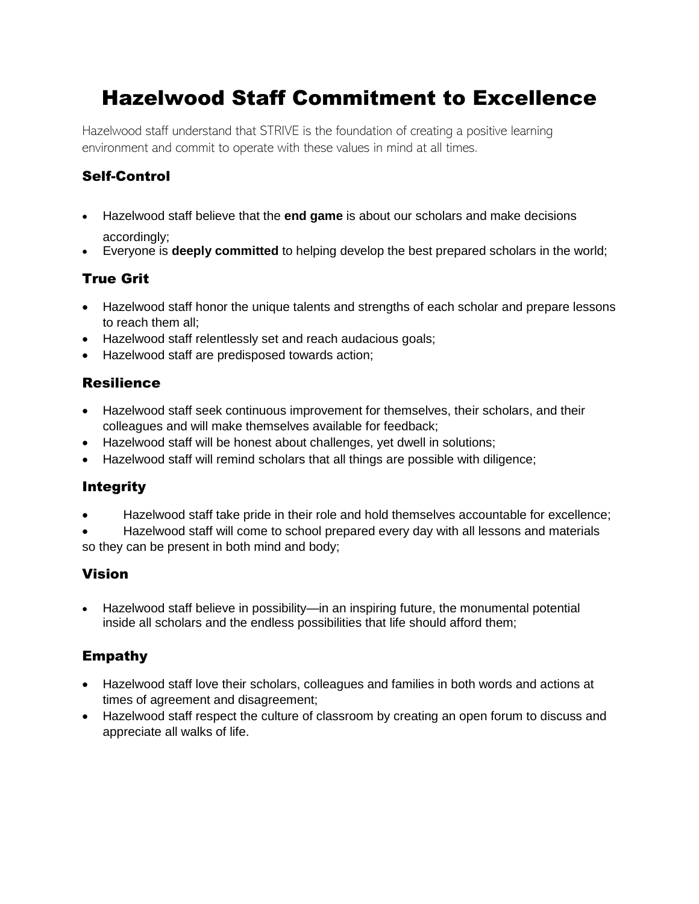# Hazelwood Staff Commitment to Excellence

Hazelwood staff understand that STRIVE is the foundation of creating a positive learning environment and commit to operate with these values in mind at all times.

### Self-Control

- Hazelwood staff believe that the **end game** is about our scholars and make decisions accordingly;
- Everyone is **deeply committed** to helping develop the best prepared scholars in the world;

### True Grit

- Hazelwood staff honor the unique talents and strengths of each scholar and prepare lessons to reach them all;
- Hazelwood staff relentlessly set and reach audacious goals;
- Hazelwood staff are predisposed towards action;

### Resilience

- Hazelwood staff seek continuous improvement for themselves, their scholars, and their colleagues and will make themselves available for feedback;
- Hazelwood staff will be honest about challenges, yet dwell in solutions;
- Hazelwood staff will remind scholars that all things are possible with diligence;

### Integrity

- Hazelwood staff take pride in their role and hold themselves accountable for excellence;
- Hazelwood staff will come to school prepared every day with all lessons and materials so they can be present in both mind and body;

### Vision

- Hazelwood staff believe in possibility—in an inspiring future, the monumental potential inside all scholars and the endless possibilities that life should afford them;

### Empathy

- Hazelwood staff love their scholars, colleagues and families in both words and actions at times of agreement and disagreement;
- Hazelwood staff respect the culture of classroom by creating an open forum to discuss and appreciate all walks of life.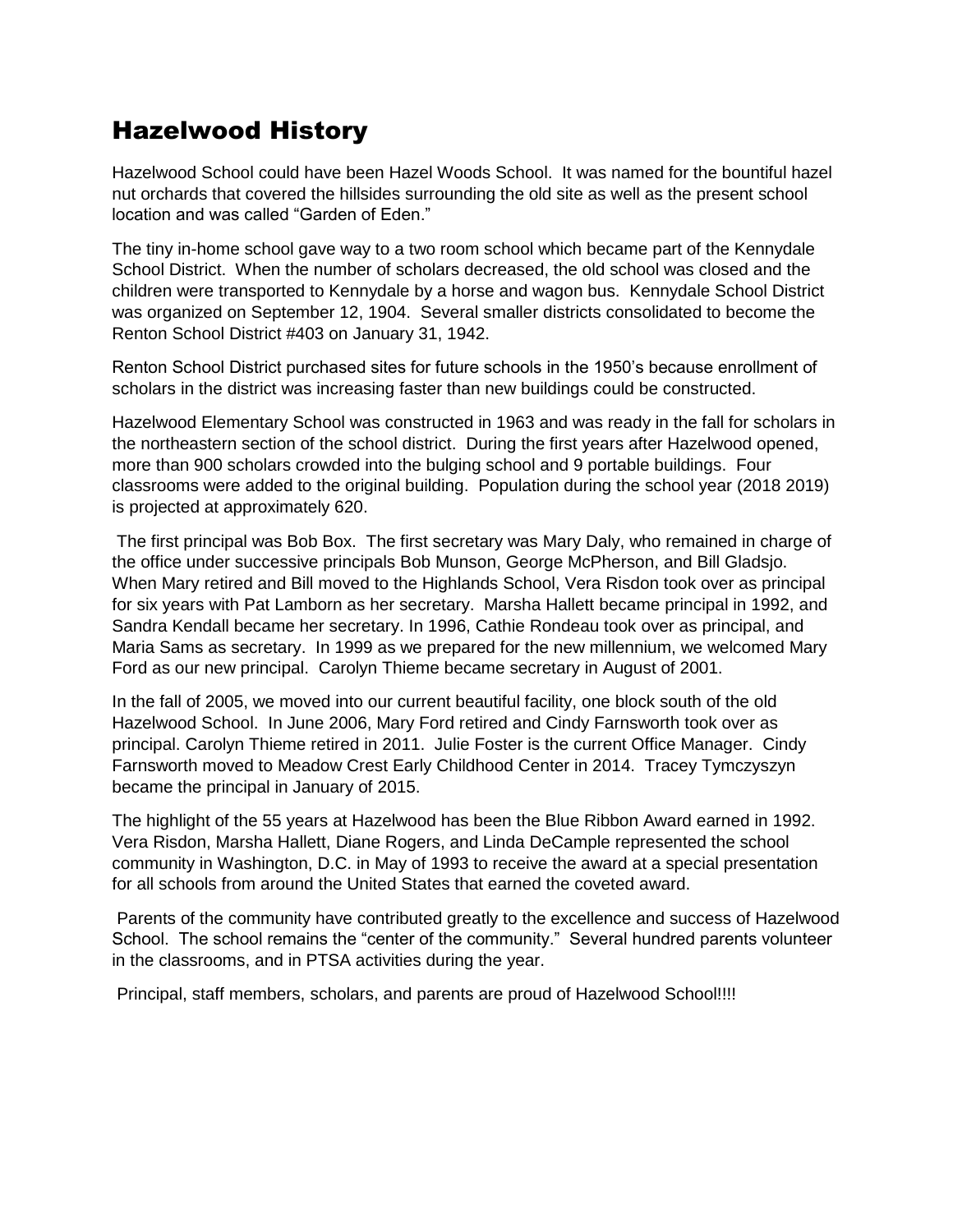# Hazelwood History

Hazelwood School could have been Hazel Woods School. It was named for the bountiful hazel nut orchards that covered the hillsides surrounding the old site as well as the present school location and was called "Garden of Eden."

The tiny in-home school gave way to a two room school which became part of the Kennydale School District. When the number of scholars decreased, the old school was closed and the children were transported to Kennydale by a horse and wagon bus. Kennydale School District was organized on September 12, 1904. Several smaller districts consolidated to become the Renton School District #403 on January 31, 1942.

Renton School District purchased sites for future schools in the 1950's because enrollment of scholars in the district was increasing faster than new buildings could be constructed.

Hazelwood Elementary School was constructed in 1963 and was ready in the fall for scholars in the northeastern section of the school district. During the first years after Hazelwood opened, more than 900 scholars crowded into the bulging school and 9 portable buildings. Four classrooms were added to the original building. Population during the school year (2018 2019) is projected at approximately 620.

The first principal was Bob Box. The first secretary was Mary Daly, who remained in charge of the office under successive principals Bob Munson, George McPherson, and Bill Gladsjo. When Mary retired and Bill moved to the Highlands School, Vera Risdon took over as principal for six years with Pat Lamborn as her secretary. Marsha Hallett became principal in 1992, and Sandra Kendall became her secretary. In 1996, Cathie Rondeau took over as principal, and Maria Sams as secretary. In 1999 as we prepared for the new millennium, we welcomed Mary Ford as our new principal. Carolyn Thieme became secretary in August of 2001.

In the fall of 2005, we moved into our current beautiful facility, one block south of the old Hazelwood School. In June 2006, Mary Ford retired and Cindy Farnsworth took over as principal. Carolyn Thieme retired in 2011. Julie Foster is the current Office Manager. Cindy Farnsworth moved to Meadow Crest Early Childhood Center in 2014. Tracey Tymczyszyn became the principal in January of 2015.

The highlight of the 55 years at Hazelwood has been the Blue Ribbon Award earned in 1992. Vera Risdon, Marsha Hallett, Diane Rogers, and Linda DeCample represented the school community in Washington, D.C. in May of 1993 to receive the award at a special presentation for all schools from around the United States that earned the coveted award.

Parents of the community have contributed greatly to the excellence and success of Hazelwood School. The school remains the "center of the community." Several hundred parents volunteer in the classrooms, and in PTSA activities during the year.

Principal, staff members, scholars, and parents are proud of Hazelwood School!!!!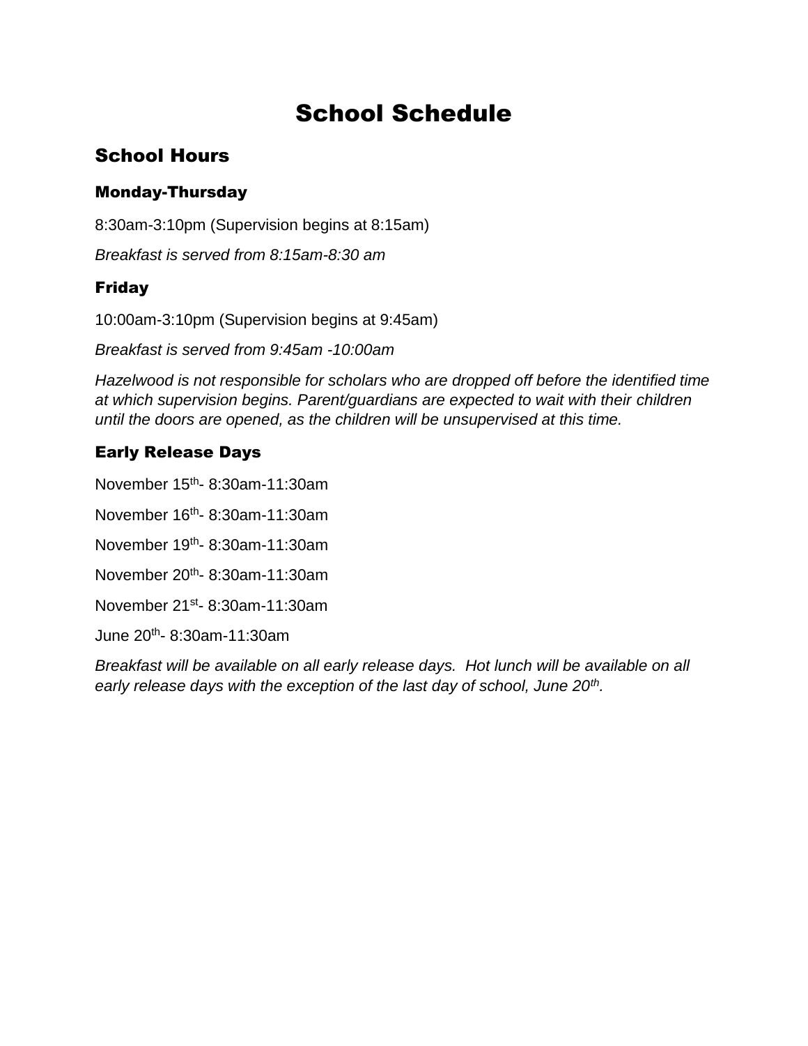# School Schedule

## School Hours

### Monday-Thursday

8:30am-3:10pm (Supervision begins at 8:15am)

*Breakfast is served from 8:15am-8:30 am*

### Friday

10:00am-3:10pm (Supervision begins at 9:45am)

*Breakfast is served from 9:45am -10:00am*

*Hazelwood is not responsible for scholars who are dropped off before the identified time at which supervision begins. Parent/guardians are expected to wait with their children until the doors are opened, as the children will be unsupervised at this time.*

### Early Release Days

November 15th- 8:30am-11:30am

November 16th- 8:30am-11:30am

November 19th- 8:30am-11:30am

November 20th- 8:30am-11:30am

November 21st- 8:30am-11:30am

June 20th- 8:30am-11:30am

*Breakfast will be available on all early release days. Hot lunch will be available on all early release days with the exception of the last day of school, June 20th.*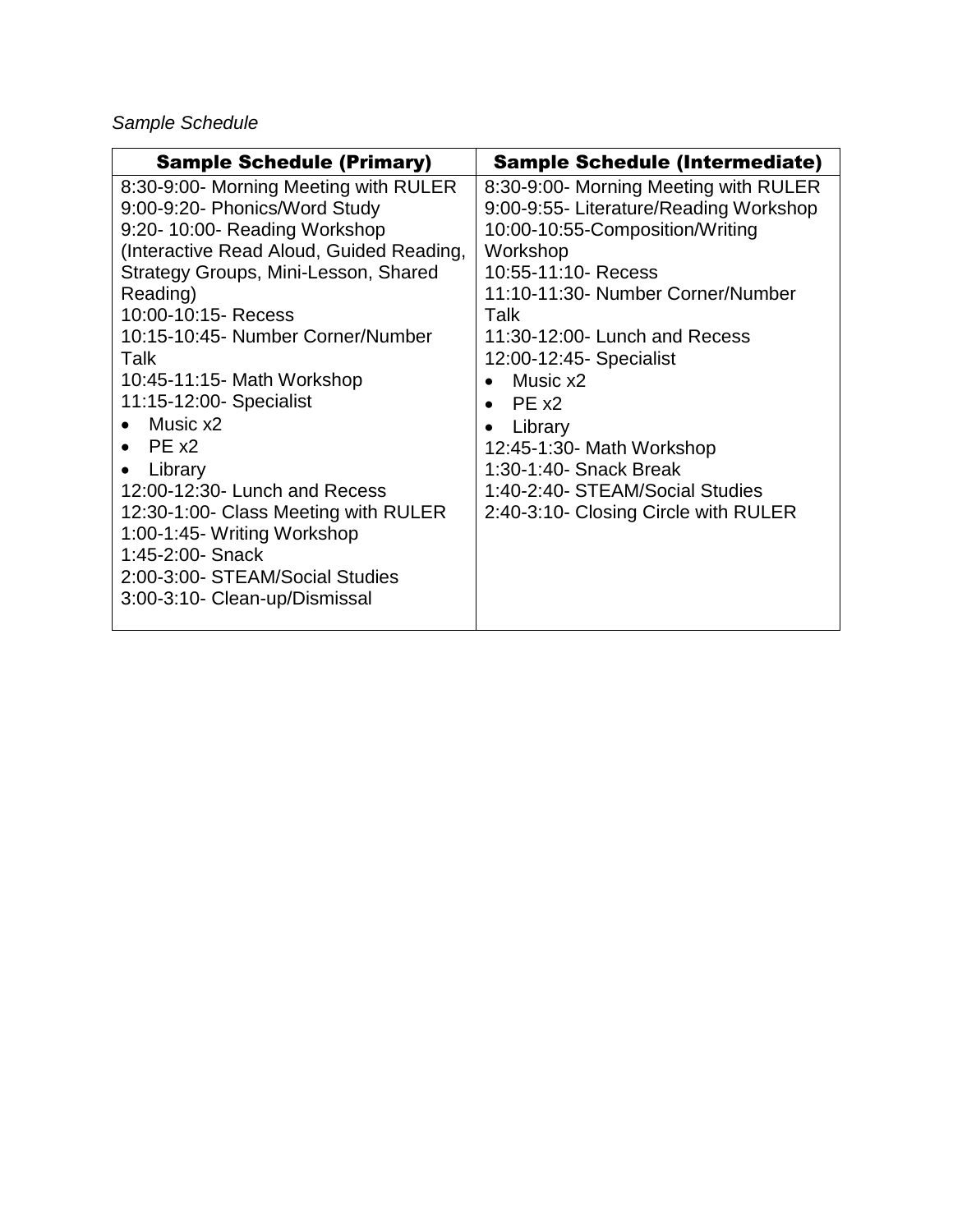*Sample Schedule*

| Sample Schedule (Primary) | Sample Schedule (Intermediate) |
|---|---|
| 8:30-9:00- Morning Meeting with RULER<br>9:00-9:20- Phonics/Word Study<br>9:20- 10:00- Reading Workshop (Interactive Read Aloud, Guided Reading, Strategy Groups, Mini-Lesson, Shared Reading)<br>10:00-10:15- Recess<br>10:15-10:45- Number Corner/Number Talk<br>10:45-11:15- Math Workshop<br>11:15-12:00- Specialist<br>• Music x2<br>• PE x2<br>• Library<br>12:00-12:30- Lunch and Recess<br>12:30-1:00- Class Meeting with RULER<br>1:00-1:45- Writing Workshop<br>1:45-2:00- Snack<br>2:00-3:00- STEAM/Social Studies<br>3:00-3:10- Clean-up/Dismissal | 8:30-9:00- Morning Meeting with RULER<br>9:00-9:55- Literature/Reading Workshop<br>10:00-10:55-Composition/Writing Workshop<br>10:55-11:10- Recess<br>11:10-11:30- Number Corner/Number Talk<br>11:30-12:00- Lunch and Recess<br>12:00-12:45- Specialist<br>• Music x2<br>• PE x2<br>• Library<br>12:45-1:30- Math Workshop<br>1:30-1:40- Snack Break<br>1:40-2:40- STEAM/Social Studies<br>2:40-3:10- Closing Circle with RULER |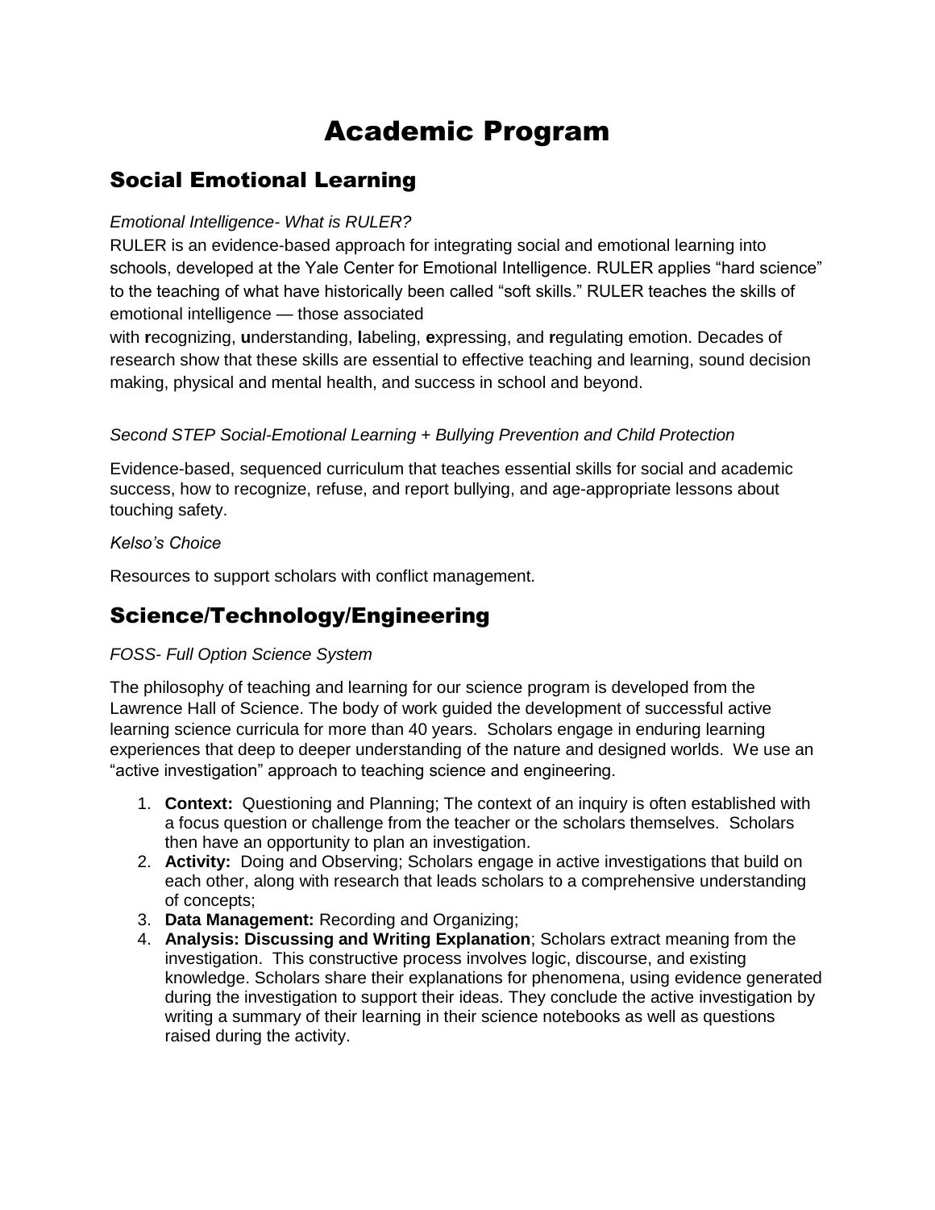# Academic Program

## Social Emotional Learning

*Emotional Intelligence- What is RULER?*

RULER is an evidence-based approach for integrating social and emotional learning into schools, developed at the Yale Center for Emotional Intelligence. RULER applies “hard science” to the teaching of what have historically been called “soft skills.” RULER teaches the skills of emotional intelligence — those associated with **r**ecognizing, **u**nderstanding, **l**abeling, **e**xpressing, and **r**egulating emotion. Decades of research show that these skills are essential to effective teaching and learning, sound decision making, physical and mental health, and success in school and beyond.

*Second STEP Social-Emotional Learning + Bullying Prevention and Child Protection*

Evidence-based, sequenced curriculum that teaches essential skills for social and academic success, how to recognize, refuse, and report bullying, and age-appropriate lessons about touching safety.

*Kelso’s Choice*

Resources to support scholars with conflict management.

## Science/Technology/Engineering

*FOSS- Full Option Science System*

The philosophy of teaching and learning for our science program is developed from the Lawrence Hall of Science. The body of work guided the development of successful active learning science curricula for more than 40 years. Scholars engage in enduring learning experiences that deep to deeper understanding of the nature and designed worlds. We use an “active investigation” approach to teaching science and engineering.

1. **Context:** Questioning and Planning; The context of an inquiry is often established with a focus question or challenge from the teacher or the scholars themselves. Scholars then have an opportunity to plan an investigation.
2. **Activity:** Doing and Observing; Scholars engage in active investigations that build on each other, along with research that leads scholars to a comprehensive understanding of concepts;
3. **Data Management:** Recording and Organizing;
4. **Analysis: Discussing and Writing Explanation**; Scholars extract meaning from the investigation. This constructive process involves logic, discourse, and existing knowledge. Scholars share their explanations for phenomena, using evidence generated during the investigation to support their ideas. They conclude the active investigation by writing a summary of their learning in their science notebooks as well as questions raised during the activity.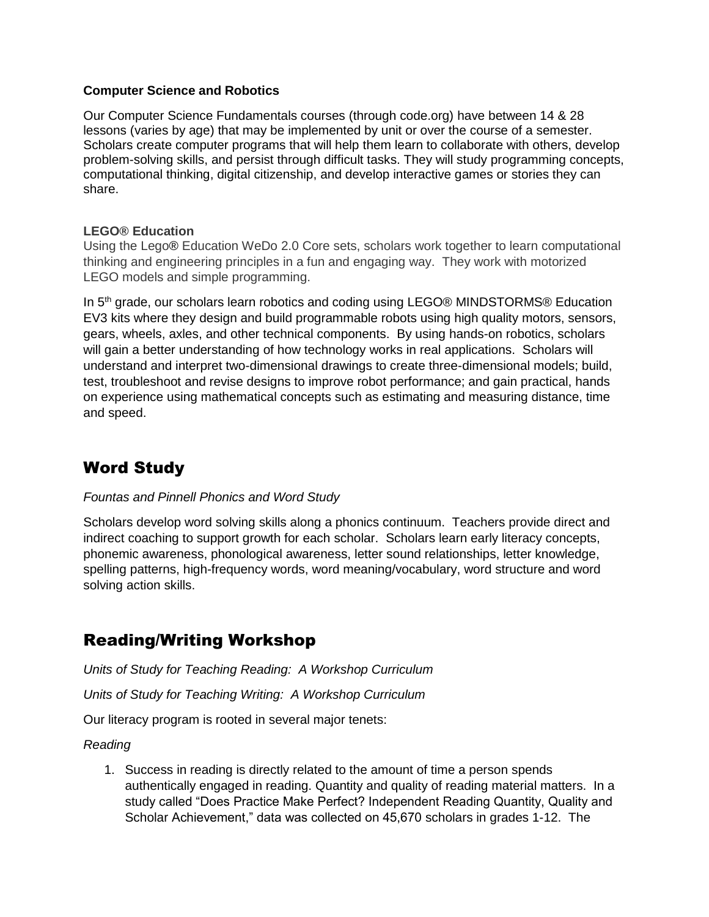**Computer Science and Robotics**

Our Computer Science Fundamentals courses (through code.org) have between 14 & 28 lessons (varies by age) that may be implemented by unit or over the course of a semester. Scholars create computer programs that will help them learn to collaborate with others, develop problem-solving skills, and persist through difficult tasks. They will study programming concepts, computational thinking, digital citizenship, and develop interactive games or stories they can share.

**LEGO® Education**

Using the Lego® Education WeDo 2.0 Core sets, scholars work together to learn computational thinking and engineering principles in a fun and engaging way. They work with motorized LEGO models and simple programming.

In 5th grade, our scholars learn robotics and coding using LEGO® MINDSTORMS® Education EV3 kits where they design and build programmable robots using high quality motors, sensors, gears, wheels, axles, and other technical components. By using hands-on robotics, scholars will gain a better understanding of how technology works in real applications. Scholars will understand and interpret two-dimensional drawings to create three-dimensional models; build, test, troubleshoot and revise designs to improve robot performance; and gain practical, hands on experience using mathematical concepts such as estimating and measuring distance, time and speed.

## Word Study

*Fountas and Pinnell Phonics and Word Study*

Scholars develop word solving skills along a phonics continuum. Teachers provide direct and indirect coaching to support growth for each scholar. Scholars learn early literacy concepts, phonemic awareness, phonological awareness, letter sound relationships, letter knowledge, spelling patterns, high-frequency words, word meaning/vocabulary, word structure and word solving action skills.

## Reading/Writing Workshop

*Units of Study for Teaching Reading: A Workshop Curriculum*

*Units of Study for Teaching Writing: A Workshop Curriculum*

Our literacy program is rooted in several major tenets:

*Reading*

1. Success in reading is directly related to the amount of time a person spends authentically engaged in reading. Quantity and quality of reading material matters. In a study called "Does Practice Make Perfect? Independent Reading Quantity, Quality and Scholar Achievement," data was collected on 45,670 scholars in grades 1-12. The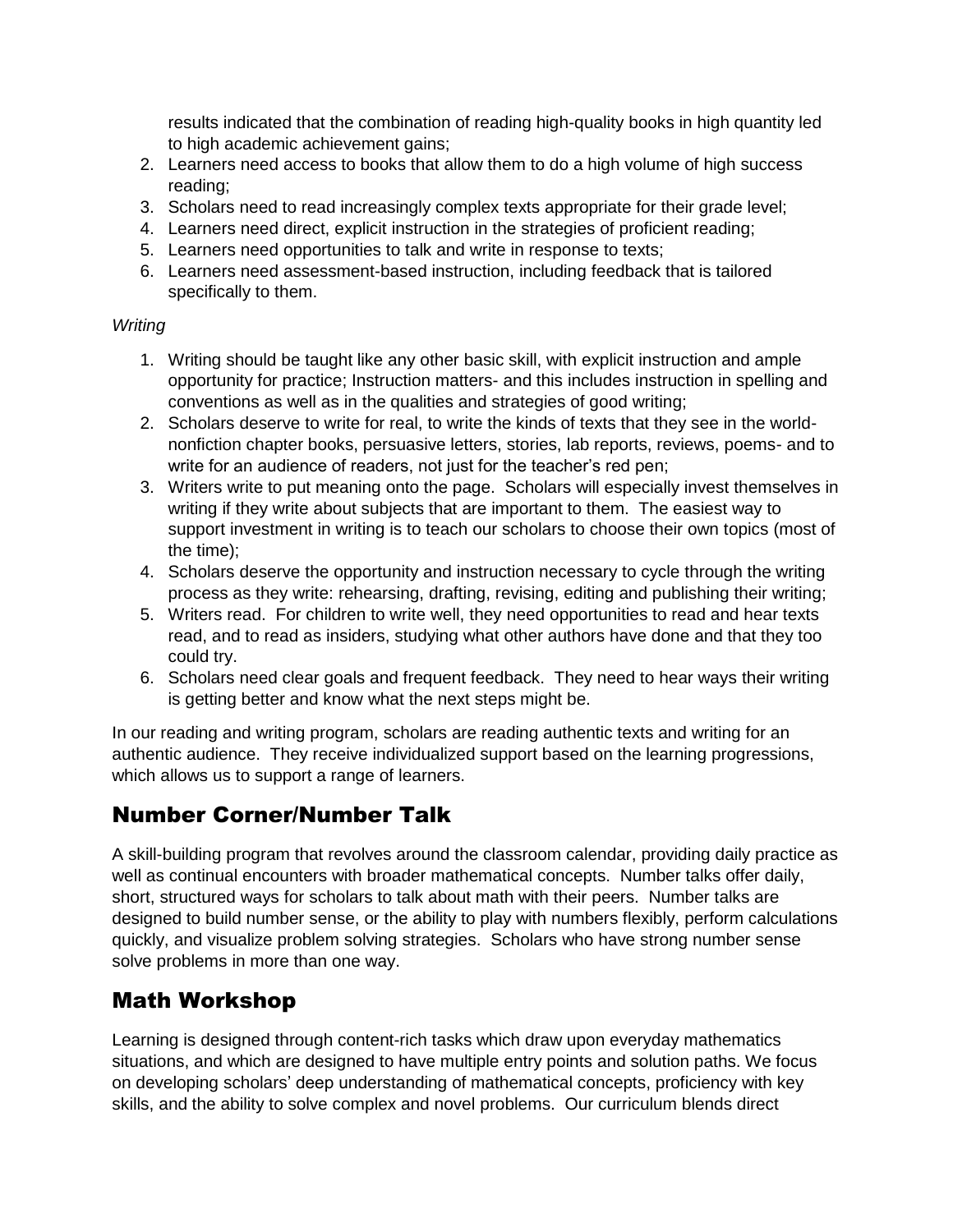results indicated that the combination of reading high-quality books in high quantity led to high academic achievement gains;

2. Learners need access to books that allow them to do a high volume of high success reading;
3. Scholars need to read increasingly complex texts appropriate for their grade level;
4. Learners need direct, explicit instruction in the strategies of proficient reading;
5. Learners need opportunities to talk and write in response to texts;
6. Learners need assessment-based instruction, including feedback that is tailored specifically to them.

*Writing*

1. Writing should be taught like any other basic skill, with explicit instruction and ample opportunity for practice; Instruction matters- and this includes instruction in spelling and conventions as well as in the qualities and strategies of good writing;
2. Scholars deserve to write for real, to write the kinds of texts that they see in the world- nonfiction chapter books, persuasive letters, stories, lab reports, reviews, poems- and to write for an audience of readers, not just for the teacher's red pen;
3. Writers write to put meaning onto the page. Scholars will especially invest themselves in writing if they write about subjects that are important to them. The easiest way to support investment in writing is to teach our scholars to choose their own topics (most of the time);
4. Scholars deserve the opportunity and instruction necessary to cycle through the writing process as they write: rehearsing, drafting, revising, editing and publishing their writing;
5. Writers read. For children to write well, they need opportunities to read and hear texts read, and to read as insiders, studying what other authors have done and that they too could try.
6. Scholars need clear goals and frequent feedback. They need to hear ways their writing is getting better and know what the next steps might be.

In our reading and writing program, scholars are reading authentic texts and writing for an authentic audience. They receive individualized support based on the learning progressions, which allows us to support a range of learners.

## Number Corner/Number Talk

A skill-building program that revolves around the classroom calendar, providing daily practice as well as continual encounters with broader mathematical concepts. Number talks offer daily, short, structured ways for scholars to talk about math with their peers. Number talks are designed to build number sense, or the ability to play with numbers flexibly, perform calculations quickly, and visualize problem solving strategies. Scholars who have strong number sense solve problems in more than one way.

## Math Workshop

Learning is designed through content-rich tasks which draw upon everyday mathematics situations, and which are designed to have multiple entry points and solution paths. We focus on developing scholars' deep understanding of mathematical concepts, proficiency with key skills, and the ability to solve complex and novel problems. Our curriculum blends direct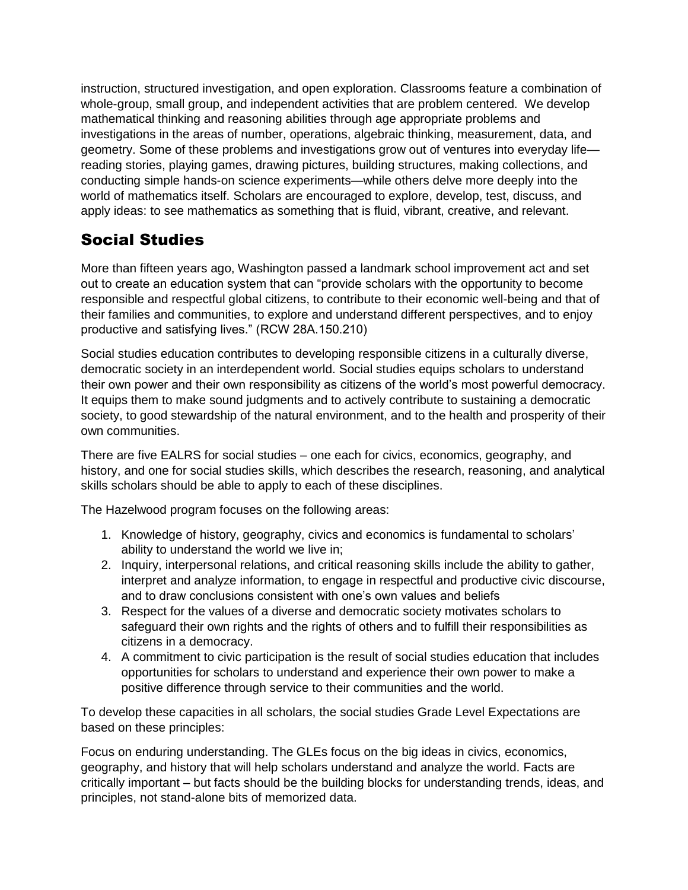instruction, structured investigation, and open exploration. Classrooms feature a combination of whole-group, small group, and independent activities that are problem centered. We develop mathematical thinking and reasoning abilities through age appropriate problems and investigations in the areas of number, operations, algebraic thinking, measurement, data, and geometry. Some of these problems and investigations grow out of ventures into everyday life—reading stories, playing games, drawing pictures, building structures, making collections, and conducting simple hands-on science experiments—while others delve more deeply into the world of mathematics itself. Scholars are encouraged to explore, develop, test, discuss, and apply ideas: to see mathematics as something that is fluid, vibrant, creative, and relevant.

## Social Studies

More than fifteen years ago, Washington passed a landmark school improvement act and set out to create an education system that can "provide scholars with the opportunity to become responsible and respectful global citizens, to contribute to their economic well-being and that of their families and communities, to explore and understand different perspectives, and to enjoy productive and satisfying lives." (RCW 28A.150.210)

Social studies education contributes to developing responsible citizens in a culturally diverse, democratic society in an interdependent world. Social studies equips scholars to understand their own power and their own responsibility as citizens of the world's most powerful democracy. It equips them to make sound judgments and to actively contribute to sustaining a democratic society, to good stewardship of the natural environment, and to the health and prosperity of their own communities.

There are five EALRS for social studies – one each for civics, economics, geography, and history, and one for social studies skills, which describes the research, reasoning, and analytical skills scholars should be able to apply to each of these disciplines.

The Hazelwood program focuses on the following areas:

1. Knowledge of history, geography, civics and economics is fundamental to scholars' ability to understand the world we live in;
2. Inquiry, interpersonal relations, and critical reasoning skills include the ability to gather, interpret and analyze information, to engage in respectful and productive civic discourse, and to draw conclusions consistent with one's own values and beliefs
3. Respect for the values of a diverse and democratic society motivates scholars to safeguard their own rights and the rights of others and to fulfill their responsibilities as citizens in a democracy.
4. A commitment to civic participation is the result of social studies education that includes opportunities for scholars to understand and experience their own power to make a positive difference through service to their communities and the world.

To develop these capacities in all scholars, the social studies Grade Level Expectations are based on these principles:

Focus on enduring understanding. The GLEs focus on the big ideas in civics, economics, geography, and history that will help scholars understand and analyze the world. Facts are critically important – but facts should be the building blocks for understanding trends, ideas, and principles, not stand-alone bits of memorized data.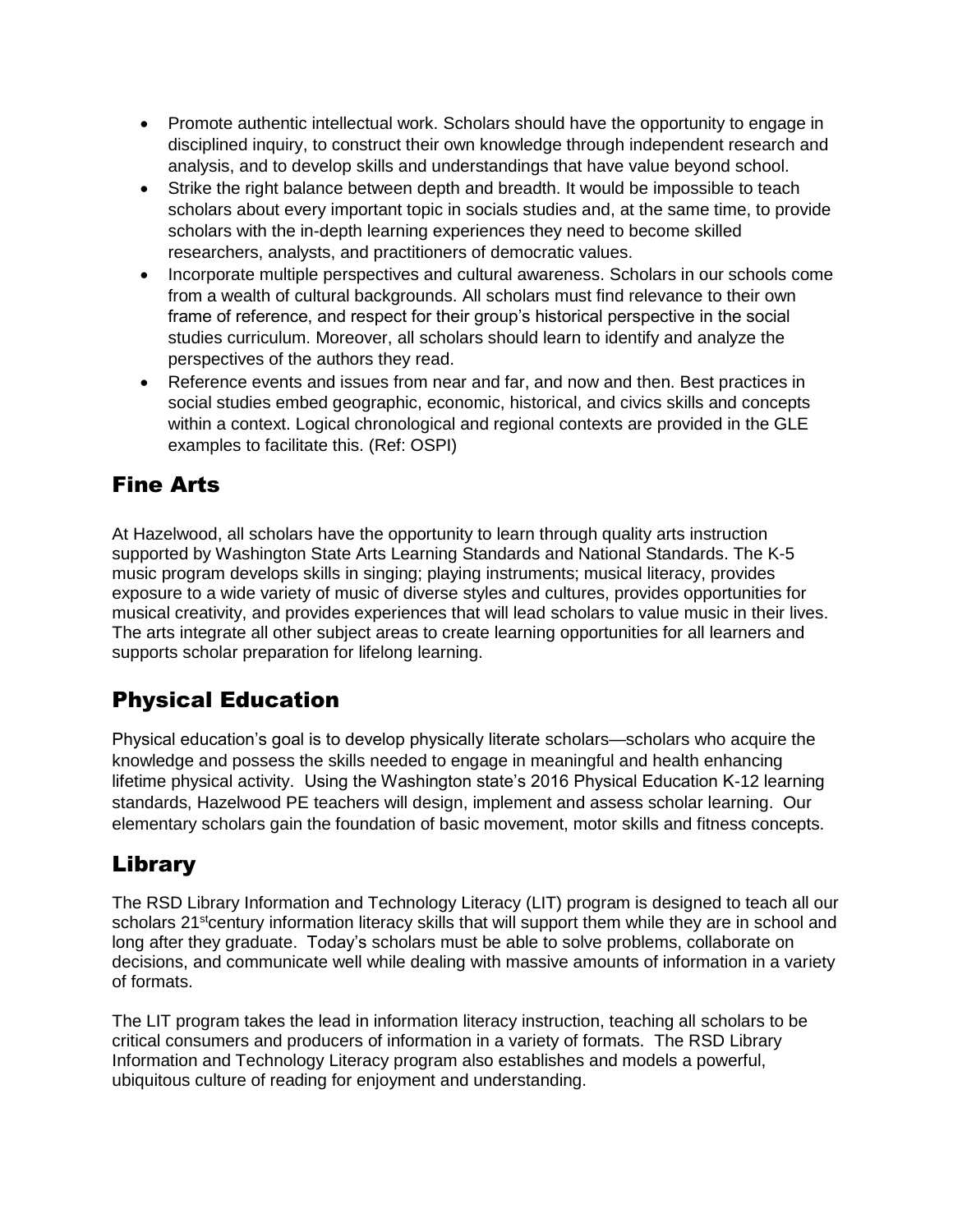- Promote authentic intellectual work. Scholars should have the opportunity to engage in disciplined inquiry, to construct their own knowledge through independent research and analysis, and to develop skills and understandings that have value beyond school.
- Strike the right balance between depth and breadth. It would be impossible to teach scholars about every important topic in socials studies and, at the same time, to provide scholars with the in-depth learning experiences they need to become skilled researchers, analysts, and practitioners of democratic values.
- Incorporate multiple perspectives and cultural awareness. Scholars in our schools come from a wealth of cultural backgrounds. All scholars must find relevance to their own frame of reference, and respect for their group's historical perspective in the social studies curriculum. Moreover, all scholars should learn to identify and analyze the perspectives of the authors they read.
- Reference events and issues from near and far, and now and then. Best practices in social studies embed geographic, economic, historical, and civics skills and concepts within a context. Logical chronological and regional contexts are provided in the GLE examples to facilitate this. (Ref: OSPI)

## Fine Arts

At Hazelwood, all scholars have the opportunity to learn through quality arts instruction supported by Washington State Arts Learning Standards and National Standards. The K-5 music program develops skills in singing; playing instruments; musical literacy, provides exposure to a wide variety of music of diverse styles and cultures, provides opportunities for musical creativity, and provides experiences that will lead scholars to value music in their lives. The arts integrate all other subject areas to create learning opportunities for all learners and supports scholar preparation for lifelong learning.

## Physical Education

Physical education's goal is to develop physically literate scholars—scholars who acquire the knowledge and possess the skills needed to engage in meaningful and health enhancing lifetime physical activity. Using the Washington state's 2016 Physical Education K-12 learning standards, Hazelwood PE teachers will design, implement and assess scholar learning. Our elementary scholars gain the foundation of basic movement, motor skills and fitness concepts.

## Library

The RSD Library Information and Technology Literacy (LIT) program is designed to teach all our scholars 21st century information literacy skills that will support them while they are in school and long after they graduate. Today's scholars must be able to solve problems, collaborate on decisions, and communicate well while dealing with massive amounts of information in a variety of formats.

The LIT program takes the lead in information literacy instruction, teaching all scholars to be critical consumers and producers of information in a variety of formats. The RSD Library Information and Technology Literacy program also establishes and models a powerful, ubiquitous culture of reading for enjoyment and understanding.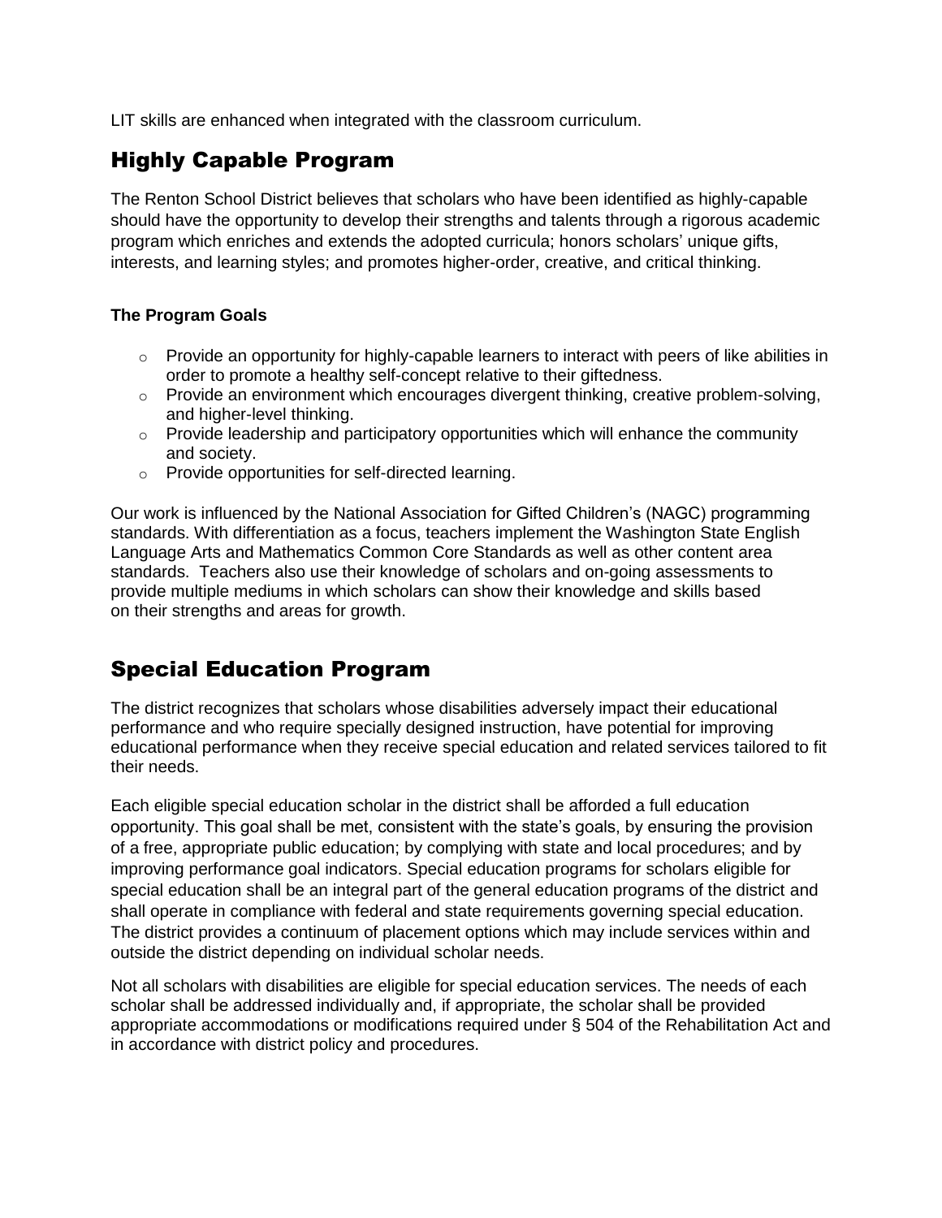LIT skills are enhanced when integrated with the classroom curriculum.

## Highly Capable Program

The Renton School District believes that scholars who have been identified as highly-capable should have the opportunity to develop their strengths and talents through a rigorous academic program which enriches and extends the adopted curricula; honors scholars' unique gifts, interests, and learning styles; and promotes higher-order, creative, and critical thinking.

**The Program Goals**

- Provide an opportunity for highly-capable learners to interact with peers of like abilities in order to promote a healthy self-concept relative to their giftedness.
- Provide an environment which encourages divergent thinking, creative problem-solving, and higher-level thinking.
- Provide leadership and participatory opportunities which will enhance the community and society.
- Provide opportunities for self-directed learning.

Our work is influenced by the National Association for Gifted Children's (NAGC) programming standards. With differentiation as a focus, teachers implement the Washington State English Language Arts and Mathematics Common Core Standards as well as other content area standards. Teachers also use their knowledge of scholars and on-going assessments to provide multiple mediums in which scholars can show their knowledge and skills based on their strengths and areas for growth.

## Special Education Program

The district recognizes that scholars whose disabilities adversely impact their educational performance and who require specially designed instruction, have potential for improving educational performance when they receive special education and related services tailored to fit their needs.

Each eligible special education scholar in the district shall be afforded a full education opportunity. This goal shall be met, consistent with the state's goals, by ensuring the provision of a free, appropriate public education; by complying with state and local procedures; and by improving performance goal indicators. Special education programs for scholars eligible for special education shall be an integral part of the general education programs of the district and shall operate in compliance with federal and state requirements governing special education. The district provides a continuum of placement options which may include services within and outside the district depending on individual scholar needs.

Not all scholars with disabilities are eligible for special education services. The needs of each scholar shall be addressed individually and, if appropriate, the scholar shall be provided appropriate accommodations or modifications required under § 504 of the Rehabilitation Act and in accordance with district policy and procedures.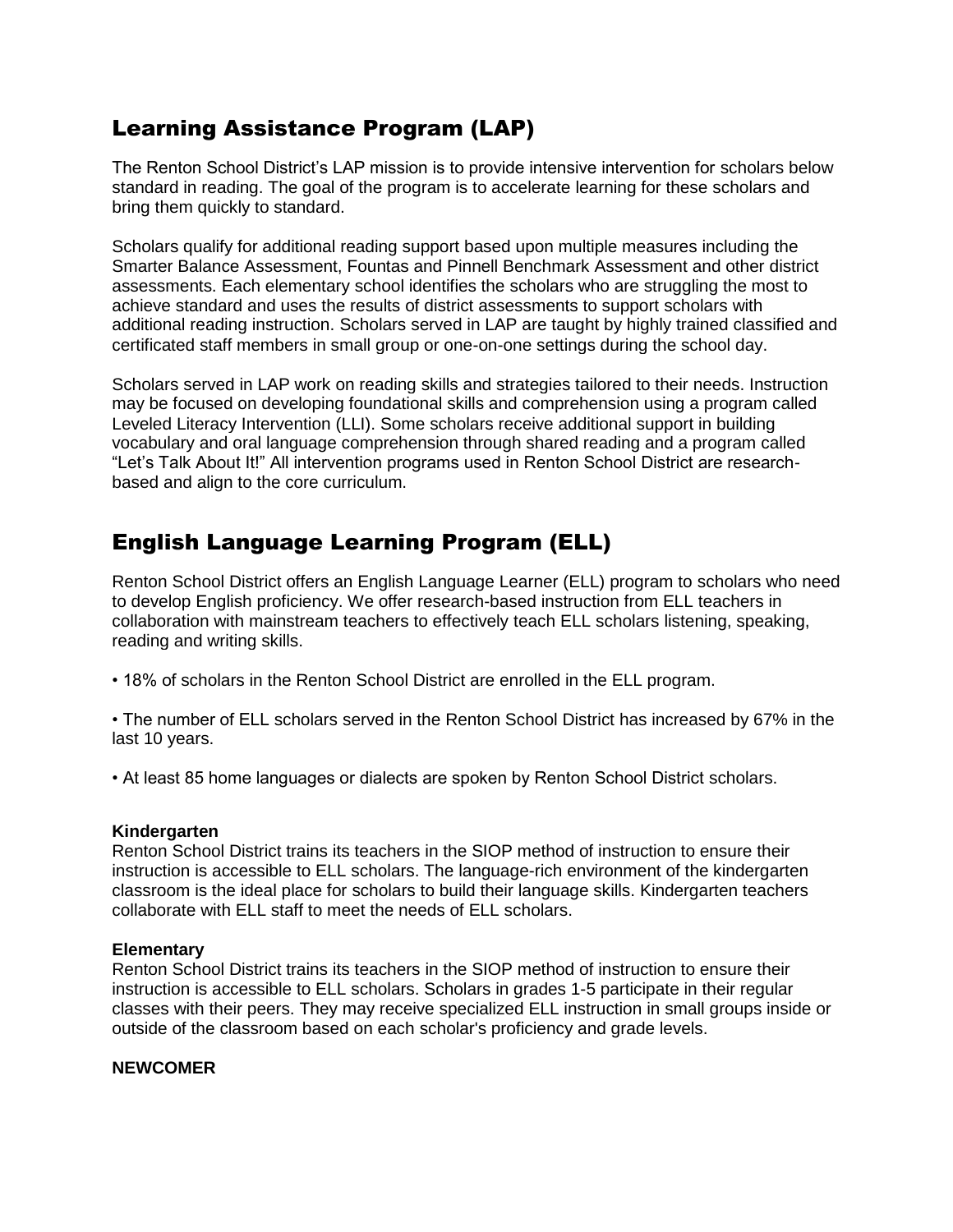## Learning Assistance Program (LAP)

The Renton School District's LAP mission is to provide intensive intervention for scholars below standard in reading. The goal of the program is to accelerate learning for these scholars and bring them quickly to standard.

Scholars qualify for additional reading support based upon multiple measures including the Smarter Balance Assessment, Fountas and Pinnell Benchmark Assessment and other district assessments. Each elementary school identifies the scholars who are struggling the most to achieve standard and uses the results of district assessments to support scholars with additional reading instruction. Scholars served in LAP are taught by highly trained classified and certificated staff members in small group or one-on-one settings during the school day.

Scholars served in LAP work on reading skills and strategies tailored to their needs. Instruction may be focused on developing foundational skills and comprehension using a program called Leveled Literacy Intervention (LLI). Some scholars receive additional support in building vocabulary and oral language comprehension through shared reading and a program called "Let's Talk About It!" All intervention programs used in Renton School District are research-based and align to the core curriculum.

## English Language Learning Program (ELL)

Renton School District offers an English Language Learner (ELL) program to scholars who need to develop English proficiency. We offer research-based instruction from ELL teachers in collaboration with mainstream teachers to effectively teach ELL scholars listening, speaking, reading and writing skills.

• 18% of scholars in the Renton School District are enrolled in the ELL program.

• The number of ELL scholars served in the Renton School District has increased by 67% in the last 10 years.

• At least 85 home languages or dialects are spoken by Renton School District scholars.

**Kindergarten**
Renton School District trains its teachers in the SIOP method of instruction to ensure their instruction is accessible to ELL scholars. The language-rich environment of the kindergarten classroom is the ideal place for scholars to build their language skills. Kindergarten teachers collaborate with ELL staff to meet the needs of ELL scholars.

**Elementary**
Renton School District trains its teachers in the SIOP method of instruction to ensure their instruction is accessible to ELL scholars. Scholars in grades 1-5 participate in their regular classes with their peers. They may receive specialized ELL instruction in small groups inside or outside of the classroom based on each scholar's proficiency and grade levels.

**NEWCOMER**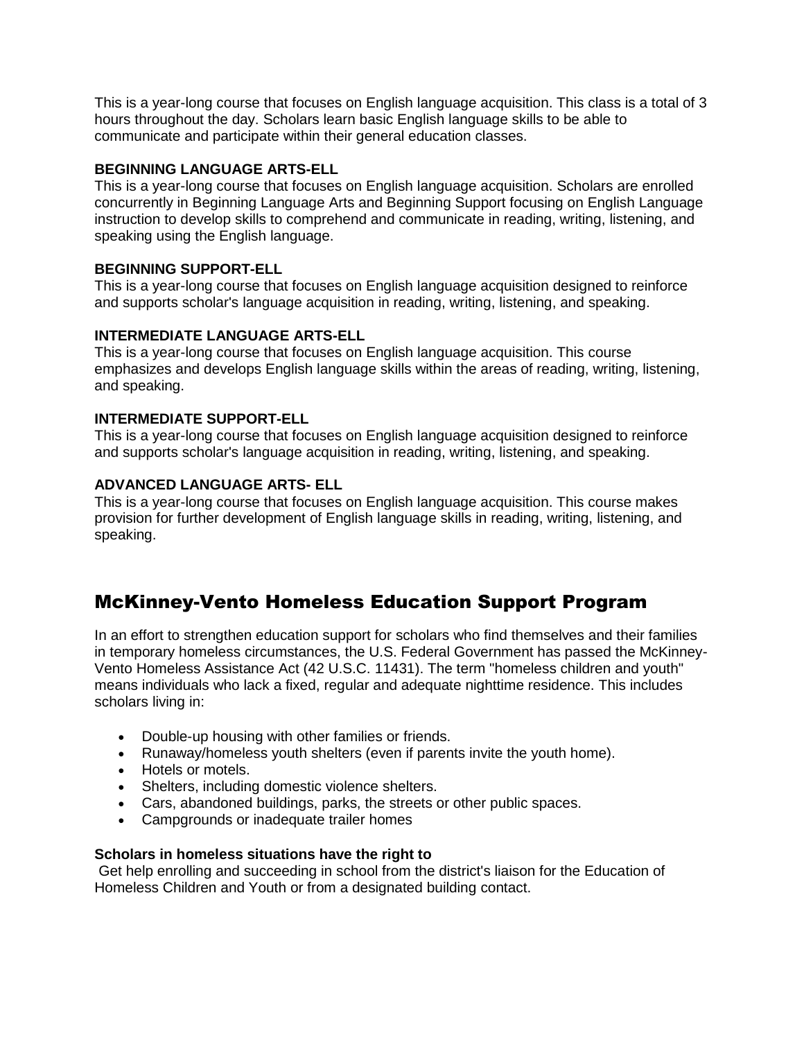This is a year-long course that focuses on English language acquisition. This class is a total of 3 hours throughout the day. Scholars learn basic English language skills to be able to communicate and participate within their general education classes.

**BEGINNING LANGUAGE ARTS-ELL**
This is a year-long course that focuses on English language acquisition. Scholars are enrolled concurrently in Beginning Language Arts and Beginning Support focusing on English Language instruction to develop skills to comprehend and communicate in reading, writing, listening, and speaking using the English language.

**BEGINNING SUPPORT-ELL**
This is a year-long course that focuses on English language acquisition designed to reinforce and supports scholar's language acquisition in reading, writing, listening, and speaking.

**INTERMEDIATE LANGUAGE ARTS-ELL**
This is a year-long course that focuses on English language acquisition. This course emphasizes and develops English language skills within the areas of reading, writing, listening, and speaking.

**INTERMEDIATE SUPPORT-ELL**
This is a year-long course that focuses on English language acquisition designed to reinforce and supports scholar's language acquisition in reading, writing, listening, and speaking.

**ADVANCED LANGUAGE ARTS- ELL**
This is a year-long course that focuses on English language acquisition. This course makes provision for further development of English language skills in reading, writing, listening, and speaking.

## McKinney-Vento Homeless Education Support Program

In an effort to strengthen education support for scholars who find themselves and their families in temporary homeless circumstances, the U.S. Federal Government has passed the McKinney-Vento Homeless Assistance Act (42 U.S.C. 11431). The term "homeless children and youth" means individuals who lack a fixed, regular and adequate nighttime residence. This includes scholars living in:

- Double-up housing with other families or friends.
- Runaway/homeless youth shelters (even if parents invite the youth home).
- Hotels or motels.
- Shelters, including domestic violence shelters.
- Cars, abandoned buildings, parks, the streets or other public spaces.
- Campgrounds or inadequate trailer homes

**Scholars in homeless situations have the right to**
Get help enrolling and succeeding in school from the district's liaison for the Education of Homeless Children and Youth or from a designated building contact.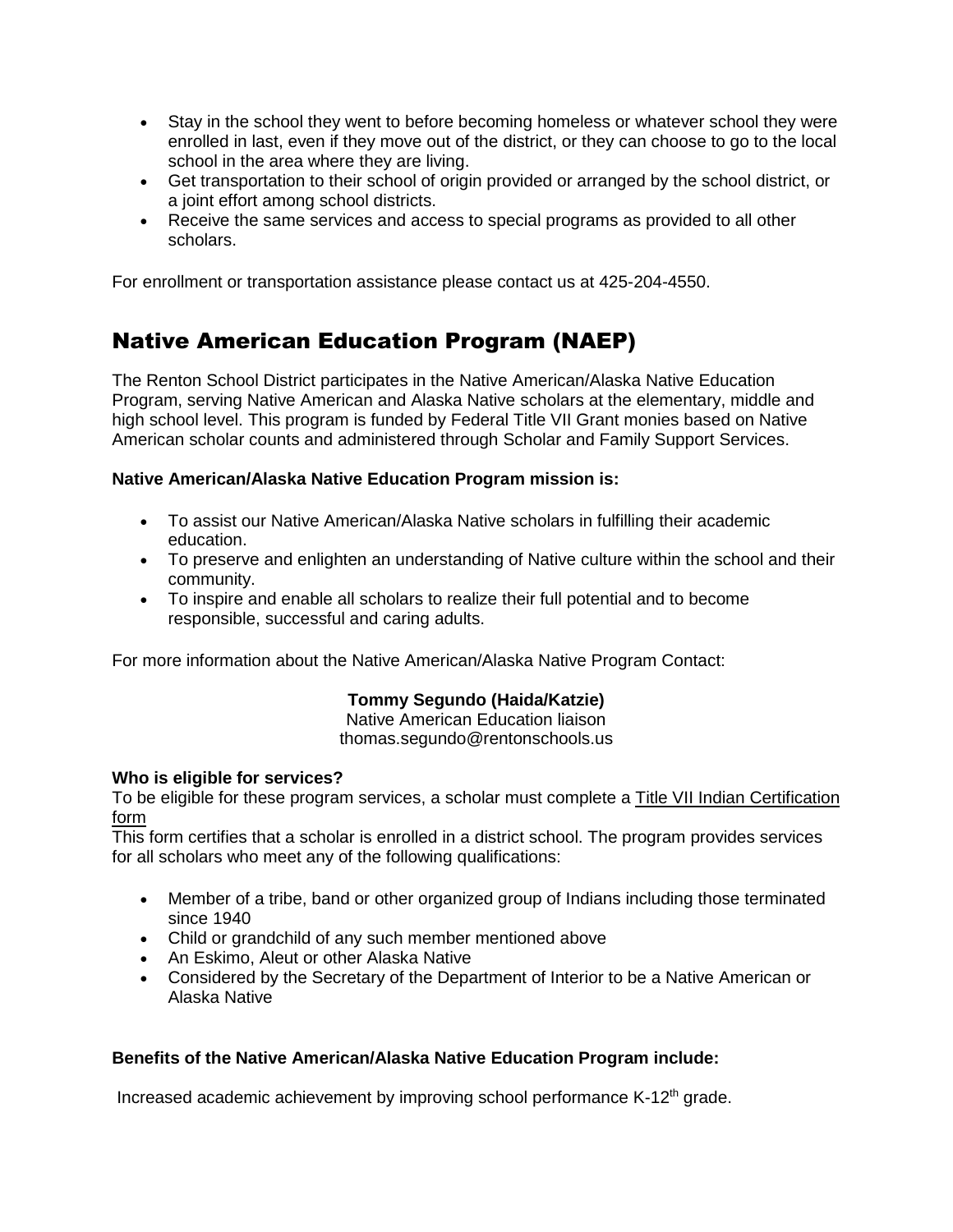- Stay in the school they went to before becoming homeless or whatever school they were enrolled in last, even if they move out of the district, or they can choose to go to the local school in the area where they are living.
- Get transportation to their school of origin provided or arranged by the school district, or a joint effort among school districts.
- Receive the same services and access to special programs as provided to all other scholars.

For enrollment or transportation assistance please contact us at 425-204-4550.

## Native American Education Program (NAEP)

The Renton School District participates in the Native American/Alaska Native Education Program, serving Native American and Alaska Native scholars at the elementary, middle and high school level. This program is funded by Federal Title VII Grant monies based on Native American scholar counts and administered through Scholar and Family Support Services.

**Native American/Alaska Native Education Program mission is:**

- To assist our Native American/Alaska Native scholars in fulfilling their academic education.
- To preserve and enlighten an understanding of Native culture within the school and their community.
- To inspire and enable all scholars to realize their full potential and to become responsible, successful and caring adults.

For more information about the Native American/Alaska Native Program Contact:

**Tommy Segundo (Haida/Katzie)**
Native American Education liaison
thomas.segundo@rentonschools.us

**Who is eligible for services?**
To be eligible for these program services, a scholar must complete a Title VII Indian Certification form
This form certifies that a scholar is enrolled in a district school. The program provides services for all scholars who meet any of the following qualifications:

- Member of a tribe, band or other organized group of Indians including those terminated since 1940
- Child or grandchild of any such member mentioned above
- An Eskimo, Aleut or other Alaska Native
- Considered by the Secretary of the Department of Interior to be a Native American or Alaska Native

**Benefits of the Native American/Alaska Native Education Program include:**

Increased academic achievement by improving school performance K-12th grade.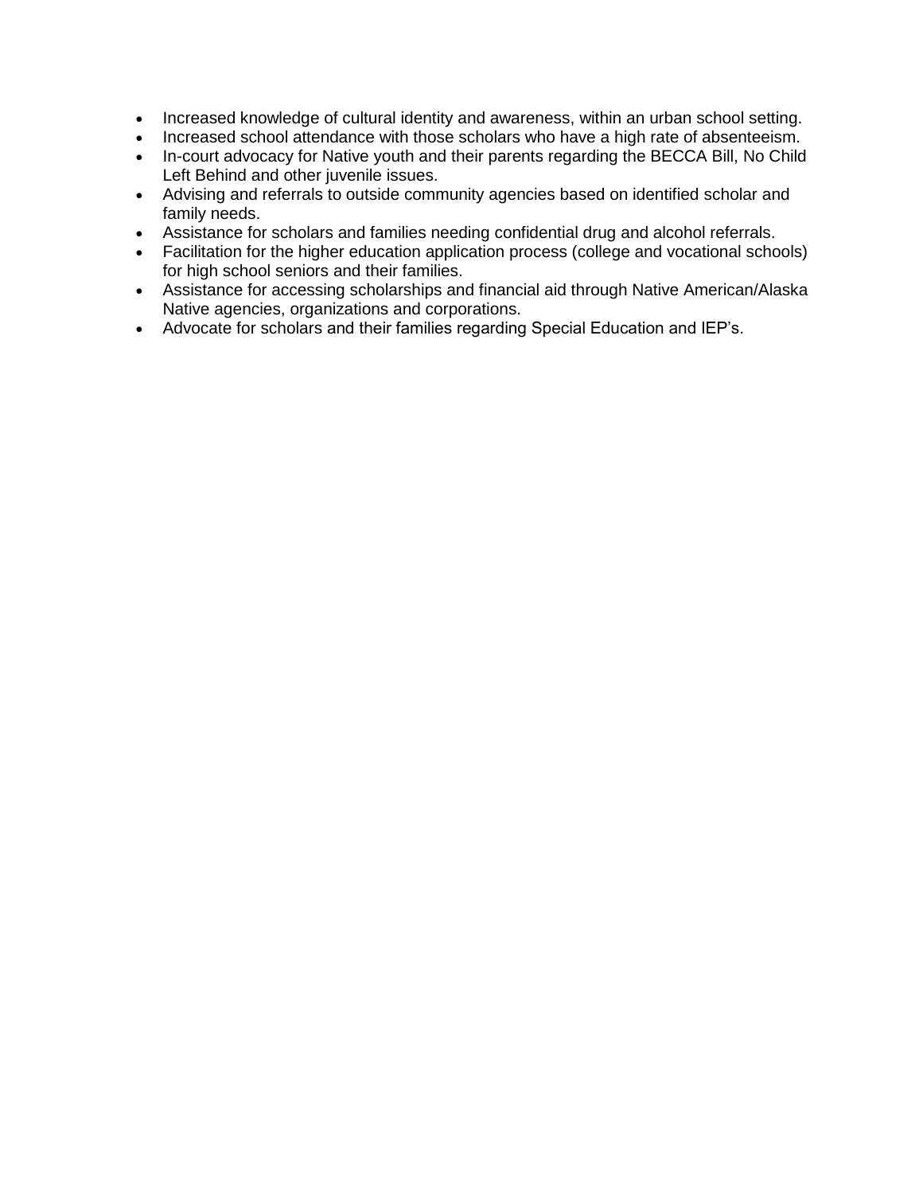- Increased knowledge of cultural identity and awareness, within an urban school setting.
- Increased school attendance with those scholars who have a high rate of absenteeism.
- In-court advocacy for Native youth and their parents regarding the BECCA Bill, No Child Left Behind and other juvenile issues.
- Advising and referrals to outside community agencies based on identified scholar and family needs.
- Assistance for scholars and families needing confidential drug and alcohol referrals.
- Facilitation for the higher education application process (college and vocational schools) for high school seniors and their families.
- Assistance for accessing scholarships and financial aid through Native American/Alaska Native agencies, organizations and corporations.
- Advocate for scholars and their families regarding Special Education and IEP's.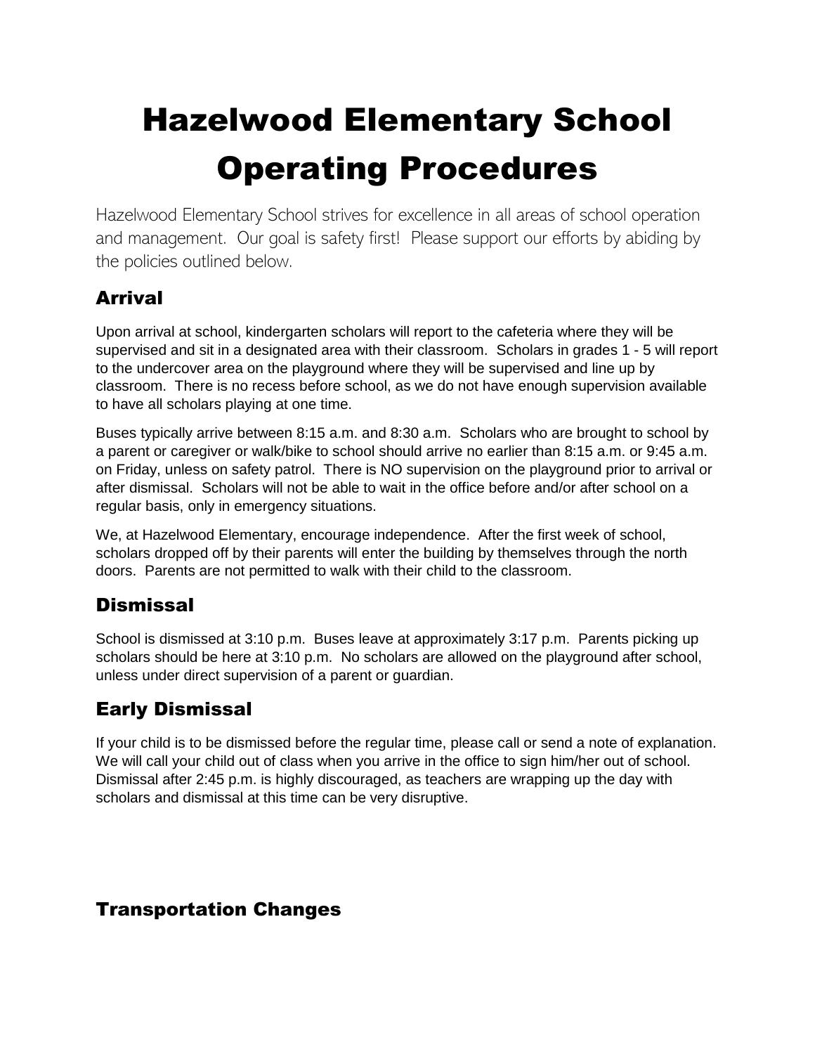# Hazelwood Elementary School Operating Procedures

Hazelwood Elementary School strives for excellence in all areas of school operation and management. Our goal is safety first! Please support our efforts by abiding by the policies outlined below.

## Arrival

Upon arrival at school, kindergarten scholars will report to the cafeteria where they will be supervised and sit in a designated area with their classroom. Scholars in grades 1 - 5 will report to the undercover area on the playground where they will be supervised and line up by classroom. There is no recess before school, as we do not have enough supervision available to have all scholars playing at one time.

Buses typically arrive between 8:15 a.m. and 8:30 a.m. Scholars who are brought to school by a parent or caregiver or walk/bike to school should arrive no earlier than 8:15 a.m. or 9:45 a.m. on Friday, unless on safety patrol. There is NO supervision on the playground prior to arrival or after dismissal. Scholars will not be able to wait in the office before and/or after school on a regular basis, only in emergency situations.

We, at Hazelwood Elementary, encourage independence. After the first week of school, scholars dropped off by their parents will enter the building by themselves through the north doors. Parents are not permitted to walk with their child to the classroom.

## Dismissal

School is dismissed at 3:10 p.m. Buses leave at approximately 3:17 p.m. Parents picking up scholars should be here at 3:10 p.m. No scholars are allowed on the playground after school, unless under direct supervision of a parent or guardian.

## Early Dismissal

If your child is to be dismissed before the regular time, please call or send a note of explanation. We will call your child out of class when you arrive in the office to sign him/her out of school. Dismissal after 2:45 p.m. is highly discouraged, as teachers are wrapping up the day with scholars and dismissal at this time can be very disruptive.

## Transportation Changes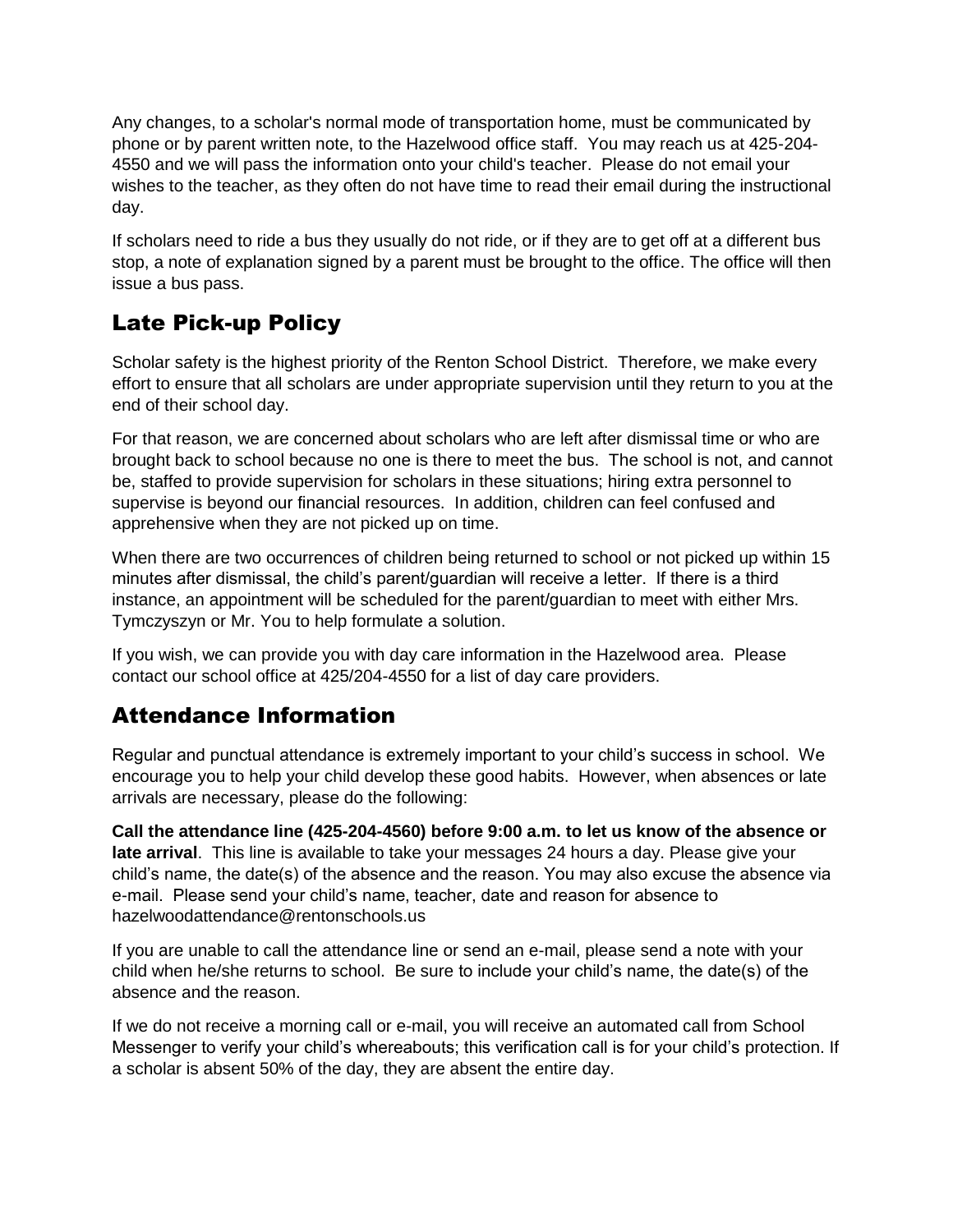Any changes, to a scholar's normal mode of transportation home, must be communicated by phone or by parent written note, to the Hazelwood office staff. You may reach us at 425-204-4550 and we will pass the information onto your child's teacher. Please do not email your wishes to the teacher, as they often do not have time to read their email during the instructional day.

If scholars need to ride a bus they usually do not ride, or if they are to get off at a different bus stop, a note of explanation signed by a parent must be brought to the office. The office will then issue a bus pass.

## Late Pick-up Policy

Scholar safety is the highest priority of the Renton School District. Therefore, we make every effort to ensure that all scholars are under appropriate supervision until they return to you at the end of their school day.

For that reason, we are concerned about scholars who are left after dismissal time or who are brought back to school because no one is there to meet the bus. The school is not, and cannot be, staffed to provide supervision for scholars in these situations; hiring extra personnel to supervise is beyond our financial resources. In addition, children can feel confused and apprehensive when they are not picked up on time.

When there are two occurrences of children being returned to school or not picked up within 15 minutes after dismissal, the child's parent/guardian will receive a letter. If there is a third instance, an appointment will be scheduled for the parent/guardian to meet with either Mrs. Tymczyszyn or Mr. You to help formulate a solution.

If you wish, we can provide you with day care information in the Hazelwood area. Please contact our school office at 425/204-4550 for a list of day care providers.

## Attendance Information

Regular and punctual attendance is extremely important to your child's success in school. We encourage you to help your child develop these good habits. However, when absences or late arrivals are necessary, please do the following:

**Call the attendance line (425-204-4560) before 9:00 a.m. to let us know of the absence or late arrival**. This line is available to take your messages 24 hours a day. Please give your child's name, the date(s) of the absence and the reason. You may also excuse the absence via e-mail. Please send your child's name, teacher, date and reason for absence to hazelwoodattendance@rentonschools.us

If you are unable to call the attendance line or send an e-mail, please send a note with your child when he/she returns to school. Be sure to include your child's name, the date(s) of the absence and the reason.

If we do not receive a morning call or e-mail, you will receive an automated call from School Messenger to verify your child's whereabouts; this verification call is for your child's protection. If a scholar is absent 50% of the day, they are absent the entire day.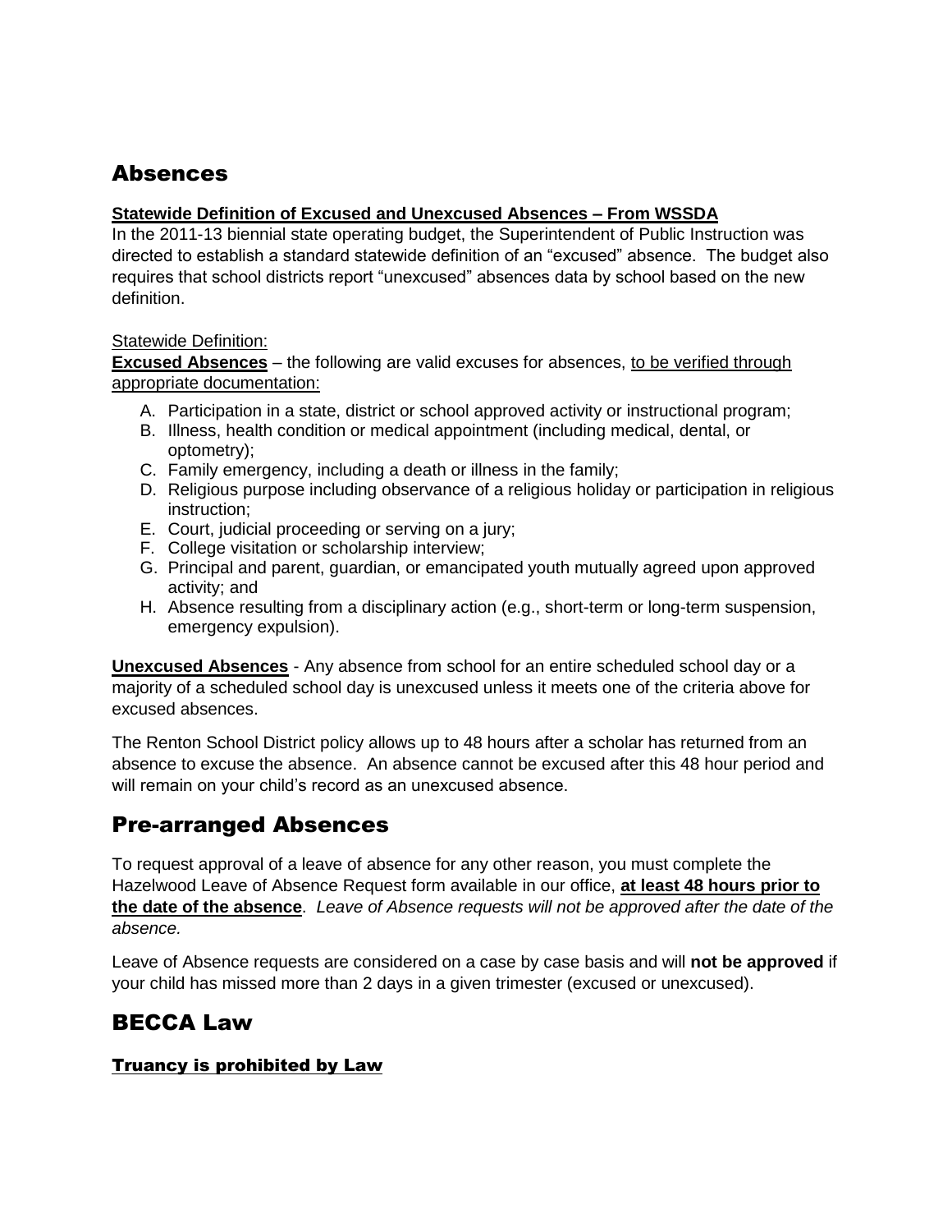## Absences

**Statewide Definition of Excused and Unexcused Absences – From WSSDA**

In the 2011-13 biennial state operating budget, the Superintendent of Public Instruction was directed to establish a standard statewide definition of an "excused" absence. The budget also requires that school districts report "unexcused" absences data by school based on the new definition.

Statewide Definition:

**Excused Absences** – the following are valid excuses for absences, to be verified through appropriate documentation:

A. Participation in a state, district or school approved activity or instructional program;
B. Illness, health condition or medical appointment (including medical, dental, or optometry);
C. Family emergency, including a death or illness in the family;
D. Religious purpose including observance of a religious holiday or participation in religious instruction;
E. Court, judicial proceeding or serving on a jury;
F. College visitation or scholarship interview;
G. Principal and parent, guardian, or emancipated youth mutually agreed upon approved activity; and
H. Absence resulting from a disciplinary action (e.g., short-term or long-term suspension, emergency expulsion).

**Unexcused Absences** - Any absence from school for an entire scheduled school day or a majority of a scheduled school day is unexcused unless it meets one of the criteria above for excused absences.

The Renton School District policy allows up to 48 hours after a scholar has returned from an absence to excuse the absence. An absence cannot be excused after this 48 hour period and will remain on your child's record as an unexcused absence.

## Pre-arranged Absences

To request approval of a leave of absence for any other reason, you must complete the Hazelwood Leave of Absence Request form available in our office, **at least 48 hours prior to the date of the absence**. *Leave of Absence requests will not be approved after the date of the absence.*

Leave of Absence requests are considered on a case by case basis and will **not be approved** if your child has missed more than 2 days in a given trimester (excused or unexcused).

## BECCA Law

### Truancy is prohibited by Law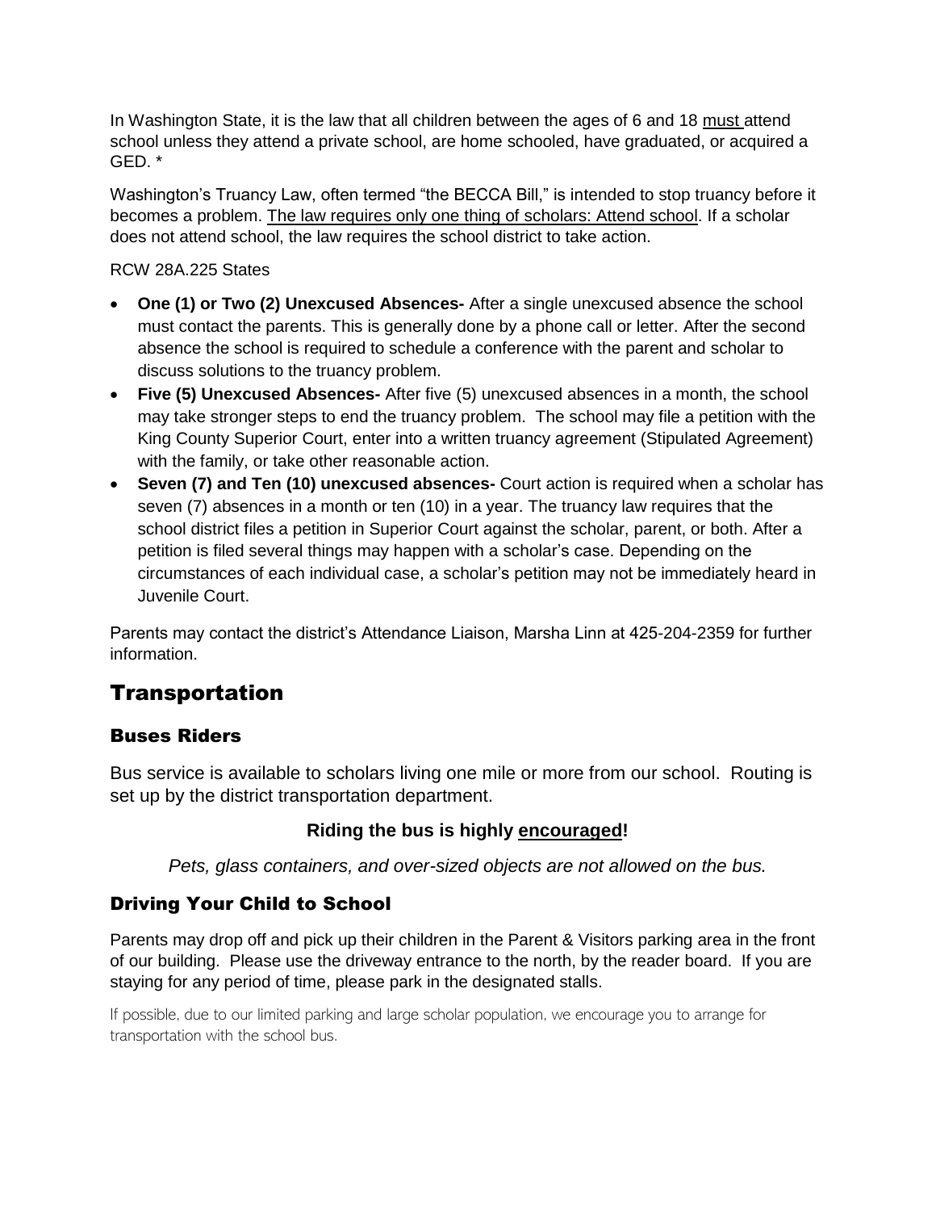In Washington State, it is the law that all children between the ages of 6 and 18 must attend school unless they attend a private school, are home schooled, have graduated, or acquired a GED. *

Washington's Truancy Law, often termed "the BECCA Bill," is intended to stop truancy before it becomes a problem. The law requires only one thing of scholars: Attend school. If a scholar does not attend school, the law requires the school district to take action.

RCW 28A.225 States

- **One (1) or Two (2) Unexcused Absences-** After a single unexcused absence the school must contact the parents. This is generally done by a phone call or letter. After the second absence the school is required to schedule a conference with the parent and scholar to discuss solutions to the truancy problem.
- **Five (5) Unexcused Absences-** After five (5) unexcused absences in a month, the school may take stronger steps to end the truancy problem. The school may file a petition with the King County Superior Court, enter into a written truancy agreement (Stipulated Agreement) with the family, or take other reasonable action.
- **Seven (7) and Ten (10) unexcused absences-** Court action is required when a scholar has seven (7) absences in a month or ten (10) in a year. The truancy law requires that the school district files a petition in Superior Court against the scholar, parent, or both. After a petition is filed several things may happen with a scholar's case. Depending on the circumstances of each individual case, a scholar's petition may not be immediately heard in Juvenile Court.

Parents may contact the district's Attendance Liaison, Marsha Linn at 425-204-2359 for further information.

# Transportation

## Buses Riders

Bus service is available to scholars living one mile or more from our school. Routing is set up by the district transportation department.

**Riding the bus is highly encouraged!**

*Pets, glass containers, and over-sized objects are not allowed on the bus.*

## Driving Your Child to School

Parents may drop off and pick up their children in the Parent & Visitors parking area in the front of our building. Please use the driveway entrance to the north, by the reader board. If you are staying for any period of time, please park in the designated stalls.

If possible, due to our limited parking and large scholar population, we encourage you to arrange for transportation with the school bus.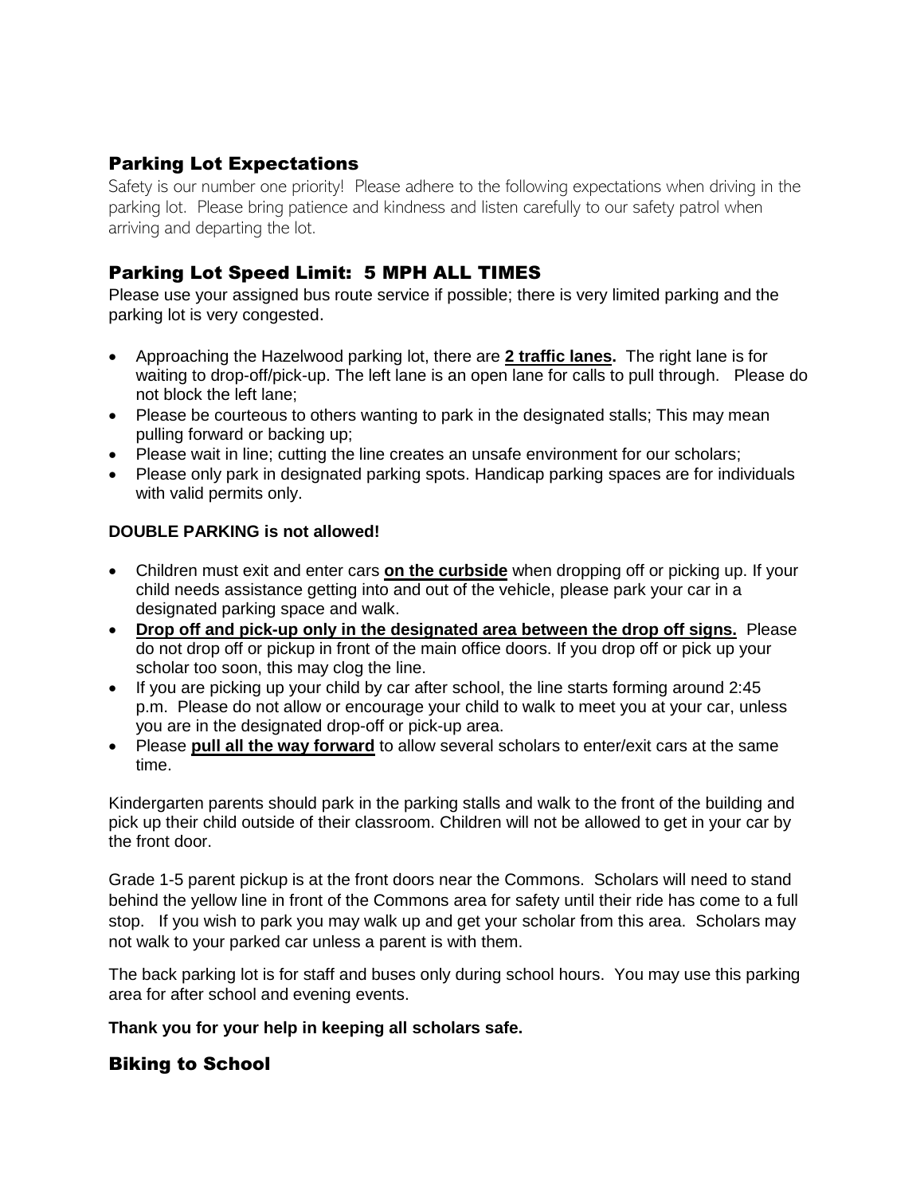## Parking Lot Expectations

Safety is our number one priority! Please adhere to the following expectations when driving in the parking lot. Please bring patience and kindness and listen carefully to our safety patrol when arriving and departing the lot.

## Parking Lot Speed Limit: 5 MPH ALL TIMES

Please use your assigned bus route service if possible; there is very limited parking and the parking lot is very congested.

- Approaching the Hazelwood parking lot, there are **2 traffic lanes.** The right lane is for waiting to drop-off/pick-up. The left lane is an open lane for calls to pull through. Please do not block the left lane;
- Please be courteous to others wanting to park in the designated stalls; This may mean pulling forward or backing up;
- Please wait in line; cutting the line creates an unsafe environment for our scholars;
- Please only park in designated parking spots. Handicap parking spaces are for individuals with valid permits only.

**DOUBLE PARKING is not allowed!**

- Children must exit and enter cars **on the curbside** when dropping off or picking up. If your child needs assistance getting into and out of the vehicle, please park your car in a designated parking space and walk.
- **Drop off and pick-up only in the designated area between the drop off signs.** Please do not drop off or pickup in front of the main office doors. If you drop off or pick up your scholar too soon, this may clog the line.
- If you are picking up your child by car after school, the line starts forming around 2:45 p.m. Please do not allow or encourage your child to walk to meet you at your car, unless you are in the designated drop-off or pick-up area.
- Please **pull all the way forward** to allow several scholars to enter/exit cars at the same time.

Kindergarten parents should park in the parking stalls and walk to the front of the building and pick up their child outside of their classroom. Children will not be allowed to get in your car by the front door.

Grade 1-5 parent pickup is at the front doors near the Commons. Scholars will need to stand behind the yellow line in front of the Commons area for safety until their ride has come to a full stop. If you wish to park you may walk up and get your scholar from this area. Scholars may not walk to your parked car unless a parent is with them.

The back parking lot is for staff and buses only during school hours. You may use this parking area for after school and evening events.

**Thank you for your help in keeping all scholars safe.**

## Biking to School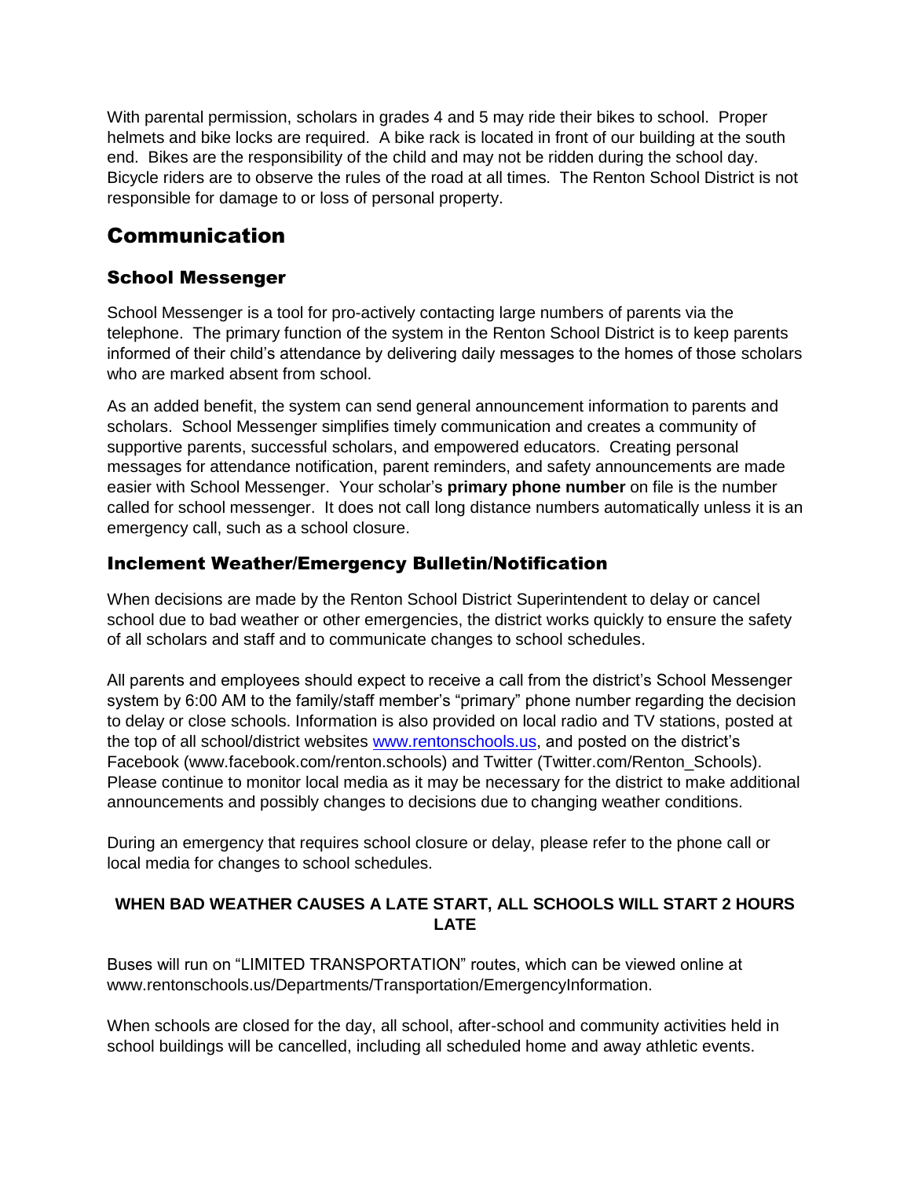With parental permission, scholars in grades 4 and 5 may ride their bikes to school. Proper helmets and bike locks are required. A bike rack is located in front of our building at the south end. Bikes are the responsibility of the child and may not be ridden during the school day. Bicycle riders are to observe the rules of the road at all times. The Renton School District is not responsible for damage to or loss of personal property.

# Communication

## School Messenger

School Messenger is a tool for pro-actively contacting large numbers of parents via the telephone. The primary function of the system in the Renton School District is to keep parents informed of their child's attendance by delivering daily messages to the homes of those scholars who are marked absent from school.

As an added benefit, the system can send general announcement information to parents and scholars. School Messenger simplifies timely communication and creates a community of supportive parents, successful scholars, and empowered educators. Creating personal messages for attendance notification, parent reminders, and safety announcements are made easier with School Messenger. Your scholar's **primary phone number** on file is the number called for school messenger. It does not call long distance numbers automatically unless it is an emergency call, such as a school closure.

## Inclement Weather/Emergency Bulletin/Notification

When decisions are made by the Renton School District Superintendent to delay or cancel school due to bad weather or other emergencies, the district works quickly to ensure the safety of all scholars and staff and to communicate changes to school schedules.

All parents and employees should expect to receive a call from the district's School Messenger system by 6:00 AM to the family/staff member's "primary" phone number regarding the decision to delay or close schools. Information is also provided on local radio and TV stations, posted at the top of all school/district websites [www.rentonschools.us](http://www.rentonschools.us), and posted on the district's Facebook (www.facebook.com/renton.schools) and Twitter (Twitter.com/Renton_Schools). Please continue to monitor local media as it may be necessary for the district to make additional announcements and possibly changes to decisions due to changing weather conditions.

During an emergency that requires school closure or delay, please refer to the phone call or local media for changes to school schedules.

**WHEN BAD WEATHER CAUSES A LATE START, ALL SCHOOLS WILL START 2 HOURS LATE**

Buses will run on "LIMITED TRANSPORTATION" routes, which can be viewed online at www.rentonschools.us/Departments/Transportation/EmergencyInformation.

When schools are closed for the day, all school, after-school and community activities held in school buildings will be cancelled, including all scheduled home and away athletic events.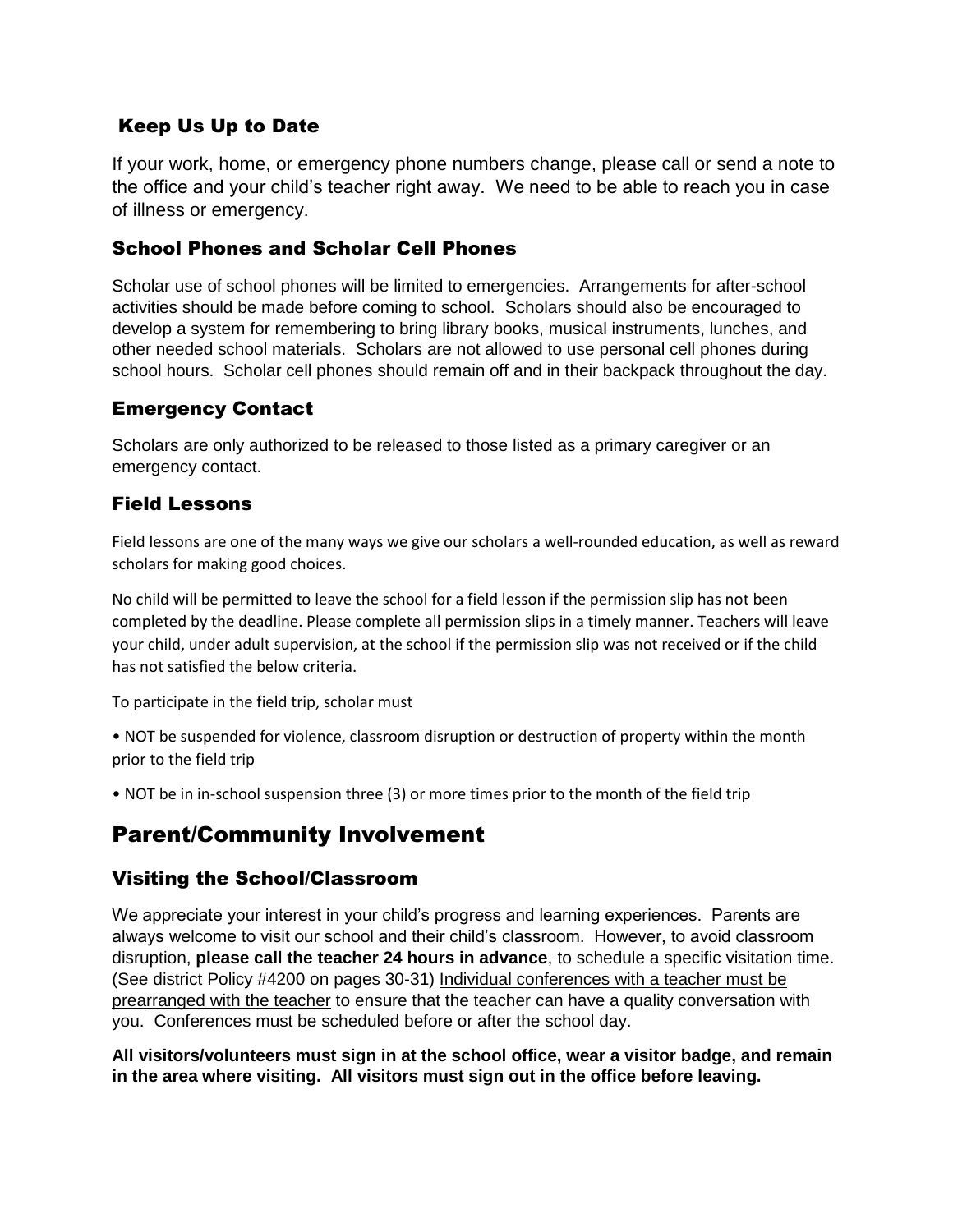### Keep Us Up to Date

If your work, home, or emergency phone numbers change, please call or send a note to the office and your child's teacher right away. We need to be able to reach you in case of illness or emergency.

### School Phones and Scholar Cell Phones

Scholar use of school phones will be limited to emergencies. Arrangements for after-school activities should be made before coming to school. Scholars should also be encouraged to develop a system for remembering to bring library books, musical instruments, lunches, and other needed school materials. Scholars are not allowed to use personal cell phones during school hours. Scholar cell phones should remain off and in their backpack throughout the day.

### Emergency Contact

Scholars are only authorized to be released to those listed as a primary caregiver or an emergency contact.

### Field Lessons

Field lessons are one of the many ways we give our scholars a well-rounded education, as well as reward scholars for making good choices.

No child will be permitted to leave the school for a field lesson if the permission slip has not been completed by the deadline. Please complete all permission slips in a timely manner. Teachers will leave your child, under adult supervision, at the school if the permission slip was not received or if the child has not satisfied the below criteria.

To participate in the field trip, scholar must

- NOT be suspended for violence, classroom disruption or destruction of property within the month prior to the field trip
- NOT be in in-school suspension three (3) or more times prior to the month of the field trip

## Parent/Community Involvement

### Visiting the School/Classroom

We appreciate your interest in your child's progress and learning experiences. Parents are always welcome to visit our school and their child's classroom. However, to avoid classroom disruption, **please call the teacher 24 hours in advance**, to schedule a specific visitation time. (See district Policy #4200 on pages 30-31) Individual conferences with a teacher must be prearranged with the teacher to ensure that the teacher can have a quality conversation with you. Conferences must be scheduled before or after the school day.

**All visitors/volunteers must sign in at the school office, wear a visitor badge, and remain in the area where visiting. All visitors must sign out in the office before leaving.**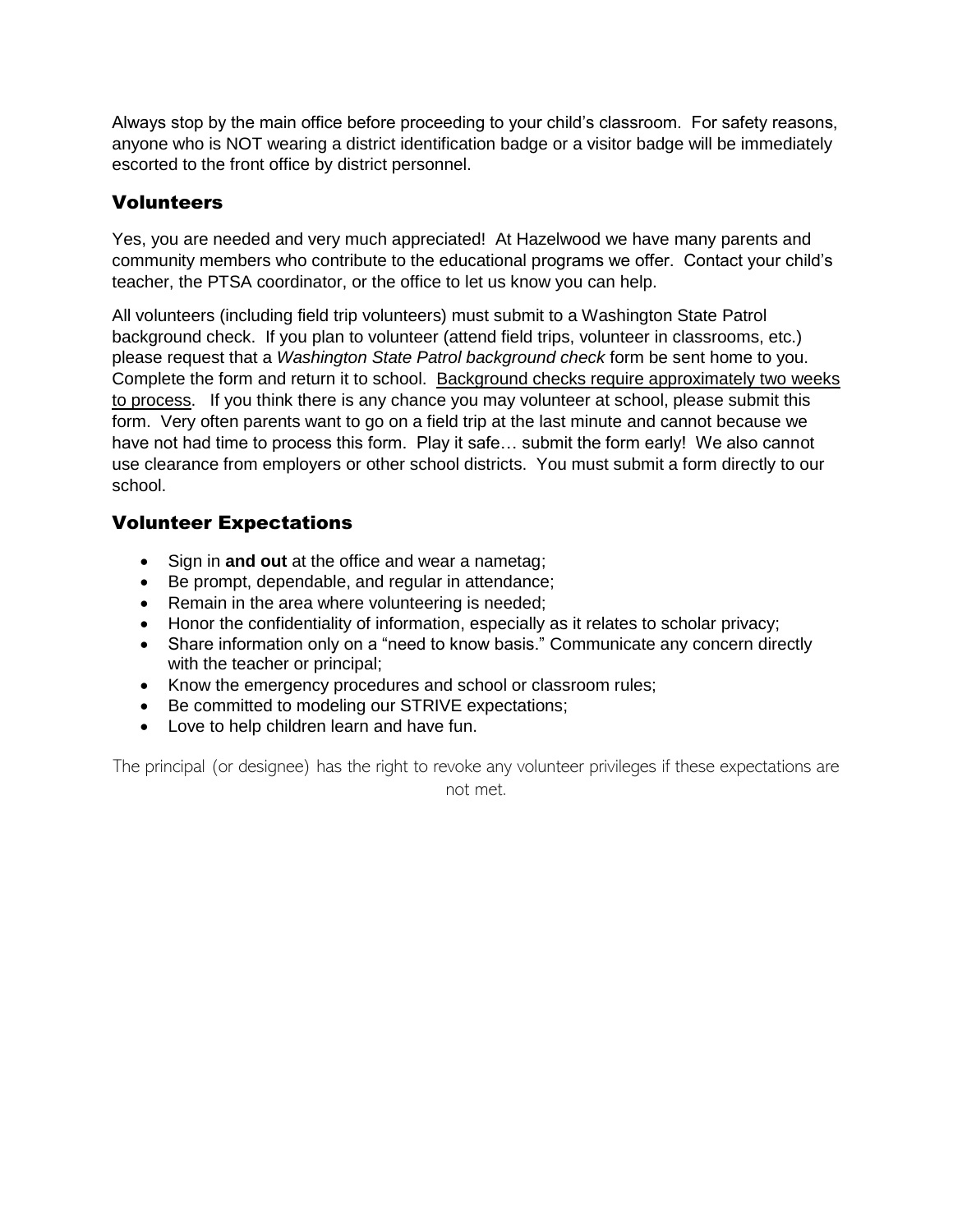Always stop by the main office before proceeding to your child's classroom. For safety reasons, anyone who is NOT wearing a district identification badge or a visitor badge will be immediately escorted to the front office by district personnel.

## Volunteers

Yes, you are needed and very much appreciated! At Hazelwood we have many parents and community members who contribute to the educational programs we offer. Contact your child's teacher, the PTSA coordinator, or the office to let us know you can help.

All volunteers (including field trip volunteers) must submit to a Washington State Patrol background check. If you plan to volunteer (attend field trips, volunteer in classrooms, etc.) please request that a *Washington State Patrol background check* form be sent home to you. Complete the form and return it to school. <u>Background checks require approximately two weeks to process</u>. If you think there is any chance you may volunteer at school, please submit this form. Very often parents want to go on a field trip at the last minute and cannot because we have not had time to process this form. Play it safe… submit the form early! We also cannot use clearance from employers or other school districts. You must submit a form directly to our school.

## Volunteer Expectations

- Sign in **and out** at the office and wear a nametag;
- Be prompt, dependable, and regular in attendance;
- Remain in the area where volunteering is needed;
- Honor the confidentiality of information, especially as it relates to scholar privacy;
- Share information only on a "need to know basis." Communicate any concern directly with the teacher or principal;
- Know the emergency procedures and school or classroom rules;
- Be committed to modeling our STRIVE expectations;
- Love to help children learn and have fun.

The principal (or designee) has the right to revoke any volunteer privileges if these expectations are not met.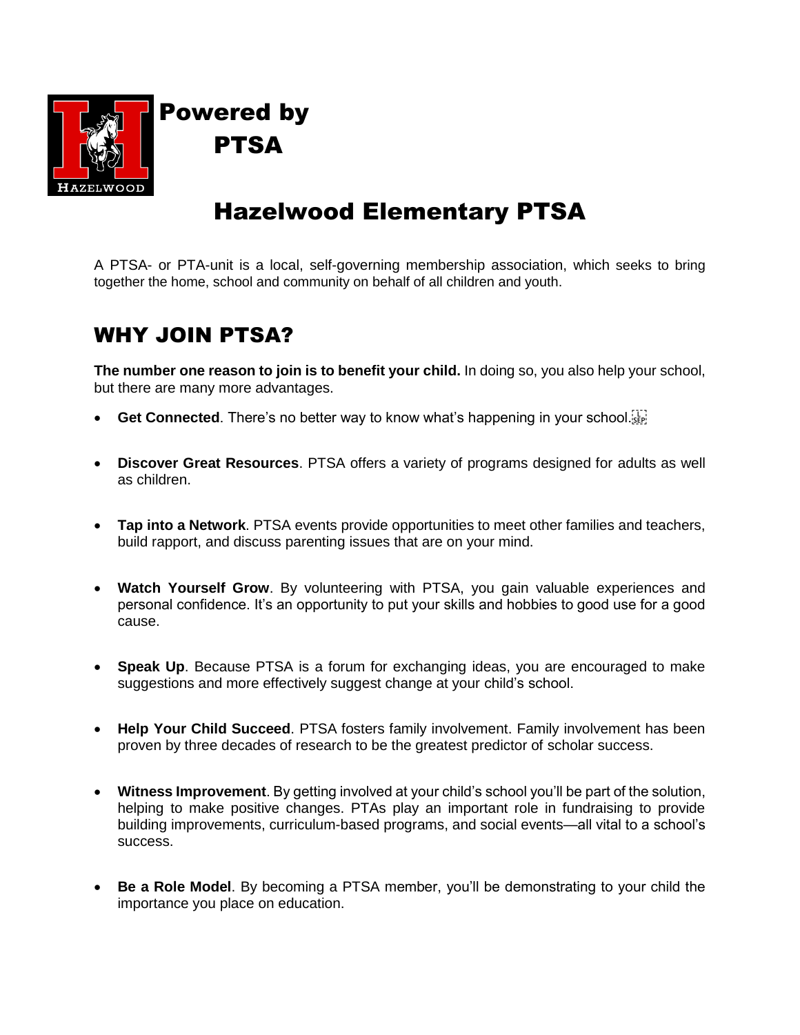Powered by PTSA

# Hazelwood Elementary PTSA

A PTSA- or PTA-unit is a local, self-governing membership association, which seeks to bring together the home, school and community on behalf of all children and youth.

## WHY JOIN PTSA?

**The number one reason to join is to benefit your child.** In doing so, you also help your school, but there are many more advantages.

- **Get Connected**. There's no better way to know what's happening in your school.
- **Discover Great Resources**. PTSA offers a variety of programs designed for adults as well as children.
- **Tap into a Network**. PTSA events provide opportunities to meet other families and teachers, build rapport, and discuss parenting issues that are on your mind.
- **Watch Yourself Grow**. By volunteering with PTSA, you gain valuable experiences and personal confidence. It's an opportunity to put your skills and hobbies to good use for a good cause.
- **Speak Up**. Because PTSA is a forum for exchanging ideas, you are encouraged to make suggestions and more effectively suggest change at your child's school.
- **Help Your Child Succeed**. PTSA fosters family involvement. Family involvement has been proven by three decades of research to be the greatest predictor of scholar success.
- **Witness Improvement**. By getting involved at your child's school you'll be part of the solution, helping to make positive changes. PTAs play an important role in fundraising to provide building improvements, curriculum-based programs, and social events—all vital to a school's success.
- **Be a Role Model**. By becoming a PTSA member, you'll be demonstrating to your child the importance you place on education.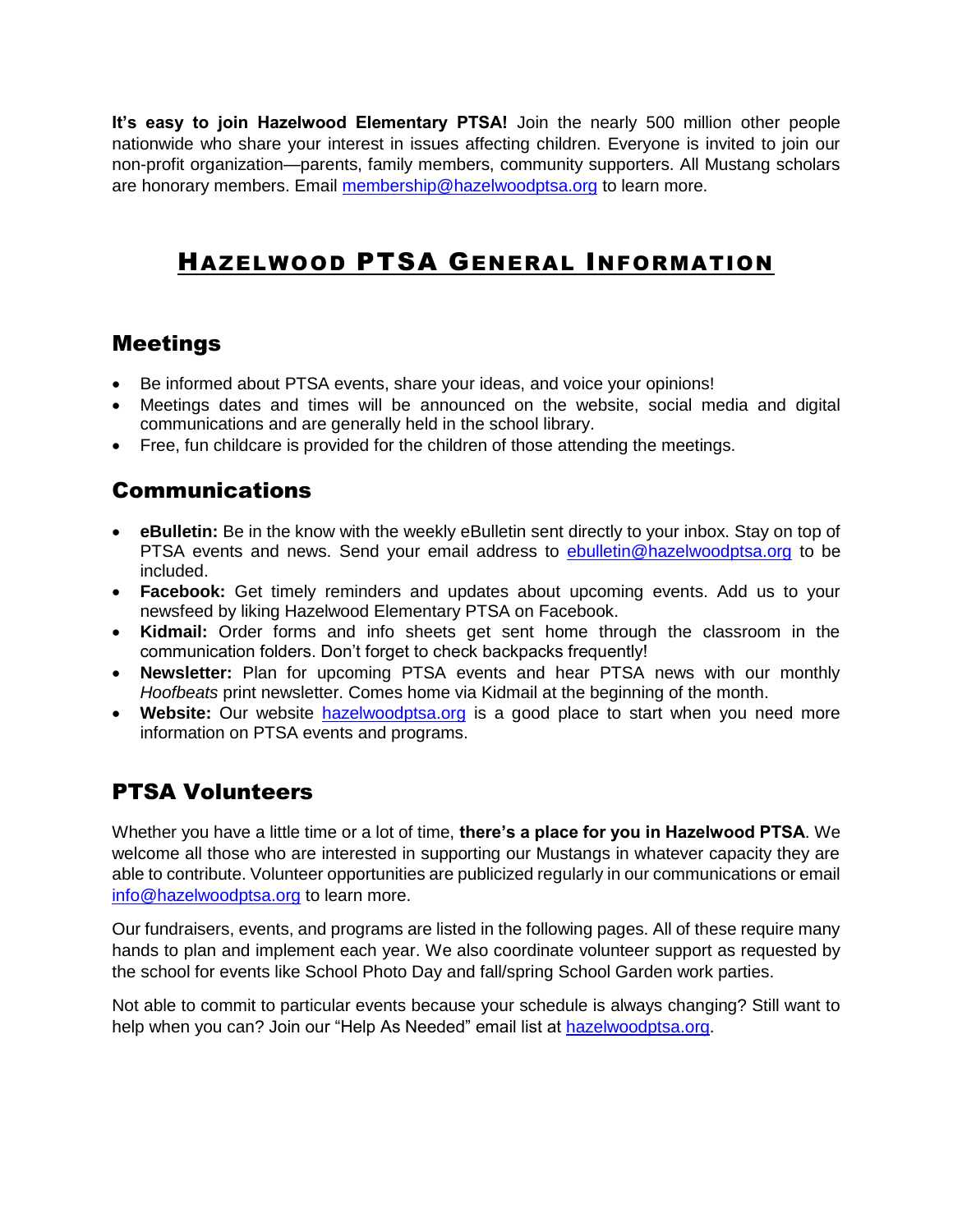**It's easy to join Hazelwood Elementary PTSA!** Join the nearly 500 million other people nationwide who share your interest in issues affecting children. Everyone is invited to join our non-profit organization—parents, family members, community supporters. All Mustang scholars are honorary members. Email membership@hazelwoodptsa.org to learn more.

# HAZELWOOD PTSA GENERAL INFORMATION

## Meetings

- Be informed about PTSA events, share your ideas, and voice your opinions!
- Meetings dates and times will be announced on the website, social media and digital communications and are generally held in the school library.
- Free, fun childcare is provided for the children of those attending the meetings.

## Communications

- **eBulletin:** Be in the know with the weekly eBulletin sent directly to your inbox. Stay on top of PTSA events and news. Send your email address to ebulletin@hazelwoodptsa.org to be included.
- **Facebook:** Get timely reminders and updates about upcoming events. Add us to your newsfeed by liking Hazelwood Elementary PTSA on Facebook.
- **Kidmail:** Order forms and info sheets get sent home through the classroom in the communication folders. Don't forget to check backpacks frequently!
- **Newsletter:** Plan for upcoming PTSA events and hear PTSA news with our monthly *Hoofbeats* print newsletter. Comes home via Kidmail at the beginning of the month.
- **Website:** Our website hazelwoodptsa.org is a good place to start when you need more information on PTSA events and programs.

## PTSA Volunteers

Whether you have a little time or a lot of time, **there's a place for you in Hazelwood PTSA**. We welcome all those who are interested in supporting our Mustangs in whatever capacity they are able to contribute. Volunteer opportunities are publicized regularly in our communications or email info@hazelwoodptsa.org to learn more.

Our fundraisers, events, and programs are listed in the following pages. All of these require many hands to plan and implement each year. We also coordinate volunteer support as requested by the school for events like School Photo Day and fall/spring School Garden work parties.

Not able to commit to particular events because your schedule is always changing? Still want to help when you can? Join our "Help As Needed" email list at hazelwoodptsa.org.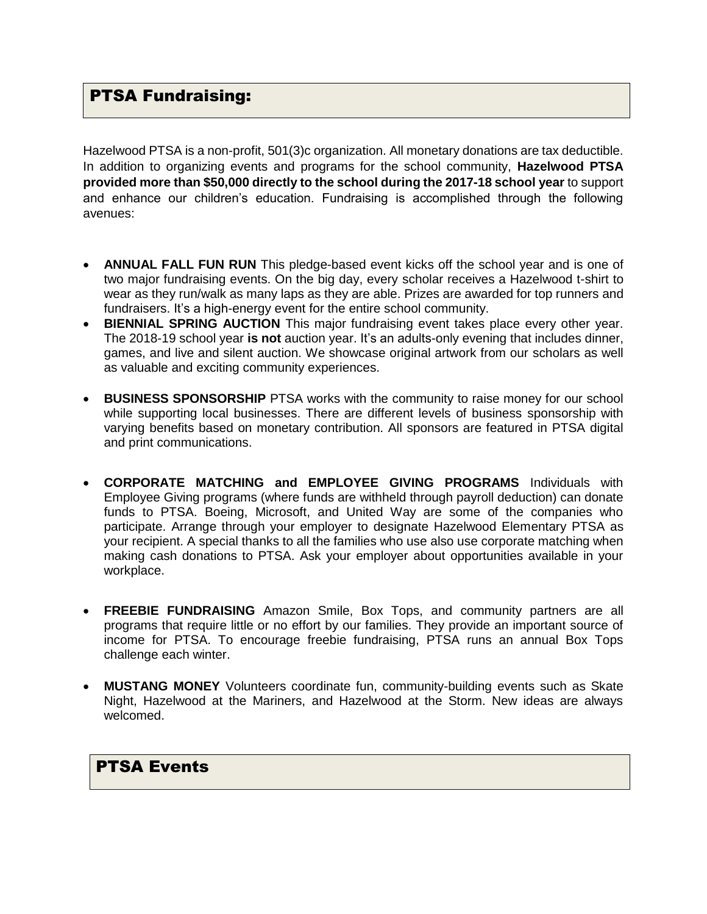## PTSA Fundraising:

Hazelwood PTSA is a non-profit, 501(3)c organization. All monetary donations are tax deductible. In addition to organizing events and programs for the school community, **Hazelwood PTSA provided more than $50,000 directly to the school during the 2017-18 school year** to support and enhance our children's education. Fundraising is accomplished through the following avenues:

- **ANNUAL FALL FUN RUN** This pledge-based event kicks off the school year and is one of two major fundraising events. On the big day, every scholar receives a Hazelwood t-shirt to wear as they run/walk as many laps as they are able. Prizes are awarded for top runners and fundraisers. It's a high-energy event for the entire school community.
- **BIENNIAL SPRING AUCTION** This major fundraising event takes place every other year. The 2018-19 school year **is not** auction year. It's an adults-only evening that includes dinner, games, and live and silent auction. We showcase original artwork from our scholars as well as valuable and exciting community experiences.
- **BUSINESS SPONSORSHIP** PTSA works with the community to raise money for our school while supporting local businesses. There are different levels of business sponsorship with varying benefits based on monetary contribution. All sponsors are featured in PTSA digital and print communications.
- **CORPORATE MATCHING and EMPLOYEE GIVING PROGRAMS** Individuals with Employee Giving programs (where funds are withheld through payroll deduction) can donate funds to PTSA. Boeing, Microsoft, and United Way are some of the companies who participate. Arrange through your employer to designate Hazelwood Elementary PTSA as your recipient. A special thanks to all the families who use also use corporate matching when making cash donations to PTSA. Ask your employer about opportunities available in your workplace.
- **FREEBIE FUNDRAISING** Amazon Smile, Box Tops, and community partners are all programs that require little or no effort by our families. They provide an important source of income for PTSA. To encourage freebie fundraising, PTSA runs an annual Box Tops challenge each winter.
- **MUSTANG MONEY** Volunteers coordinate fun, community-building events such as Skate Night, Hazelwood at the Mariners, and Hazelwood at the Storm. New ideas are always welcomed.

## PTSA Events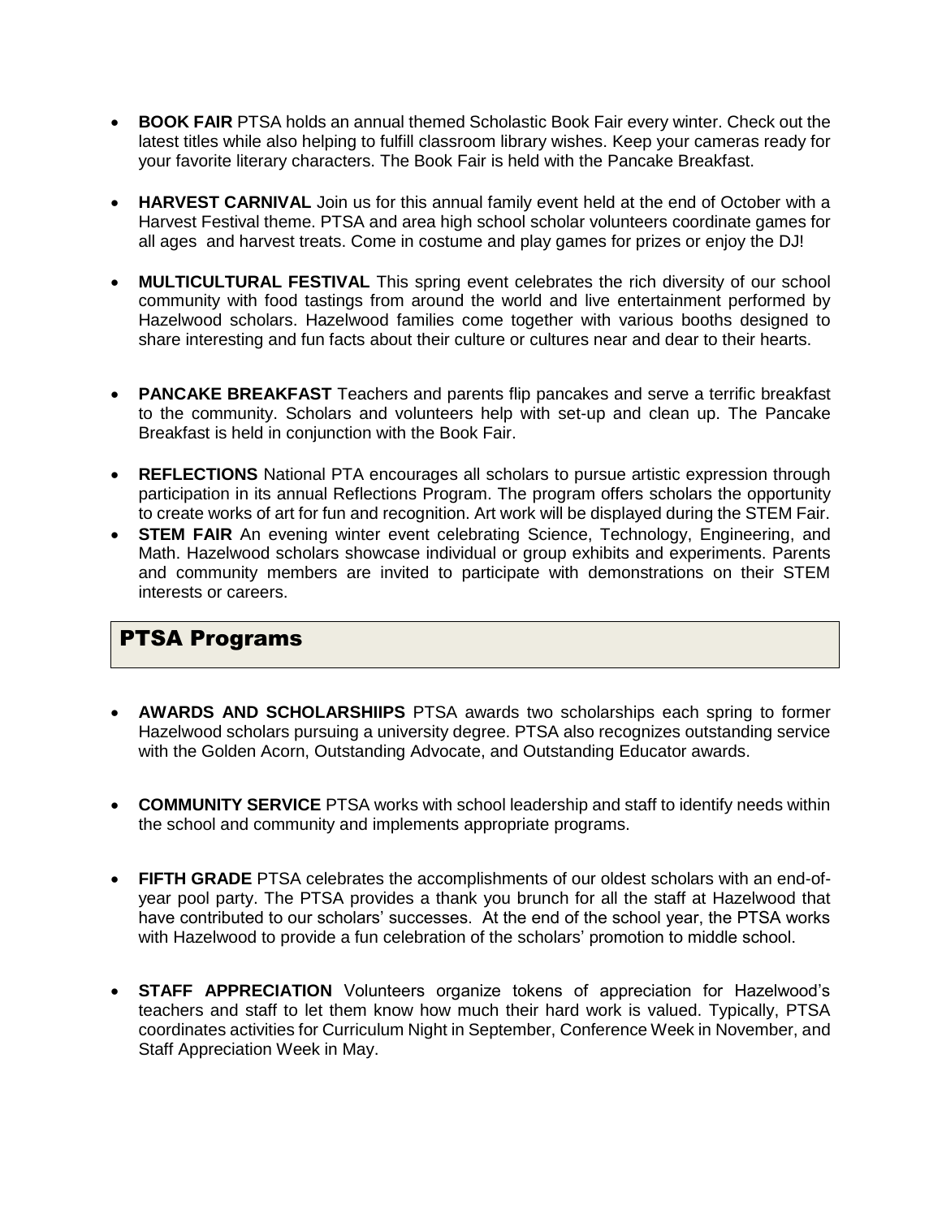- **BOOK FAIR** PTSA holds an annual themed Scholastic Book Fair every winter. Check out the latest titles while also helping to fulfill classroom library wishes. Keep your cameras ready for your favorite literary characters. The Book Fair is held with the Pancake Breakfast.

- **HARVEST CARNIVAL** Join us for this annual family event held at the end of October with a Harvest Festival theme. PTSA and area high school scholar volunteers coordinate games for all ages and harvest treats. Come in costume and play games for prizes or enjoy the DJ!

- **MULTICULTURAL FESTIVAL** This spring event celebrates the rich diversity of our school community with food tastings from around the world and live entertainment performed by Hazelwood scholars. Hazelwood families come together with various booths designed to share interesting and fun facts about their culture or cultures near and dear to their hearts.

- **PANCAKE BREAKFAST** Teachers and parents flip pancakes and serve a terrific breakfast to the community. Scholars and volunteers help with set-up and clean up. The Pancake Breakfast is held in conjunction with the Book Fair.

- **REFLECTIONS** National PTA encourages all scholars to pursue artistic expression through participation in its annual Reflections Program. The program offers scholars the opportunity to create works of art for fun and recognition. Art work will be displayed during the STEM Fair.
- **STEM FAIR** An evening winter event celebrating Science, Technology, Engineering, and Math. Hazelwood scholars showcase individual or group exhibits and experiments. Parents and community members are invited to participate with demonstrations on their STEM interests or careers.

## PTSA Programs

- **AWARDS AND SCHOLARSHIIPS** PTSA awards two scholarships each spring to former Hazelwood scholars pursuing a university degree. PTSA also recognizes outstanding service with the Golden Acorn, Outstanding Advocate, and Outstanding Educator awards.

- **COMMUNITY SERVICE** PTSA works with school leadership and staff to identify needs within the school and community and implements appropriate programs.

- **FIFTH GRADE** PTSA celebrates the accomplishments of our oldest scholars with an end-of-year pool party. The PTSA provides a thank you brunch for all the staff at Hazelwood that have contributed to our scholars' successes. At the end of the school year, the PTSA works with Hazelwood to provide a fun celebration of the scholars' promotion to middle school.

- **STAFF APPRECIATION** Volunteers organize tokens of appreciation for Hazelwood's teachers and staff to let them know how much their hard work is valued. Typically, PTSA coordinates activities for Curriculum Night in September, Conference Week in November, and Staff Appreciation Week in May.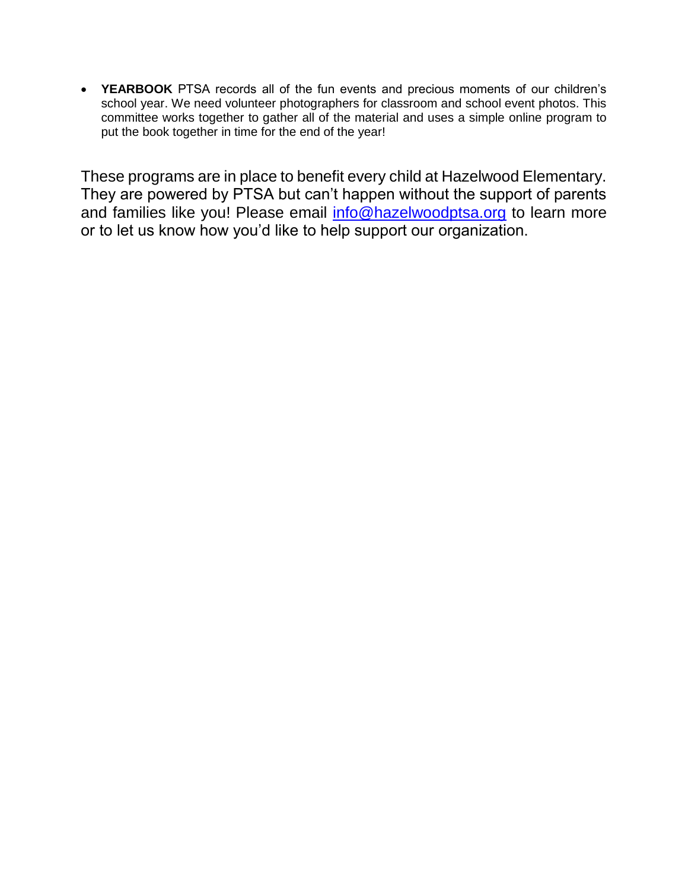- **YEARBOOK** PTSA records all of the fun events and precious moments of our children's school year. We need volunteer photographers for classroom and school event photos. This committee works together to gather all of the material and uses a simple online program to put the book together in time for the end of the year!

These programs are in place to benefit every child at Hazelwood Elementary. They are powered by PTSA but can't happen without the support of parents and families like you! Please email info@hazelwoodptsa.org to learn more or to let us know how you'd like to help support our organization.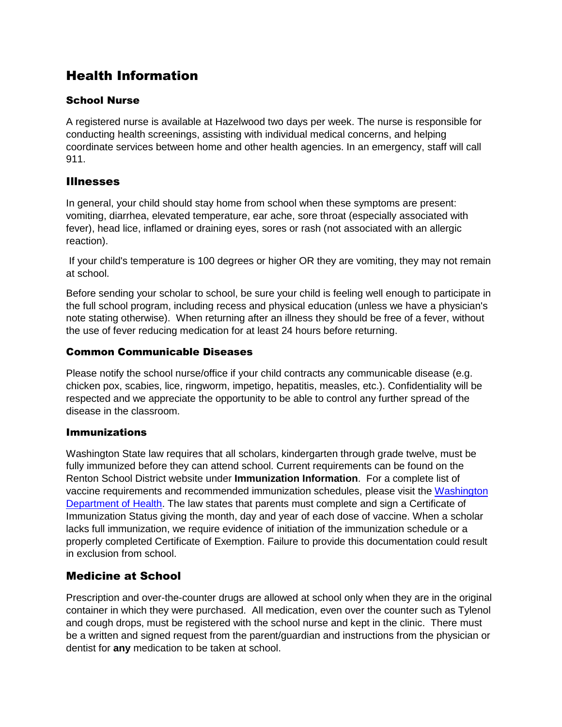# Health Information

### School Nurse

A registered nurse is available at Hazelwood two days per week. The nurse is responsible for conducting health screenings, assisting with individual medical concerns, and helping coordinate services between home and other health agencies. In an emergency, staff will call 911.

## Illnesses

In general, your child should stay home from school when these symptoms are present: vomiting, diarrhea, elevated temperature, ear ache, sore throat (especially associated with fever), head lice, inflamed or draining eyes, sores or rash (not associated with an allergic reaction).

If your child's temperature is 100 degrees or higher OR they are vomiting, they may not remain at school.

Before sending your scholar to school, be sure your child is feeling well enough to participate in the full school program, including recess and physical education (unless we have a physician's note stating otherwise). When returning after an illness they should be free of a fever, without the use of fever reducing medication for at least 24 hours before returning.

### Common Communicable Diseases

Please notify the school nurse/office if your child contracts any communicable disease (e.g. chicken pox, scabies, lice, ringworm, impetigo, hepatitis, measles, etc.). Confidentiality will be respected and we appreciate the opportunity to be able to control any further spread of the disease in the classroom.

### Immunizations

Washington State law requires that all scholars, kindergarten through grade twelve, must be fully immunized before they can attend school. Current requirements can be found on the Renton School District website under **Immunization Information**. For a complete list of vaccine requirements and recommended immunization schedules, please visit the Washington Department of Health. The law states that parents must complete and sign a Certificate of Immunization Status giving the month, day and year of each dose of vaccine. When a scholar lacks full immunization, we require evidence of initiation of the immunization schedule or a properly completed Certificate of Exemption. Failure to provide this documentation could result in exclusion from school.

## Medicine at School

Prescription and over-the-counter drugs are allowed at school only when they are in the original container in which they were purchased. All medication, even over the counter such as Tylenol and cough drops, must be registered with the school nurse and kept in the clinic. There must be a written and signed request from the parent/guardian and instructions from the physician or dentist for **any** medication to be taken at school.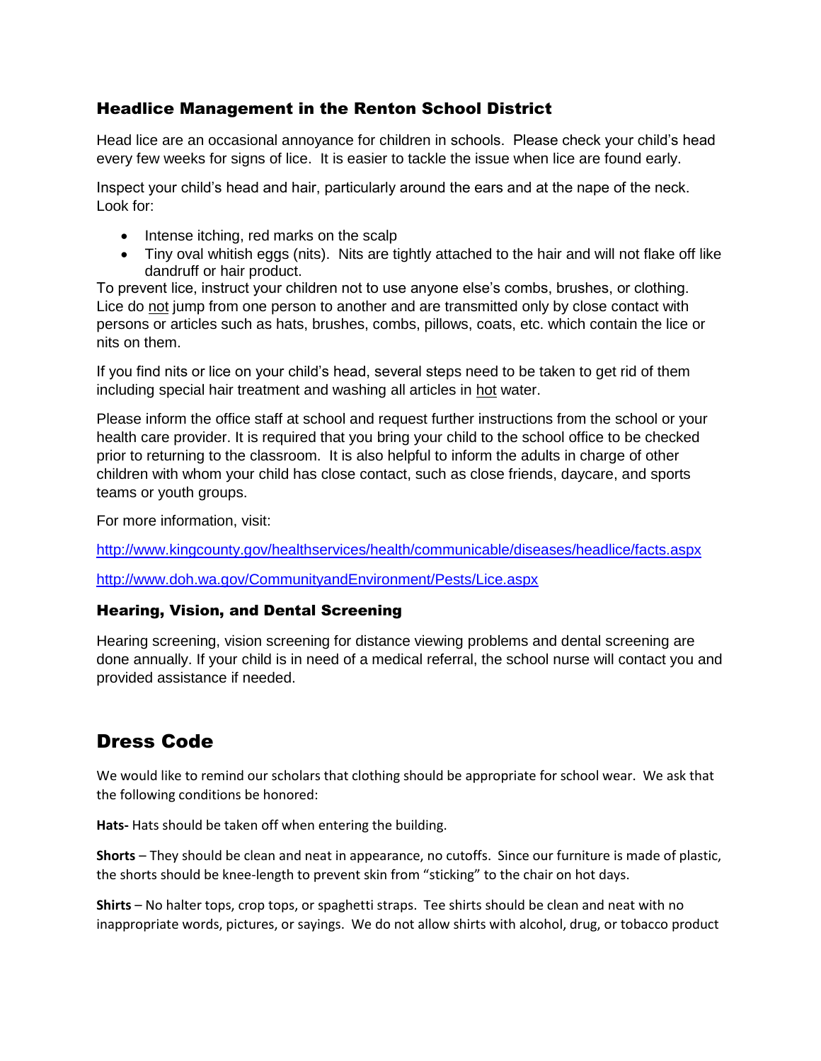### Headlice Management in the Renton School District

Head lice are an occasional annoyance for children in schools. Please check your child's head every few weeks for signs of lice. It is easier to tackle the issue when lice are found early.

Inspect your child's head and hair, particularly around the ears and at the nape of the neck. Look for:

- Intense itching, red marks on the scalp
- Tiny oval whitish eggs (nits). Nits are tightly attached to the hair and will not flake off like dandruff or hair product.

To prevent lice, instruct your children not to use anyone else's combs, brushes, or clothing. Lice do <u>not</u> jump from one person to another and are transmitted only by close contact with persons or articles such as hats, brushes, combs, pillows, coats, etc. which contain the lice or nits on them.

If you find nits or lice on your child's head, several steps need to be taken to get rid of them including special hair treatment and washing all articles in <u>hot</u> water.

Please inform the office staff at school and request further instructions from the school or your health care provider. It is required that you bring your child to the school office to be checked prior to returning to the classroom. It is also helpful to inform the adults in charge of other children with whom your child has close contact, such as close friends, daycare, and sports teams or youth groups.

For more information, visit:

http://www.kingcounty.gov/healthservices/health/communicable/diseases/headlice/facts.aspx

http://www.doh.wa.gov/CommunityandEnvironment/Pests/Lice.aspx

### Hearing, Vision, and Dental Screening

Hearing screening, vision screening for distance viewing problems and dental screening are done annually. If your child is in need of a medical referral, the school nurse will contact you and provided assistance if needed.

## Dress Code

We would like to remind our scholars that clothing should be appropriate for school wear. We ask that the following conditions be honored:

**Hats-** Hats should be taken off when entering the building.

**Shorts** – They should be clean and neat in appearance, no cutoffs. Since our furniture is made of plastic, the shorts should be knee-length to prevent skin from "sticking" to the chair on hot days.

**Shirts** – No halter tops, crop tops, or spaghetti straps. Tee shirts should be clean and neat with no inappropriate words, pictures, or sayings. We do not allow shirts with alcohol, drug, or tobacco product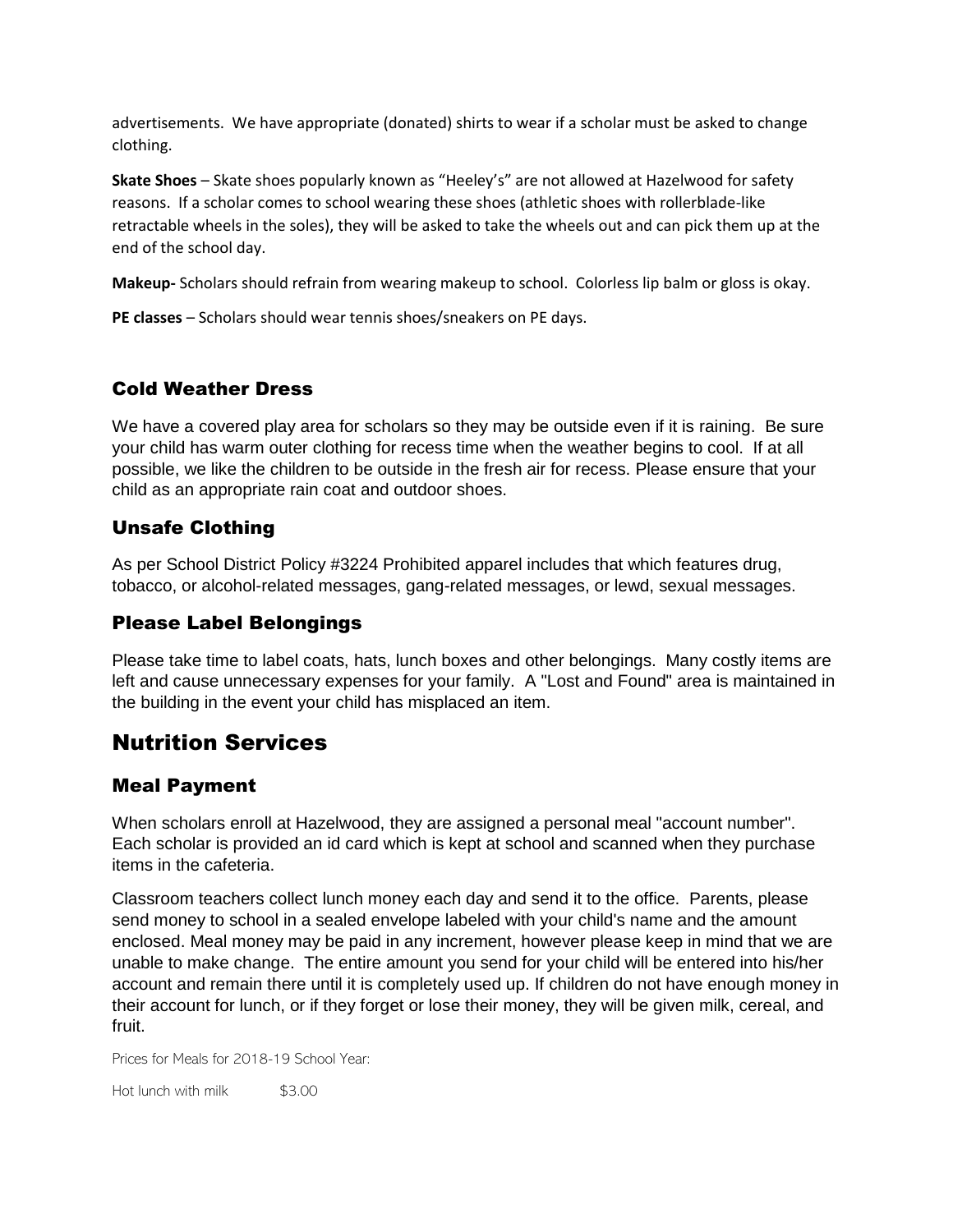advertisements. We have appropriate (donated) shirts to wear if a scholar must be asked to change clothing.

**Skate Shoes** – Skate shoes popularly known as "Heeley's" are not allowed at Hazelwood for safety reasons. If a scholar comes to school wearing these shoes (athletic shoes with rollerblade-like retractable wheels in the soles), they will be asked to take the wheels out and can pick them up at the end of the school day.

**Makeup-** Scholars should refrain from wearing makeup to school. Colorless lip balm or gloss is okay.

**PE classes** – Scholars should wear tennis shoes/sneakers on PE days.

### Cold Weather Dress

We have a covered play area for scholars so they may be outside even if it is raining. Be sure your child has warm outer clothing for recess time when the weather begins to cool. If at all possible, we like the children to be outside in the fresh air for recess. Please ensure that your child as an appropriate rain coat and outdoor shoes.

### Unsafe Clothing

As per School District Policy #3224 Prohibited apparel includes that which features drug, tobacco, or alcohol-related messages, gang-related messages, or lewd, sexual messages.

### Please Label Belongings

Please take time to label coats, hats, lunch boxes and other belongings. Many costly items are left and cause unnecessary expenses for your family. A "Lost and Found" area is maintained in the building in the event your child has misplaced an item.

## Nutrition Services

### Meal Payment

When scholars enroll at Hazelwood, they are assigned a personal meal "account number". Each scholar is provided an id card which is kept at school and scanned when they purchase items in the cafeteria.

Classroom teachers collect lunch money each day and send it to the office. Parents, please send money to school in a sealed envelope labeled with your child's name and the amount enclosed. Meal money may be paid in any increment, however please keep in mind that we are unable to make change. The entire amount you send for your child will be entered into his/her account and remain there until it is completely used up. If children do not have enough money in their account for lunch, or if they forget or lose their money, they will be given milk, cereal, and fruit.

Prices for Meals for 2018-19 School Year:

Hot lunch with milk $3.00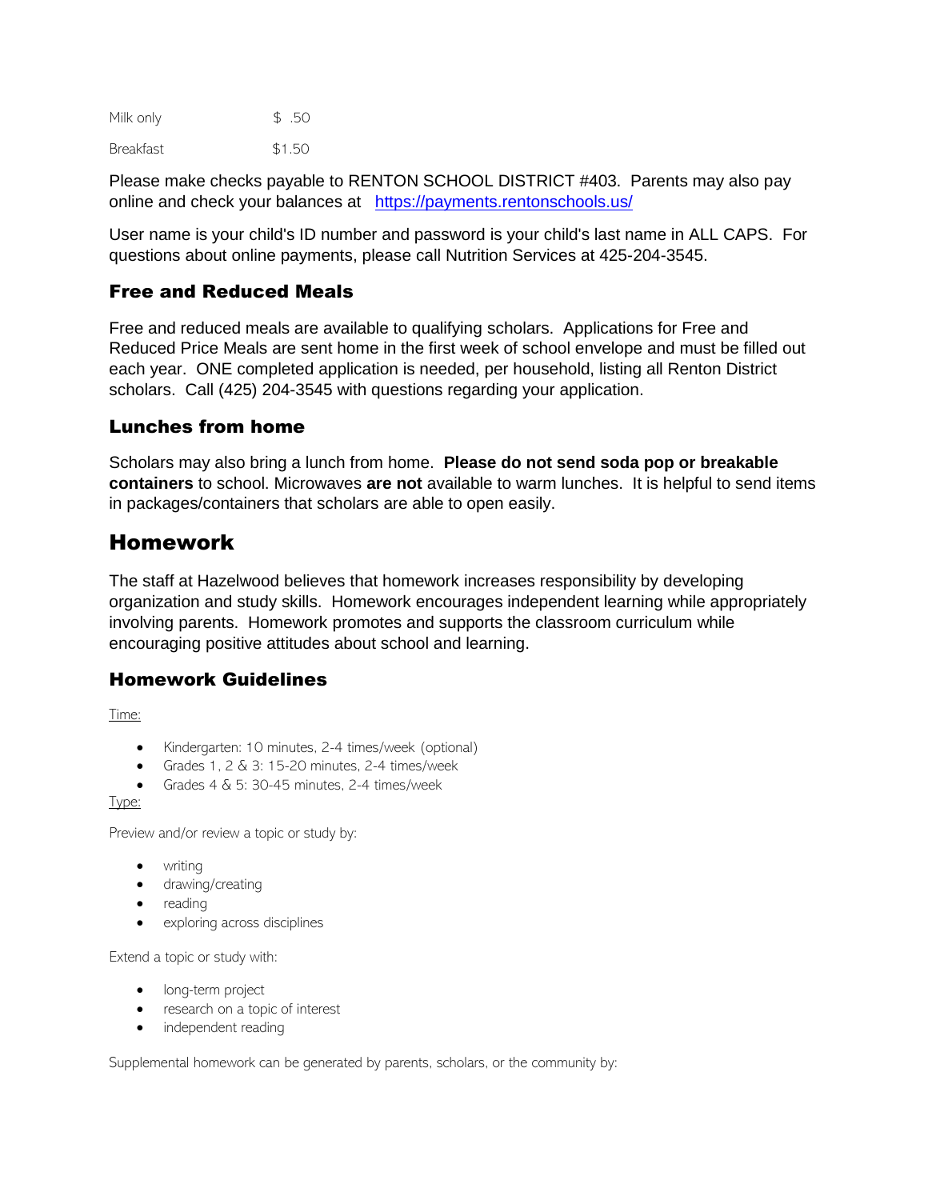| | |
|---|---|
| Milk only | $ .50 |
| Breakfast | $1.50 |

Please make checks payable to RENTON SCHOOL DISTRICT #403. Parents may also pay online and check your balances at https://payments.rentonschools.us/

User name is your child's ID number and password is your child's last name in ALL CAPS. For questions about online payments, please call Nutrition Services at 425-204-3545.

### Free and Reduced Meals

Free and reduced meals are available to qualifying scholars. Applications for Free and Reduced Price Meals are sent home in the first week of school envelope and must be filled out each year. ONE completed application is needed, per household, listing all Renton District scholars. Call (425) 204-3545 with questions regarding your application.

### Lunches from home

Scholars may also bring a lunch from home. **Please do not send soda pop or breakable containers** to school. Microwaves **are not** available to warm lunches. It is helpful to send items in packages/containers that scholars are able to open easily.

## Homework

The staff at Hazelwood believes that homework increases responsibility by developing organization and study skills. Homework encourages independent learning while appropriately involving parents. Homework promotes and supports the classroom curriculum while encouraging positive attitudes about school and learning.

### Homework Guidelines

Time:

- Kindergarten: 10 minutes, 2-4 times/week (optional)
- Grades 1, 2 & 3: 15-20 minutes, 2-4 times/week
- Grades 4 & 5: 30-45 minutes, 2-4 times/week

Type:

Preview and/or review a topic or study by:

- writing
- drawing/creating
- reading
- exploring across disciplines

Extend a topic or study with:

- long-term project
- research on a topic of interest
- independent reading

Supplemental homework can be generated by parents, scholars, or the community by: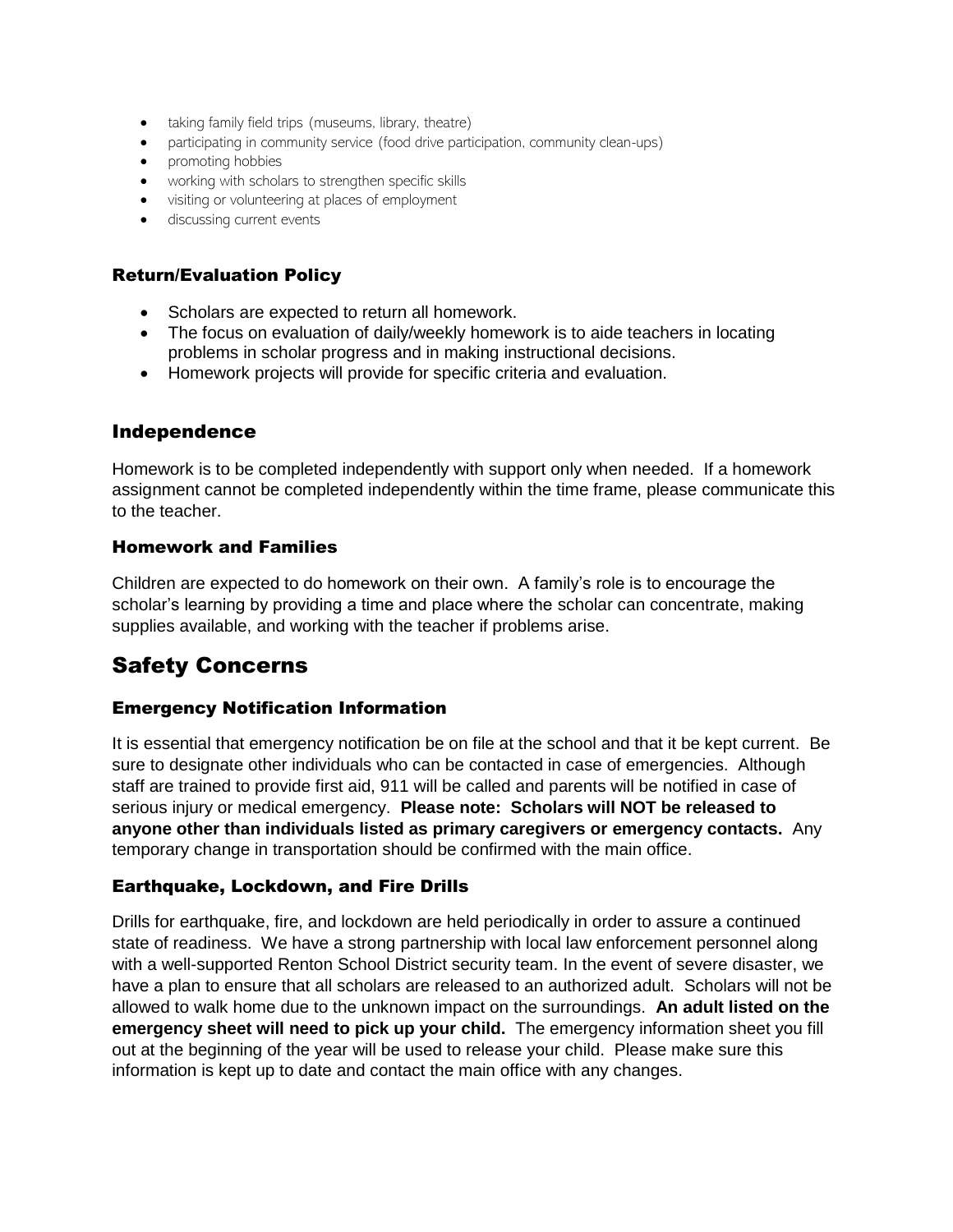- taking family field trips (museums, library, theatre)
- participating in community service (food drive participation, community clean-ups)
- promoting hobbies
- working with scholars to strengthen specific skills
- visiting or volunteering at places of employment
- discussing current events

### Return/Evaluation Policy

- Scholars are expected to return all homework.
- The focus on evaluation of daily/weekly homework is to aide teachers in locating problems in scholar progress and in making instructional decisions.
- Homework projects will provide for specific criteria and evaluation.

## Independence

Homework is to be completed independently with support only when needed. If a homework assignment cannot be completed independently within the time frame, please communicate this to the teacher.

### Homework and Families

Children are expected to do homework on their own. A family's role is to encourage the scholar's learning by providing a time and place where the scholar can concentrate, making supplies available, and working with the teacher if problems arise.

# Safety Concerns

### Emergency Notification Information

It is essential that emergency notification be on file at the school and that it be kept current. Be sure to designate other individuals who can be contacted in case of emergencies. Although staff are trained to provide first aid, 911 will be called and parents will be notified in case of serious injury or medical emergency. **Please note: Scholars will NOT be released to anyone other than individuals listed as primary caregivers or emergency contacts.** Any temporary change in transportation should be confirmed with the main office.

### Earthquake, Lockdown, and Fire Drills

Drills for earthquake, fire, and lockdown are held periodically in order to assure a continued state of readiness. We have a strong partnership with local law enforcement personnel along with a well-supported Renton School District security team. In the event of severe disaster, we have a plan to ensure that all scholars are released to an authorized adult. Scholars will not be allowed to walk home due to the unknown impact on the surroundings. **An adult listed on the emergency sheet will need to pick up your child.** The emergency information sheet you fill out at the beginning of the year will be used to release your child. Please make sure this information is kept up to date and contact the main office with any changes.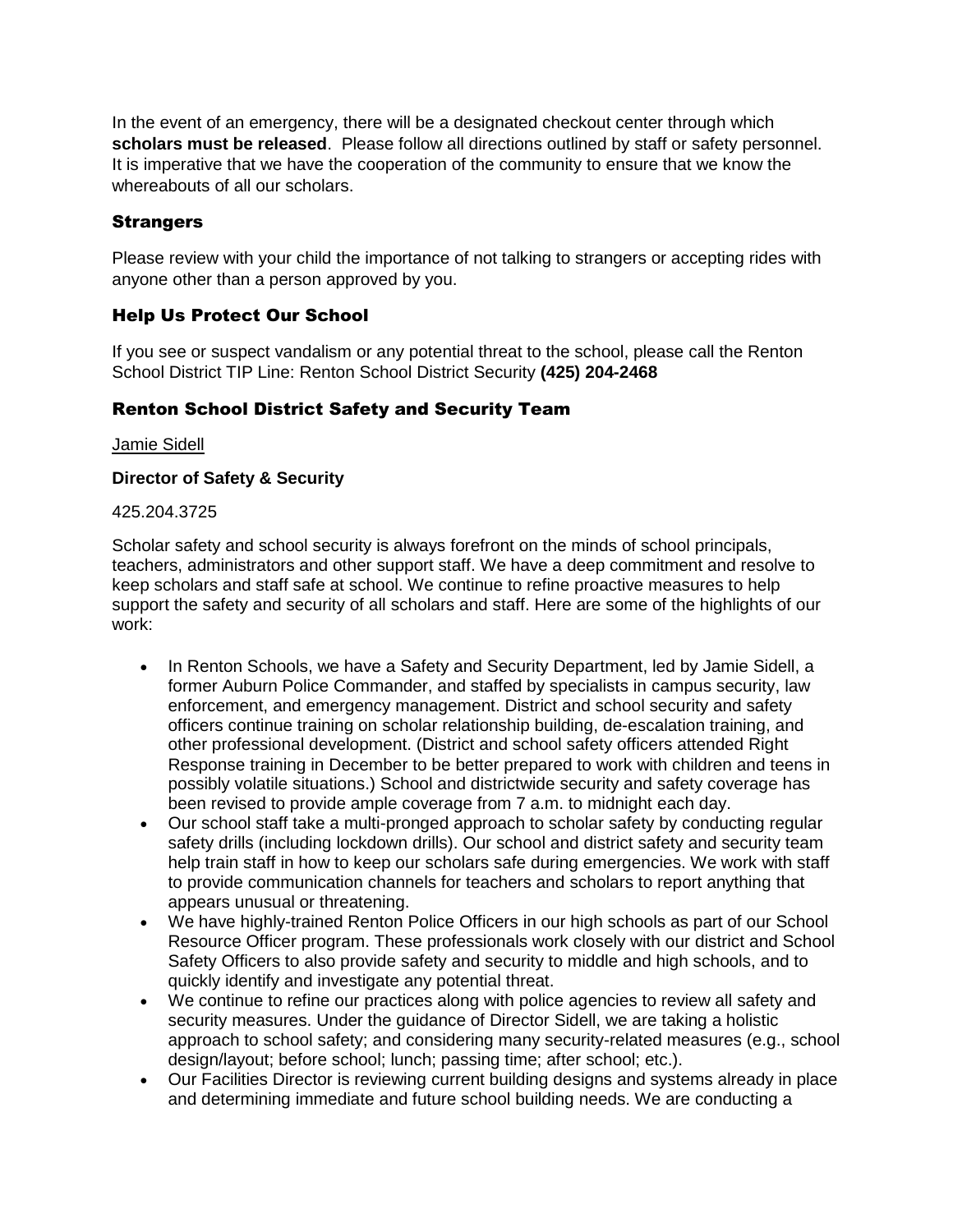In the event of an emergency, there will be a designated checkout center through which **scholars must be released**. Please follow all directions outlined by staff or safety personnel. It is imperative that we have the cooperation of the community to ensure that we know the whereabouts of all our scholars.

### Strangers

Please review with your child the importance of not talking to strangers or accepting rides with anyone other than a person approved by you.

### Help Us Protect Our School

If you see or suspect vandalism or any potential threat to the school, please call the Renton School District TIP Line: Renton School District Security **(425) 204-2468**

### Renton School District Safety and Security Team

Jamie Sidell

**Director of Safety & Security**

425.204.3725

Scholar safety and school security is always forefront on the minds of school principals, teachers, administrators and other support staff. We have a deep commitment and resolve to keep scholars and staff safe at school. We continue to refine proactive measures to help support the safety and security of all scholars and staff. Here are some of the highlights of our work:

- In Renton Schools, we have a Safety and Security Department, led by Jamie Sidell, a former Auburn Police Commander, and staffed by specialists in campus security, law enforcement, and emergency management. District and school security and safety officers continue training on scholar relationship building, de-escalation training, and other professional development. (District and school safety officers attended Right Response training in December to be better prepared to work with children and teens in possibly volatile situations.) School and districtwide security and safety coverage has been revised to provide ample coverage from 7 a.m. to midnight each day.
- Our school staff take a multi-pronged approach to scholar safety by conducting regular safety drills (including lockdown drills). Our school and district safety and security team help train staff in how to keep our scholars safe during emergencies. We work with staff to provide communication channels for teachers and scholars to report anything that appears unusual or threatening.
- We have highly-trained Renton Police Officers in our high schools as part of our School Resource Officer program. These professionals work closely with our district and School Safety Officers to also provide safety and security to middle and high schools, and to quickly identify and investigate any potential threat.
- We continue to refine our practices along with police agencies to review all safety and security measures. Under the guidance of Director Sidell, we are taking a holistic approach to school safety; and considering many security-related measures (e.g., school design/layout; before school; lunch; passing time; after school; etc.).
- Our Facilities Director is reviewing current building designs and systems already in place and determining immediate and future school building needs. We are conducting a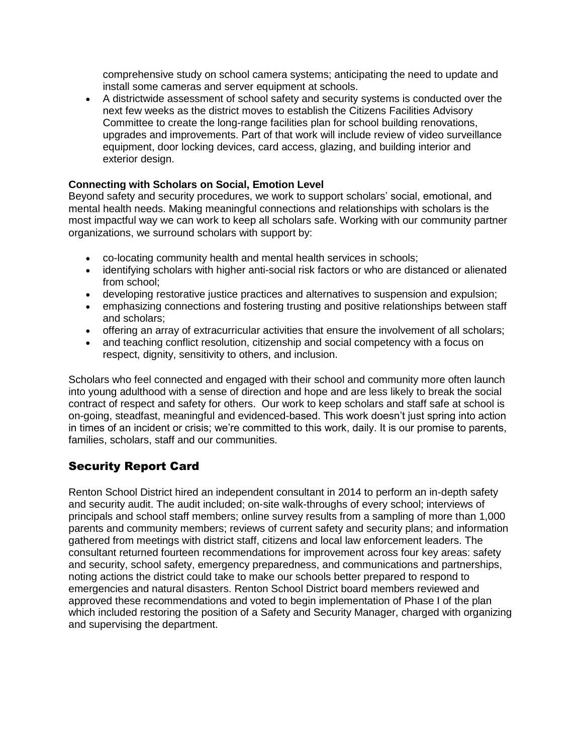comprehensive study on school camera systems; anticipating the need to update and install some cameras and server equipment at schools.

- A districtwide assessment of school safety and security systems is conducted over the next few weeks as the district moves to establish the Citizens Facilities Advisory Committee to create the long-range facilities plan for school building renovations, upgrades and improvements. Part of that work will include review of video surveillance equipment, door locking devices, card access, glazing, and building interior and exterior design.

**Connecting with Scholars on Social, Emotion Level**

Beyond safety and security procedures, we work to support scholars' social, emotional, and mental health needs. Making meaningful connections and relationships with scholars is the most impactful way we can work to keep all scholars safe. Working with our community partner organizations, we surround scholars with support by:

- co-locating community health and mental health services in schools;
- identifying scholars with higher anti-social risk factors or who are distanced or alienated from school;
- developing restorative justice practices and alternatives to suspension and expulsion;
- emphasizing connections and fostering trusting and positive relationships between staff and scholars;
- offering an array of extracurricular activities that ensure the involvement of all scholars;
- and teaching conflict resolution, citizenship and social competency with a focus on respect, dignity, sensitivity to others, and inclusion.

Scholars who feel connected and engaged with their school and community more often launch into young adulthood with a sense of direction and hope and are less likely to break the social contract of respect and safety for others. Our work to keep scholars and staff safe at school is on-going, steadfast, meaningful and evidenced-based. This work doesn't just spring into action in times of an incident or crisis; we're committed to this work, daily. It is our promise to parents, families, scholars, staff and our communities.

## Security Report Card

Renton School District hired an independent consultant in 2014 to perform an in-depth safety and security audit. The audit included; on-site walk-throughs of every school; interviews of principals and school staff members; online survey results from a sampling of more than 1,000 parents and community members; reviews of current safety and security plans; and information gathered from meetings with district staff, citizens and local law enforcement leaders. The consultant returned fourteen recommendations for improvement across four key areas: safety and security, school safety, emergency preparedness, and communications and partnerships, noting actions the district could take to make our schools better prepared to respond to emergencies and natural disasters. Renton School District board members reviewed and approved these recommendations and voted to begin implementation of Phase I of the plan which included restoring the position of a Safety and Security Manager, charged with organizing and supervising the department.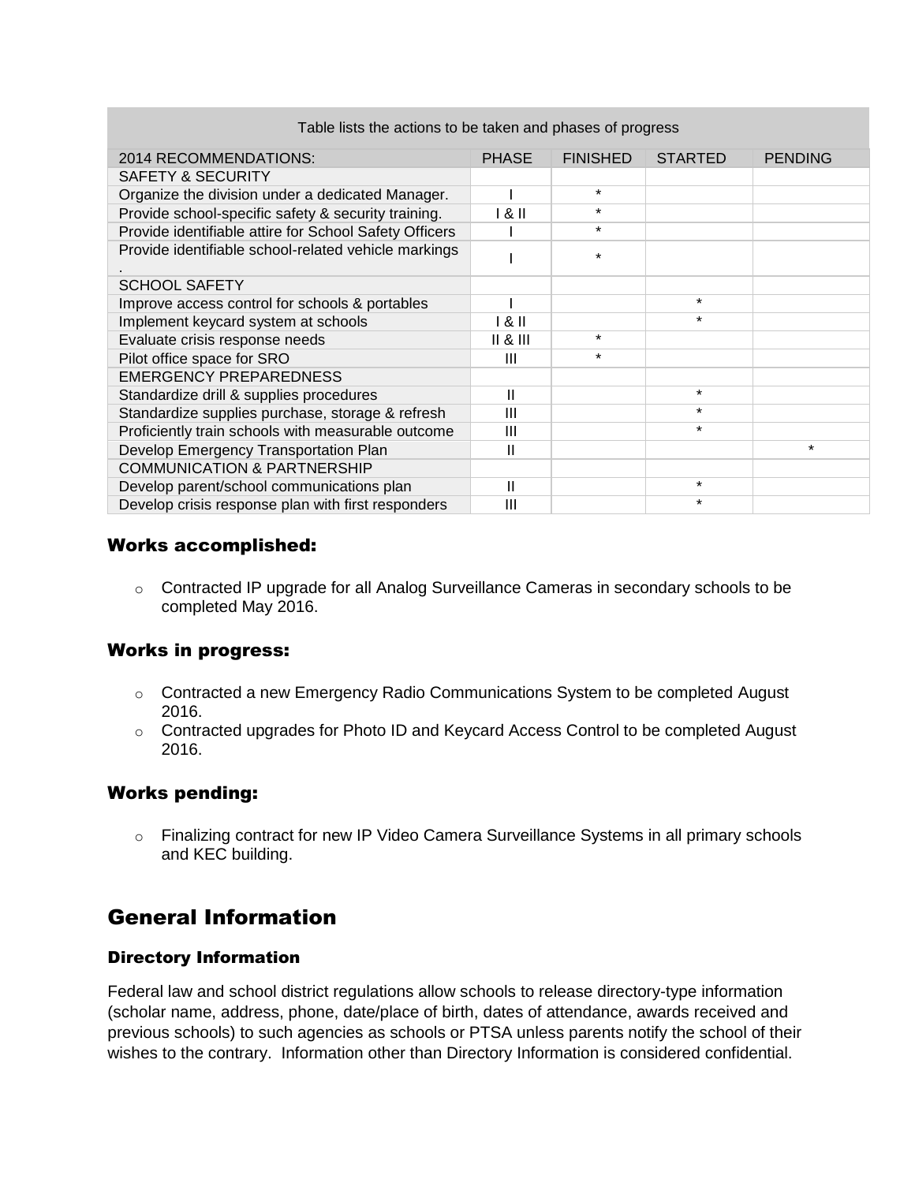| Table lists the actions to be taken and phases of progress | | | | |
|---|---|---|---|---|
| 2014 RECOMMENDATIONS: | PHASE | FINISHED | STARTED | PENDING |
| SAFETY & SECURITY | | | | |
| Organize the division under a dedicated Manager. | I | * | | |
| Provide school-specific safety & security training. | I & II | * | | |
| Provide identifiable attire for School Safety Officers | I | * | | |
| Provide identifiable school-related vehicle markings . | I | * | | |
| SCHOOL SAFETY | | | | |
| Improve access control for schools & portables | I | | * | |
| Implement keycard system at schools | I & II | | * | |
| Evaluate crisis response needs | II & III | * | | |
| Pilot office space for SRO | III | * | | |
| EMERGENCY PREPAREDNESS | | | | |
| Standardize drill & supplies procedures | II | | * | |
| Standardize supplies purchase, storage & refresh | III | | * | |
| Proficiently train schools with measurable outcome | III | | * | |
| Develop Emergency Transportation Plan | II | | | * |
| COMMUNICATION & PARTNERSHIP | | | | |
| Develop parent/school communications plan | II | | * | |
| Develop crisis response plan with first responders | III | | * | |

### Works accomplished:

- Contracted IP upgrade for all Analog Surveillance Cameras in secondary schools to be completed May 2016.

### Works in progress:

- Contracted a new Emergency Radio Communications System to be completed August 2016.
- Contracted upgrades for Photo ID and Keycard Access Control to be completed August 2016.

### Works pending:

- Finalizing contract for new IP Video Camera Surveillance Systems in all primary schools and KEC building.

## General Information

### Directory Information

Federal law and school district regulations allow schools to release directory-type information (scholar name, address, phone, date/place of birth, dates of attendance, awards received and previous schools) to such agencies as schools or PTSA unless parents notify the school of their wishes to the contrary. Information other than Directory Information is considered confidential.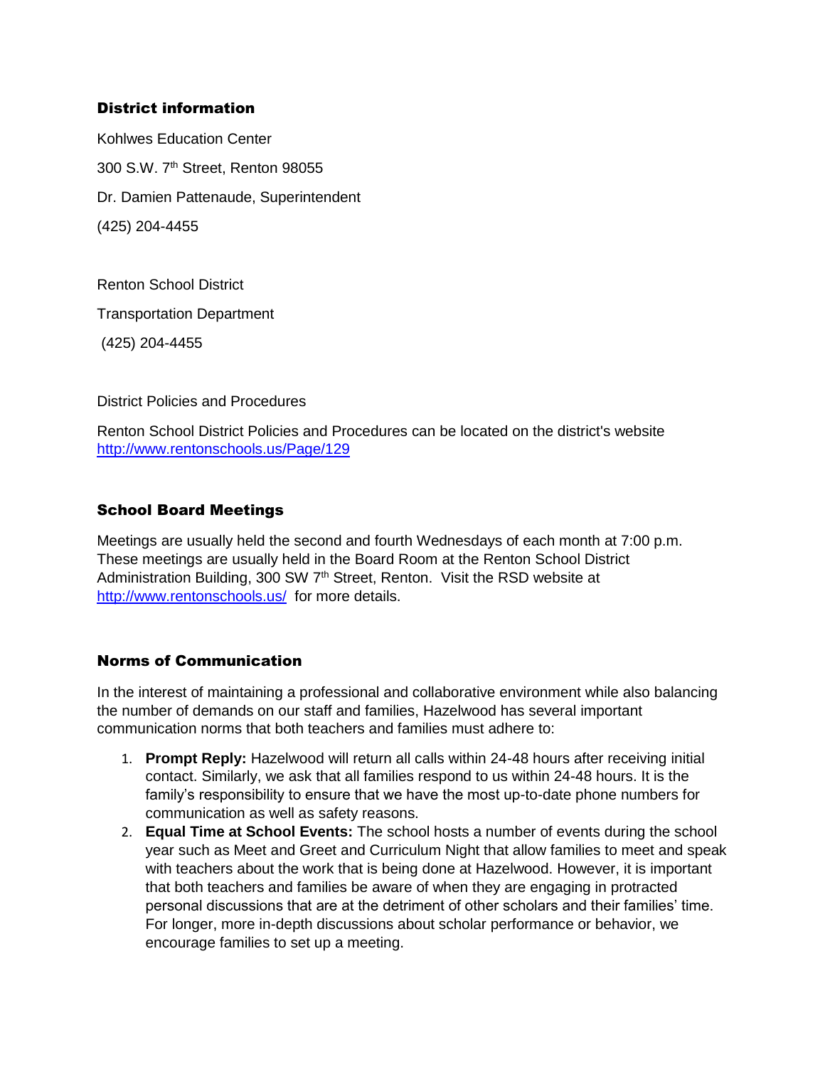## District information

Kohlwes Education Center

300 S.W. 7th Street, Renton 98055

Dr. Damien Pattenaude, Superintendent

(425) 204-4455

Renton School District

Transportation Department

(425) 204-4455

District Policies and Procedures

Renton School District Policies and Procedures can be located on the district's website http://www.rentonschools.us/Page/129

## School Board Meetings

Meetings are usually held the second and fourth Wednesdays of each month at 7:00 p.m. These meetings are usually held in the Board Room at the Renton School District Administration Building, 300 SW 7th Street, Renton. Visit the RSD website at http://www.rentonschools.us/ for more details.

## Norms of Communication

In the interest of maintaining a professional and collaborative environment while also balancing the number of demands on our staff and families, Hazelwood has several important communication norms that both teachers and families must adhere to:

1. **Prompt Reply:** Hazelwood will return all calls within 24-48 hours after receiving initial contact. Similarly, we ask that all families respond to us within 24-48 hours. It is the family's responsibility to ensure that we have the most up-to-date phone numbers for communication as well as safety reasons.
2. **Equal Time at School Events:** The school hosts a number of events during the school year such as Meet and Greet and Curriculum Night that allow families to meet and speak with teachers about the work that is being done at Hazelwood. However, it is important that both teachers and families be aware of when they are engaging in protracted personal discussions that are at the detriment of other scholars and their families' time. For longer, more in-depth discussions about scholar performance or behavior, we encourage families to set up a meeting.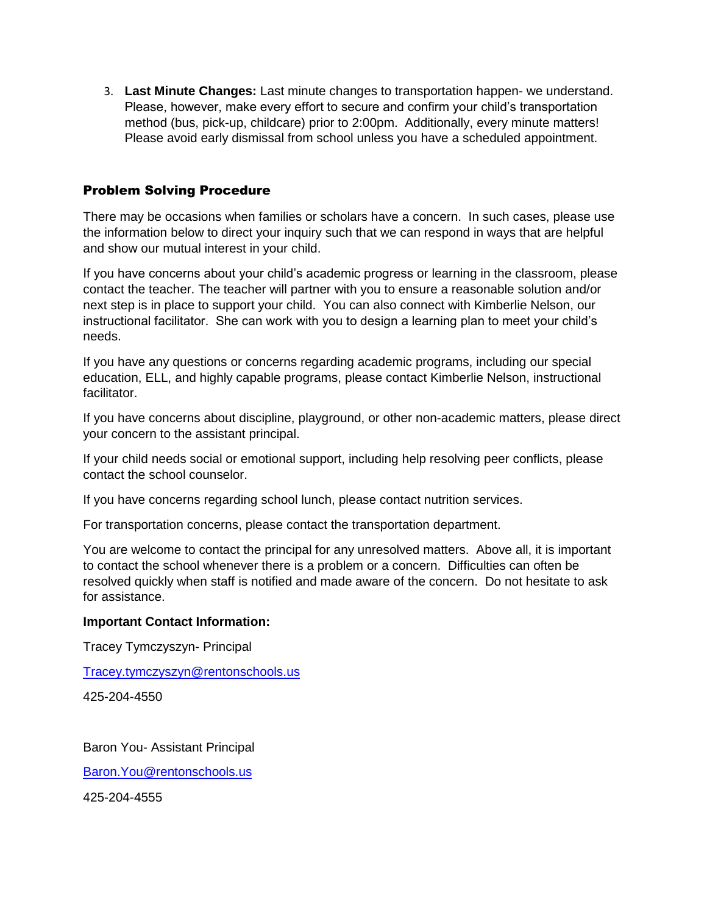3. **Last Minute Changes:** Last minute changes to transportation happen- we understand. Please, however, make every effort to secure and confirm your child's transportation method (bus, pick-up, childcare) prior to 2:00pm. Additionally, every minute matters! Please avoid early dismissal from school unless you have a scheduled appointment.

## Problem Solving Procedure

There may be occasions when families or scholars have a concern. In such cases, please use the information below to direct your inquiry such that we can respond in ways that are helpful and show our mutual interest in your child.

If you have concerns about your child's academic progress or learning in the classroom, please contact the teacher. The teacher will partner with you to ensure a reasonable solution and/or next step is in place to support your child. You can also connect with Kimberlie Nelson, our instructional facilitator. She can work with you to design a learning plan to meet your child's needs.

If you have any questions or concerns regarding academic programs, including our special education, ELL, and highly capable programs, please contact Kimberlie Nelson, instructional facilitator.

If you have concerns about discipline, playground, or other non-academic matters, please direct your concern to the assistant principal.

If your child needs social or emotional support, including help resolving peer conflicts, please contact the school counselor.

If you have concerns regarding school lunch, please contact nutrition services.

For transportation concerns, please contact the transportation department.

You are welcome to contact the principal for any unresolved matters. Above all, it is important to contact the school whenever there is a problem or a concern. Difficulties can often be resolved quickly when staff is notified and made aware of the concern. Do not hesitate to ask for assistance.

**Important Contact Information:**

Tracey Tymczyszyn- Principal

Tracey.tymczyszyn@rentonschools.us

425-204-4550

Baron You- Assistant Principal

Baron.You@rentonschools.us

425-204-4555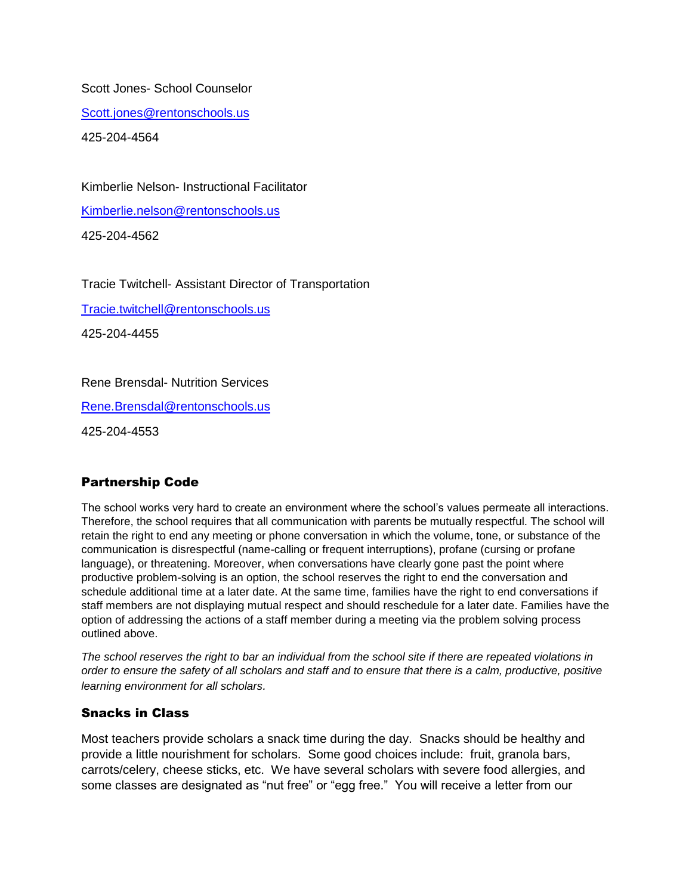Scott Jones- School Counselor

Scott.jones@rentonschools.us

425-204-4564

Kimberlie Nelson- Instructional Facilitator

Kimberlie.nelson@rentonschools.us

425-204-4562

Tracie Twitchell- Assistant Director of Transportation

Tracie.twitchell@rentonschools.us

425-204-4455

Rene Brensdal- Nutrition Services

Rene.Brensdal@rentonschools.us

425-204-4553

## Partnership Code

The school works very hard to create an environment where the school's values permeate all interactions. Therefore, the school requires that all communication with parents be mutually respectful. The school will retain the right to end any meeting or phone conversation in which the volume, tone, or substance of the communication is disrespectful (name-calling or frequent interruptions), profane (cursing or profane language), or threatening. Moreover, when conversations have clearly gone past the point where productive problem-solving is an option, the school reserves the right to end the conversation and schedule additional time at a later date. At the same time, families have the right to end conversations if staff members are not displaying mutual respect and should reschedule for a later date. Families have the option of addressing the actions of a staff member during a meeting via the problem solving process outlined above.

*The school reserves the right to bar an individual from the school site if there are repeated violations in order to ensure the safety of all scholars and staff and to ensure that there is a calm, productive, positive learning environment for all scholars.*

## Snacks in Class

Most teachers provide scholars a snack time during the day. Snacks should be healthy and provide a little nourishment for scholars. Some good choices include: fruit, granola bars, carrots/celery, cheese sticks, etc. We have several scholars with severe food allergies, and some classes are designated as "nut free" or "egg free." You will receive a letter from our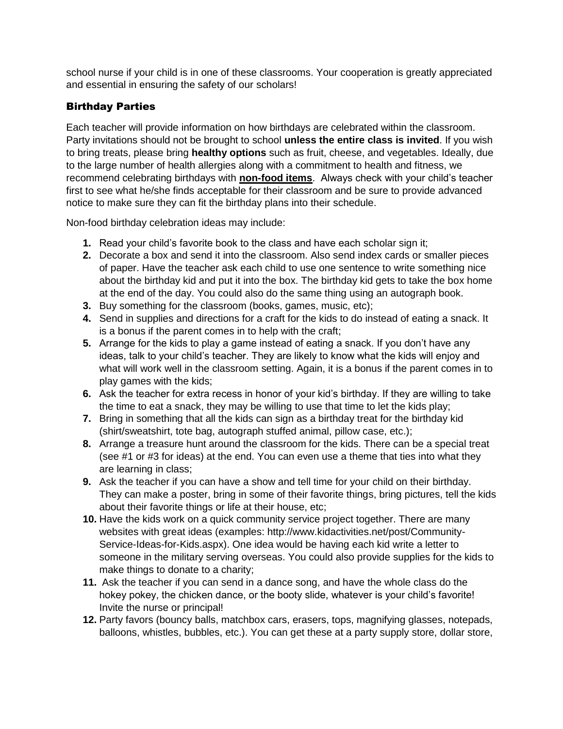school nurse if your child is in one of these classrooms. Your cooperation is greatly appreciated and essential in ensuring the safety of our scholars!

### Birthday Parties

Each teacher will provide information on how birthdays are celebrated within the classroom. Party invitations should not be brought to school **unless the entire class is invited**. If you wish to bring treats, please bring **healthy options** such as fruit, cheese, and vegetables. Ideally, due to the large number of health allergies along with a commitment to health and fitness, we recommend celebrating birthdays with **non-food items**. Always check with your child's teacher first to see what he/she finds acceptable for their classroom and be sure to provide advanced notice to make sure they can fit the birthday plans into their schedule.

Non-food birthday celebration ideas may include:

1. Read your child's favorite book to the class and have each scholar sign it;
2. Decorate a box and send it into the classroom. Also send index cards or smaller pieces of paper. Have the teacher ask each child to use one sentence to write something nice about the birthday kid and put it into the box. The birthday kid gets to take the box home at the end of the day. You could also do the same thing using an autograph book.
3. Buy something for the classroom (books, games, music, etc);
4. Send in supplies and directions for a craft for the kids to do instead of eating a snack. It is a bonus if the parent comes in to help with the craft;
5. Arrange for the kids to play a game instead of eating a snack. If you don't have any ideas, talk to your child's teacher. They are likely to know what the kids will enjoy and what will work well in the classroom setting. Again, it is a bonus if the parent comes in to play games with the kids;
6. Ask the teacher for extra recess in honor of your kid's birthday. If they are willing to take the time to eat a snack, they may be willing to use that time to let the kids play;
7. Bring in something that all the kids can sign as a birthday treat for the birthday kid (shirt/sweatshirt, tote bag, autograph stuffed animal, pillow case, etc.);
8. Arrange a treasure hunt around the classroom for the kids. There can be a special treat (see #1 or #3 for ideas) at the end. You can even use a theme that ties into what they are learning in class;
9. Ask the teacher if you can have a show and tell time for your child on their birthday. They can make a poster, bring in some of their favorite things, bring pictures, tell the kids about their favorite things or life at their house, etc;
10. Have the kids work on a quick community service project together. There are many websites with great ideas (examples: http://www.kidactivities.net/post/Community-Service-Ideas-for-Kids.aspx). One idea would be having each kid write a letter to someone in the military serving overseas. You could also provide supplies for the kids to make things to donate to a charity;
11. Ask the teacher if you can send in a dance song, and have the whole class do the hokey pokey, the chicken dance, or the booty slide, whatever is your child's favorite! Invite the nurse or principal!
12. Party favors (bouncy balls, matchbox cars, erasers, tops, magnifying glasses, notepads, balloons, whistles, bubbles, etc.). You can get these at a party supply store, dollar store,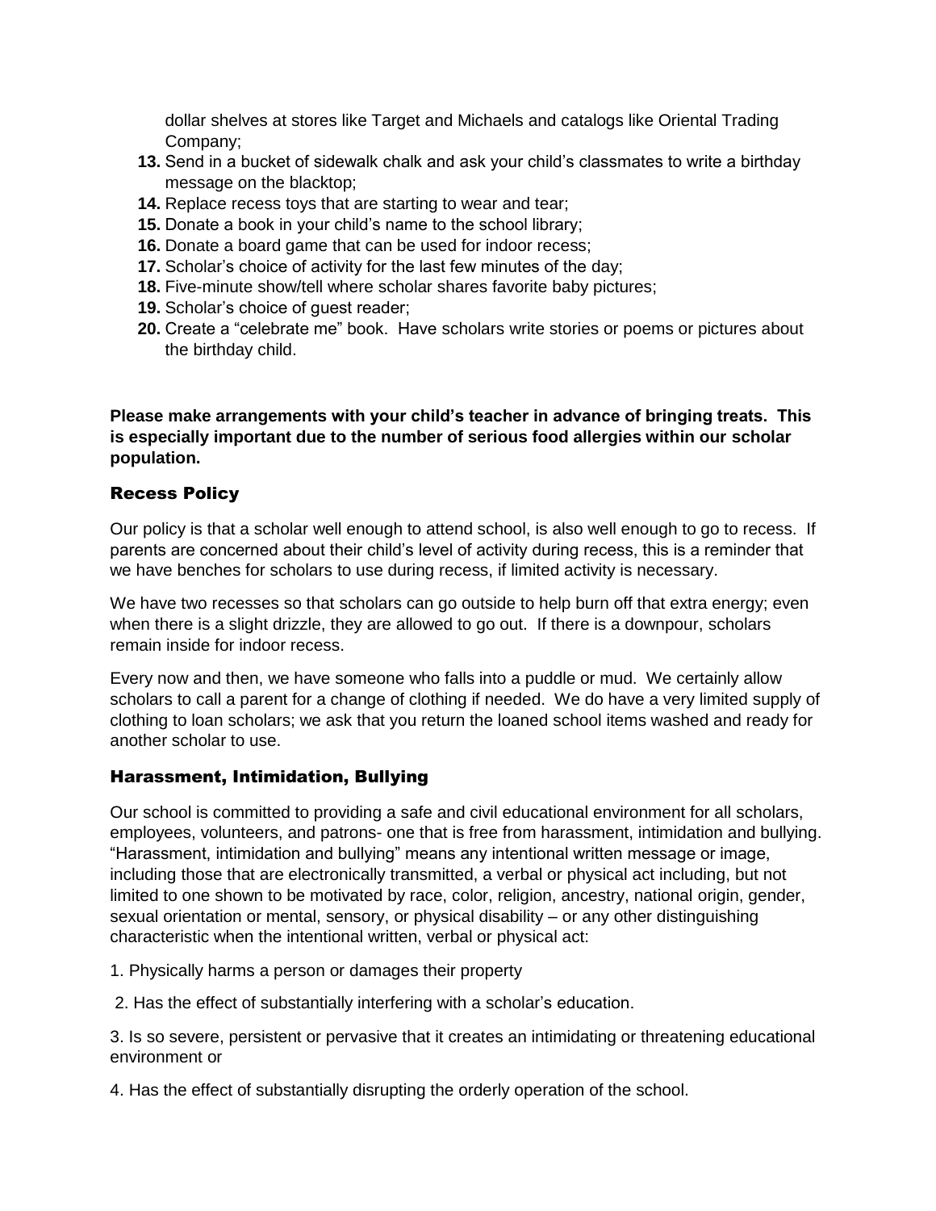dollar shelves at stores like Target and Michaels and catalogs like Oriental Trading Company;

13. Send in a bucket of sidewalk chalk and ask your child's classmates to write a birthday message on the blacktop;
14. Replace recess toys that are starting to wear and tear;
15. Donate a book in your child's name to the school library;
16. Donate a board game that can be used for indoor recess;
17. Scholar's choice of activity for the last few minutes of the day;
18. Five-minute show/tell where scholar shares favorite baby pictures;
19. Scholar's choice of guest reader;
20. Create a "celebrate me" book. Have scholars write stories or poems or pictures about the birthday child.

**Please make arrangements with your child's teacher in advance of bringing treats. This is especially important due to the number of serious food allergies within our scholar population.**

## Recess Policy

Our policy is that a scholar well enough to attend school, is also well enough to go to recess. If parents are concerned about their child's level of activity during recess, this is a reminder that we have benches for scholars to use during recess, if limited activity is necessary.

We have two recesses so that scholars can go outside to help burn off that extra energy; even when there is a slight drizzle, they are allowed to go out. If there is a downpour, scholars remain inside for indoor recess.

Every now and then, we have someone who falls into a puddle or mud. We certainly allow scholars to call a parent for a change of clothing if needed. We do have a very limited supply of clothing to loan scholars; we ask that you return the loaned school items washed and ready for another scholar to use.

## Harassment, Intimidation, Bullying

Our school is committed to providing a safe and civil educational environment for all scholars, employees, volunteers, and patrons- one that is free from harassment, intimidation and bullying. "Harassment, intimidation and bullying" means any intentional written message or image, including those that are electronically transmitted, a verbal or physical act including, but not limited to one shown to be motivated by race, color, religion, ancestry, national origin, gender, sexual orientation or mental, sensory, or physical disability – or any other distinguishing characteristic when the intentional written, verbal or physical act:

1. Physically harms a person or damages their property
2. Has the effect of substantially interfering with a scholar's education.
3. Is so severe, persistent or pervasive that it creates an intimidating or threatening educational environment or
4. Has the effect of substantially disrupting the orderly operation of the school.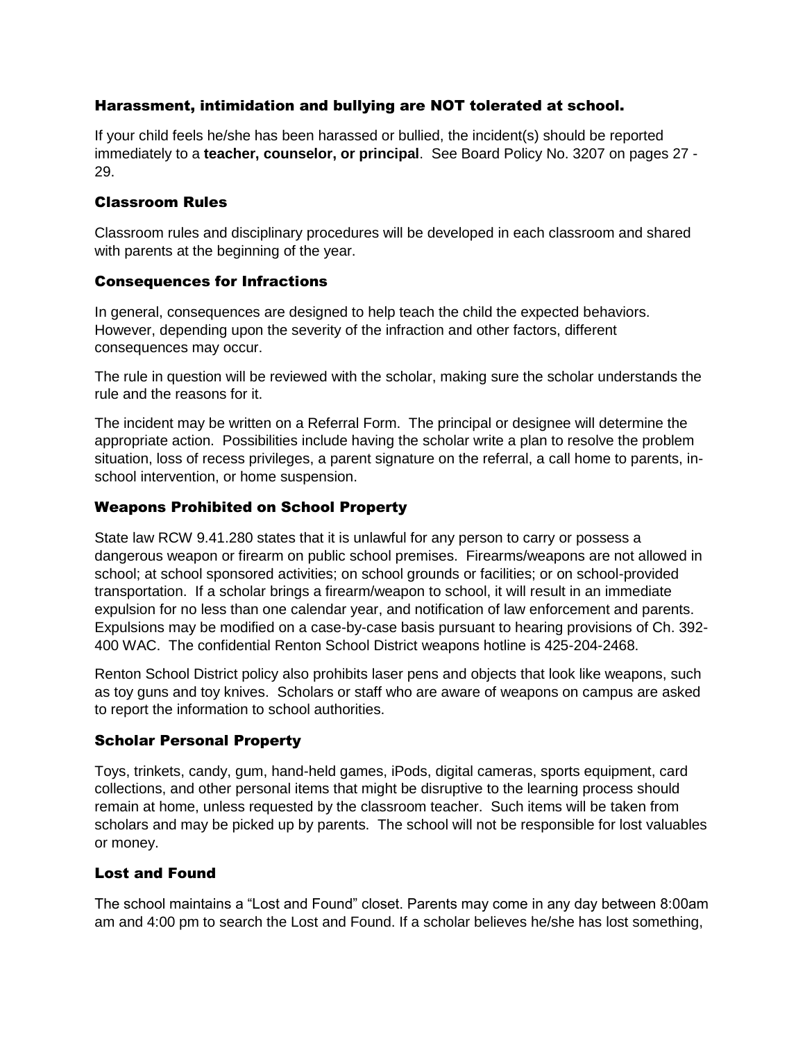### Harassment, intimidation and bullying are NOT tolerated at school.

If your child feels he/she has been harassed or bullied, the incident(s) should be reported immediately to a **teacher, counselor, or principal**. See Board Policy No. 3207 on pages 27 - 29.

### Classroom Rules

Classroom rules and disciplinary procedures will be developed in each classroom and shared with parents at the beginning of the year.

### Consequences for Infractions

In general, consequences are designed to help teach the child the expected behaviors. However, depending upon the severity of the infraction and other factors, different consequences may occur.

The rule in question will be reviewed with the scholar, making sure the scholar understands the rule and the reasons for it.

The incident may be written on a Referral Form. The principal or designee will determine the appropriate action. Possibilities include having the scholar write a plan to resolve the problem situation, loss of recess privileges, a parent signature on the referral, a call home to parents, in-school intervention, or home suspension.

### Weapons Prohibited on School Property

State law RCW 9.41.280 states that it is unlawful for any person to carry or possess a dangerous weapon or firearm on public school premises. Firearms/weapons are not allowed in school; at school sponsored activities; on school grounds or facilities; or on school-provided transportation. If a scholar brings a firearm/weapon to school, it will result in an immediate expulsion for no less than one calendar year, and notification of law enforcement and parents. Expulsions may be modified on a case-by-case basis pursuant to hearing provisions of Ch. 392-400 WAC. The confidential Renton School District weapons hotline is 425-204-2468.

Renton School District policy also prohibits laser pens and objects that look like weapons, such as toy guns and toy knives. Scholars or staff who are aware of weapons on campus are asked to report the information to school authorities.

### Scholar Personal Property

Toys, trinkets, candy, gum, hand-held games, iPods, digital cameras, sports equipment, card collections, and other personal items that might be disruptive to the learning process should remain at home, unless requested by the classroom teacher. Such items will be taken from scholars and may be picked up by parents. The school will not be responsible for lost valuables or money.

### Lost and Found

The school maintains a "Lost and Found" closet. Parents may come in any day between 8:00am am and 4:00 pm to search the Lost and Found. If a scholar believes he/she has lost something,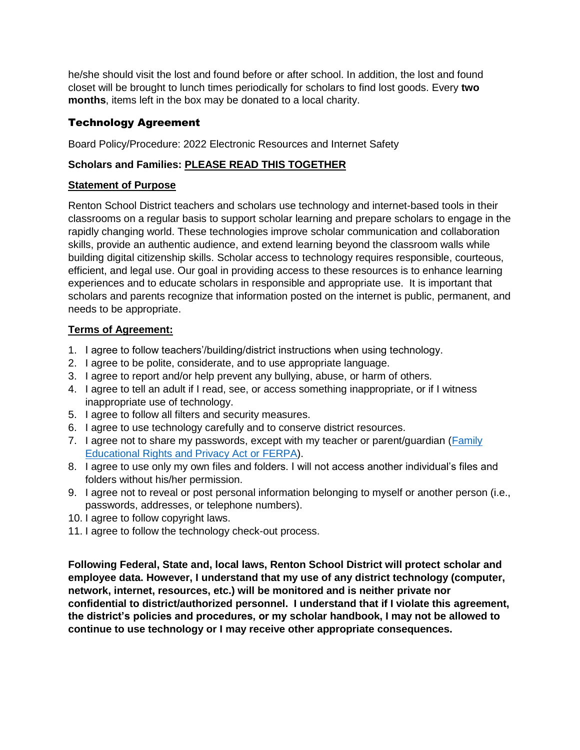he/she should visit the lost and found before or after school. In addition, the lost and found closet will be brought to lunch times periodically for scholars to find lost goods. Every **two months**, items left in the box may be donated to a local charity.

## Technology Agreement

Board Policy/Procedure: 2022 Electronic Resources and Internet Safety

**Scholars and Families: PLEASE READ THIS TOGETHER**

**Statement of Purpose**

Renton School District teachers and scholars use technology and internet-based tools in their classrooms on a regular basis to support scholar learning and prepare scholars to engage in the rapidly changing world. These technologies improve scholar communication and collaboration skills, provide an authentic audience, and extend learning beyond the classroom walls while building digital citizenship skills. Scholar access to technology requires responsible, courteous, efficient, and legal use. Our goal in providing access to these resources is to enhance learning experiences and to educate scholars in responsible and appropriate use. It is important that scholars and parents recognize that information posted on the internet is public, permanent, and needs to be appropriate.

**Terms of Agreement:**

1. I agree to follow teachers'/building/district instructions when using technology.
2. I agree to be polite, considerate, and to use appropriate language.
3. I agree to report and/or help prevent any bullying, abuse, or harm of others.
4. I agree to tell an adult if I read, see, or access something inappropriate, or if I witness inappropriate use of technology.
5. I agree to follow all filters and security measures.
6. I agree to use technology carefully and to conserve district resources.
7. I agree not to share my passwords, except with my teacher or parent/guardian (Family Educational Rights and Privacy Act or FERPA).
8. I agree to use only my own files and folders. I will not access another individual's files and folders without his/her permission.
9. I agree not to reveal or post personal information belonging to myself or another person (i.e., passwords, addresses, or telephone numbers).
10. I agree to follow copyright laws.
11. I agree to follow the technology check-out process.

**Following Federal, State and, local laws, Renton School District will protect scholar and employee data. However, I understand that my use of any district technology (computer, network, internet, resources, etc.) will be monitored and is neither private nor confidential to district/authorized personnel. I understand that if I violate this agreement, the district's policies and procedures, or my scholar handbook, I may not be allowed to continue to use technology or I may receive other appropriate consequences.**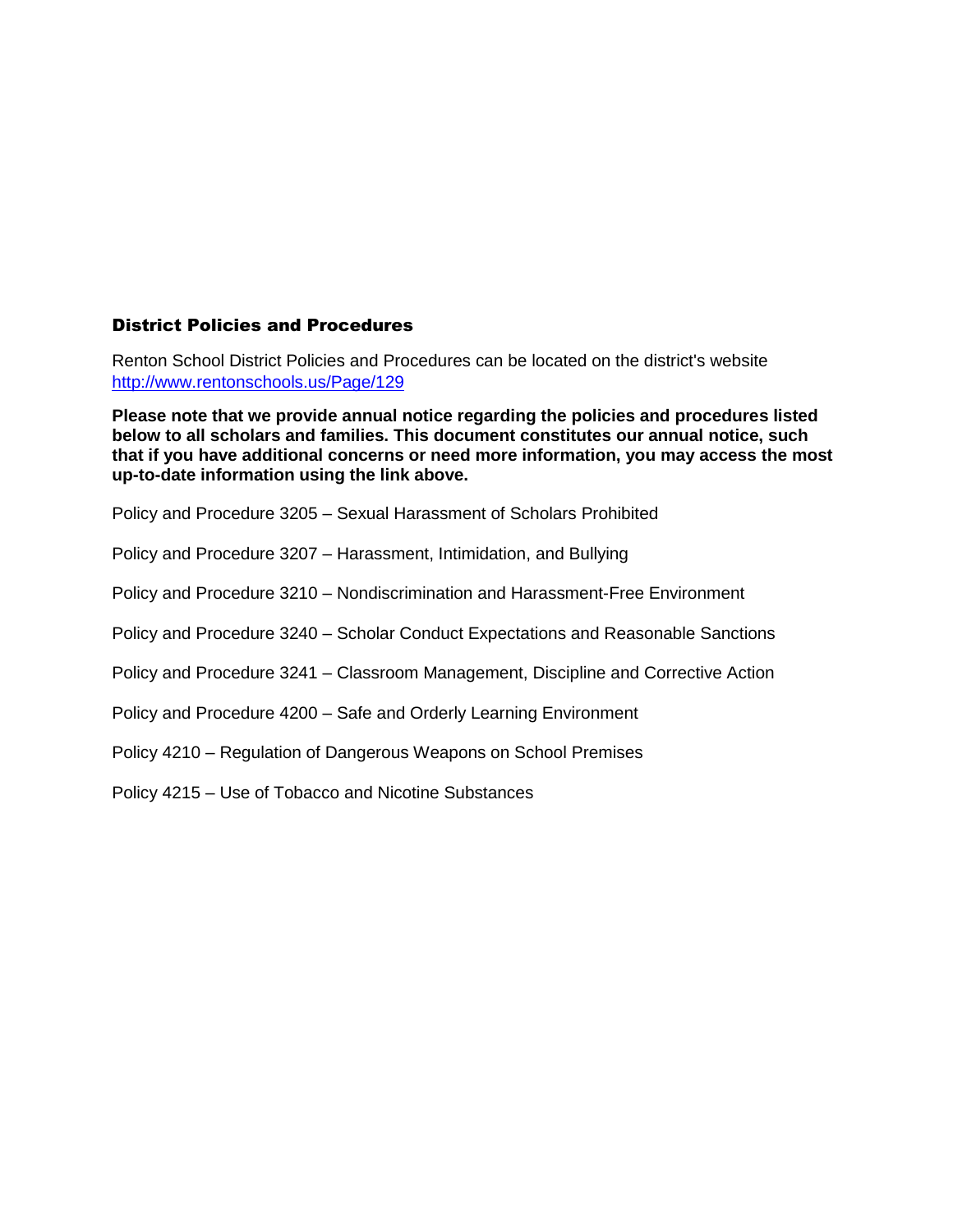### District Policies and Procedures

Renton School District Policies and Procedures can be located on the district's website http://www.rentonschools.us/Page/129

**Please note that we provide annual notice regarding the policies and procedures listed below to all scholars and families. This document constitutes our annual notice, such that if you have additional concerns or need more information, you may access the most up-to-date information using the link above.**

Policy and Procedure 3205 – Sexual Harassment of Scholars Prohibited

Policy and Procedure 3207 – Harassment, Intimidation, and Bullying

Policy and Procedure 3210 – Nondiscrimination and Harassment-Free Environment

Policy and Procedure 3240 – Scholar Conduct Expectations and Reasonable Sanctions

Policy and Procedure 3241 – Classroom Management, Discipline and Corrective Action

Policy and Procedure 4200 – Safe and Orderly Learning Environment

Policy 4210 – Regulation of Dangerous Weapons on School Premises

Policy 4215 – Use of Tobacco and Nicotine Substances